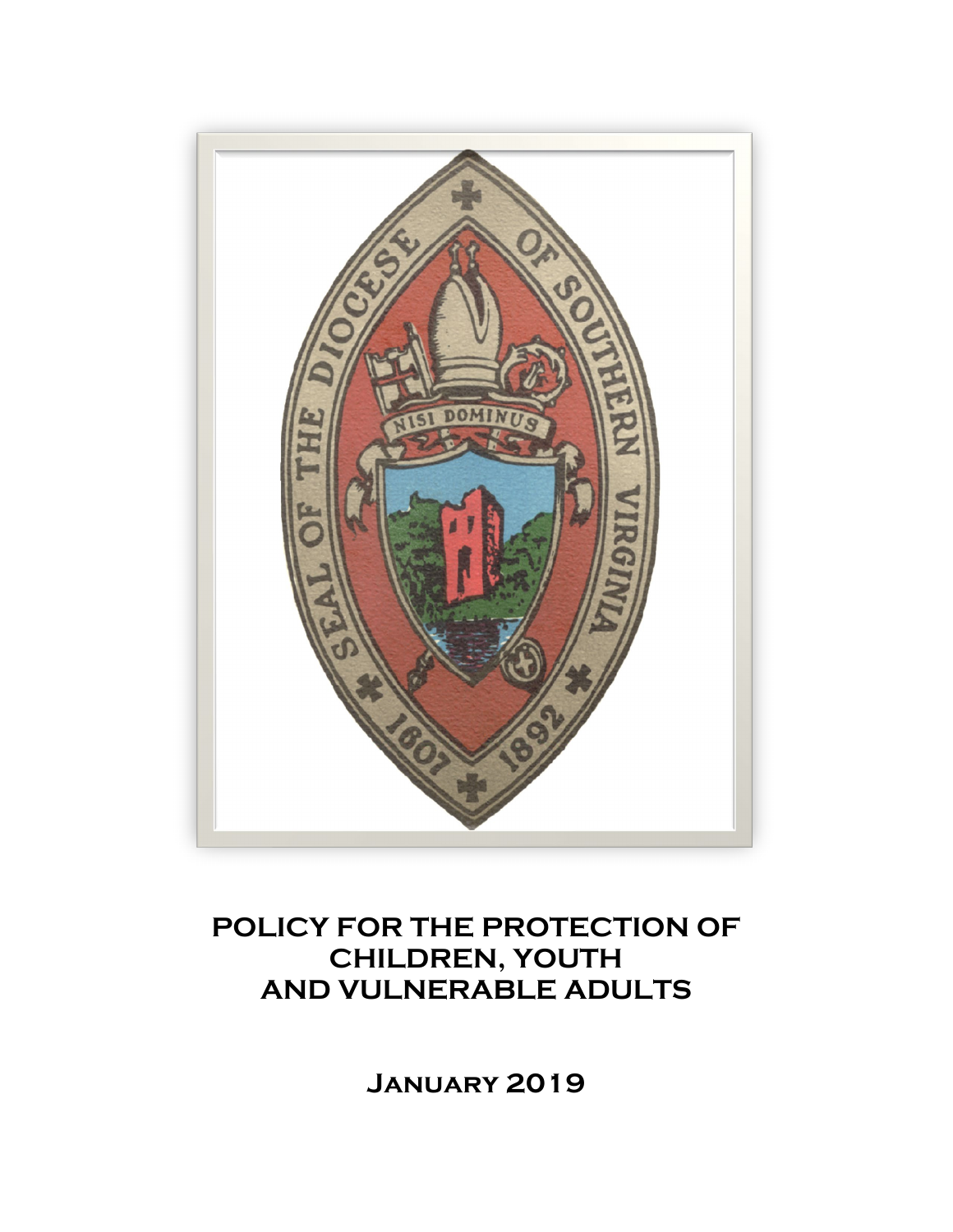# POLICY FOR THE PROTECTION OF CHILDREN, YOUTH AND VULNERABLE ADULTS

**January 2019**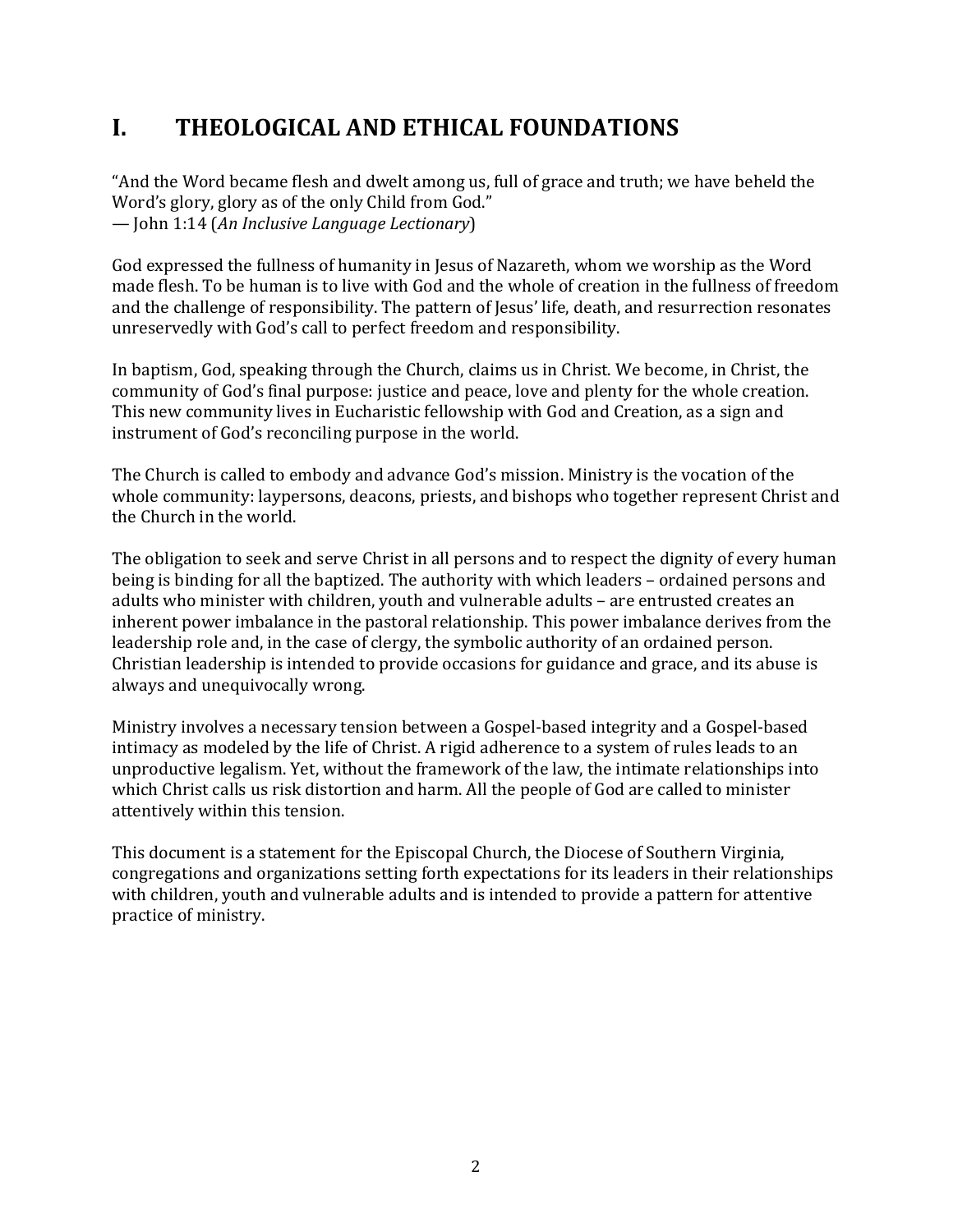# I. THEOLOGICAL AND ETHICAL FOUNDATIONS

"And the Word became flesh and dwelt among us, full of grace and truth; we have beheld the Word's glory, glory as of the only Child from God."
— John 1:14 (*An Inclusive Language Lectionary*)

God expressed the fullness of humanity in Jesus of Nazareth, whom we worship as the Word made flesh. To be human is to live with God and the whole of creation in the fullness of freedom and the challenge of responsibility. The pattern of Jesus' life, death, and resurrection resonates unreservedly with God's call to perfect freedom and responsibility.

In baptism, God, speaking through the Church, claims us in Christ. We become, in Christ, the community of God's final purpose: justice and peace, love and plenty for the whole creation. This new community lives in Eucharistic fellowship with God and Creation, as a sign and instrument of God's reconciling purpose in the world.

The Church is called to embody and advance God's mission. Ministry is the vocation of the whole community: laypersons, deacons, priests, and bishops who together represent Christ and the Church in the world.

The obligation to seek and serve Christ in all persons and to respect the dignity of every human being is binding for all the baptized. The authority with which leaders – ordained persons and adults who minister with children, youth and vulnerable adults – are entrusted creates an inherent power imbalance in the pastoral relationship. This power imbalance derives from the leadership role and, in the case of clergy, the symbolic authority of an ordained person. Christian leadership is intended to provide occasions for guidance and grace, and its abuse is always and unequivocally wrong.

Ministry involves a necessary tension between a Gospel-based integrity and a Gospel-based intimacy as modeled by the life of Christ. A rigid adherence to a system of rules leads to an unproductive legalism. Yet, without the framework of the law, the intimate relationships into which Christ calls us risk distortion and harm. All the people of God are called to minister attentively within this tension.

This document is a statement for the Episcopal Church, the Diocese of Southern Virginia, congregations and organizations setting forth expectations for its leaders in their relationships with children, youth and vulnerable adults and is intended to provide a pattern for attentive practice of ministry.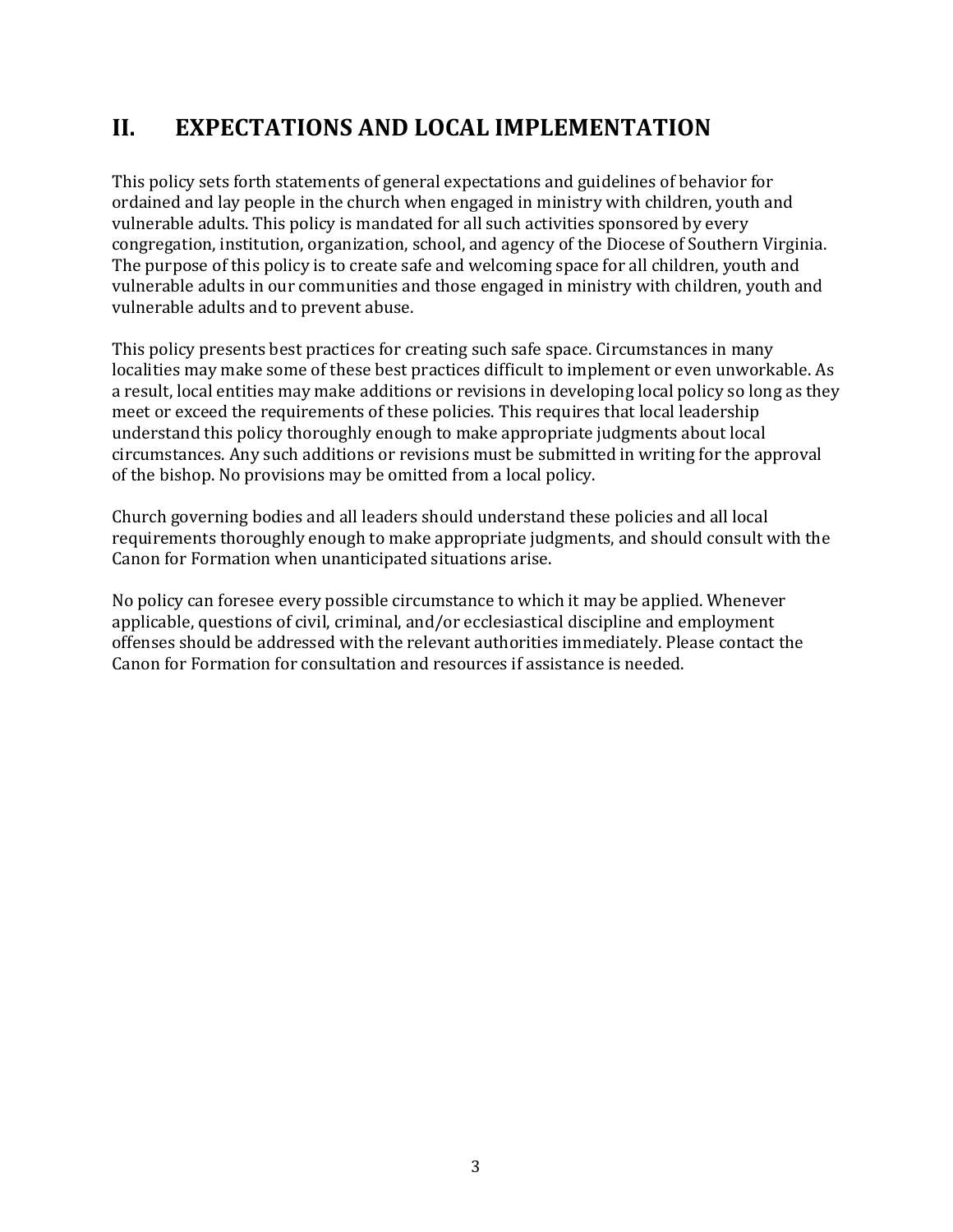## II. EXPECTATIONS AND LOCAL IMPLEMENTATION

This policy sets forth statements of general expectations and guidelines of behavior for ordained and lay people in the church when engaged in ministry with children, youth and vulnerable adults. This policy is mandated for all such activities sponsored by every congregation, institution, organization, school, and agency of the Diocese of Southern Virginia. The purpose of this policy is to create safe and welcoming space for all children, youth and vulnerable adults in our communities and those engaged in ministry with children, youth and vulnerable adults and to prevent abuse.

This policy presents best practices for creating such safe space. Circumstances in many localities may make some of these best practices difficult to implement or even unworkable. As a result, local entities may make additions or revisions in developing local policy so long as they meet or exceed the requirements of these policies. This requires that local leadership understand this policy thoroughly enough to make appropriate judgments about local circumstances. Any such additions or revisions must be submitted in writing for the approval of the bishop. No provisions may be omitted from a local policy.

Church governing bodies and all leaders should understand these policies and all local requirements thoroughly enough to make appropriate judgments, and should consult with the Canon for Formation when unanticipated situations arise.

No policy can foresee every possible circumstance to which it may be applied. Whenever applicable, questions of civil, criminal, and/or ecclesiastical discipline and employment offenses should be addressed with the relevant authorities immediately. Please contact the Canon for Formation for consultation and resources if assistance is needed.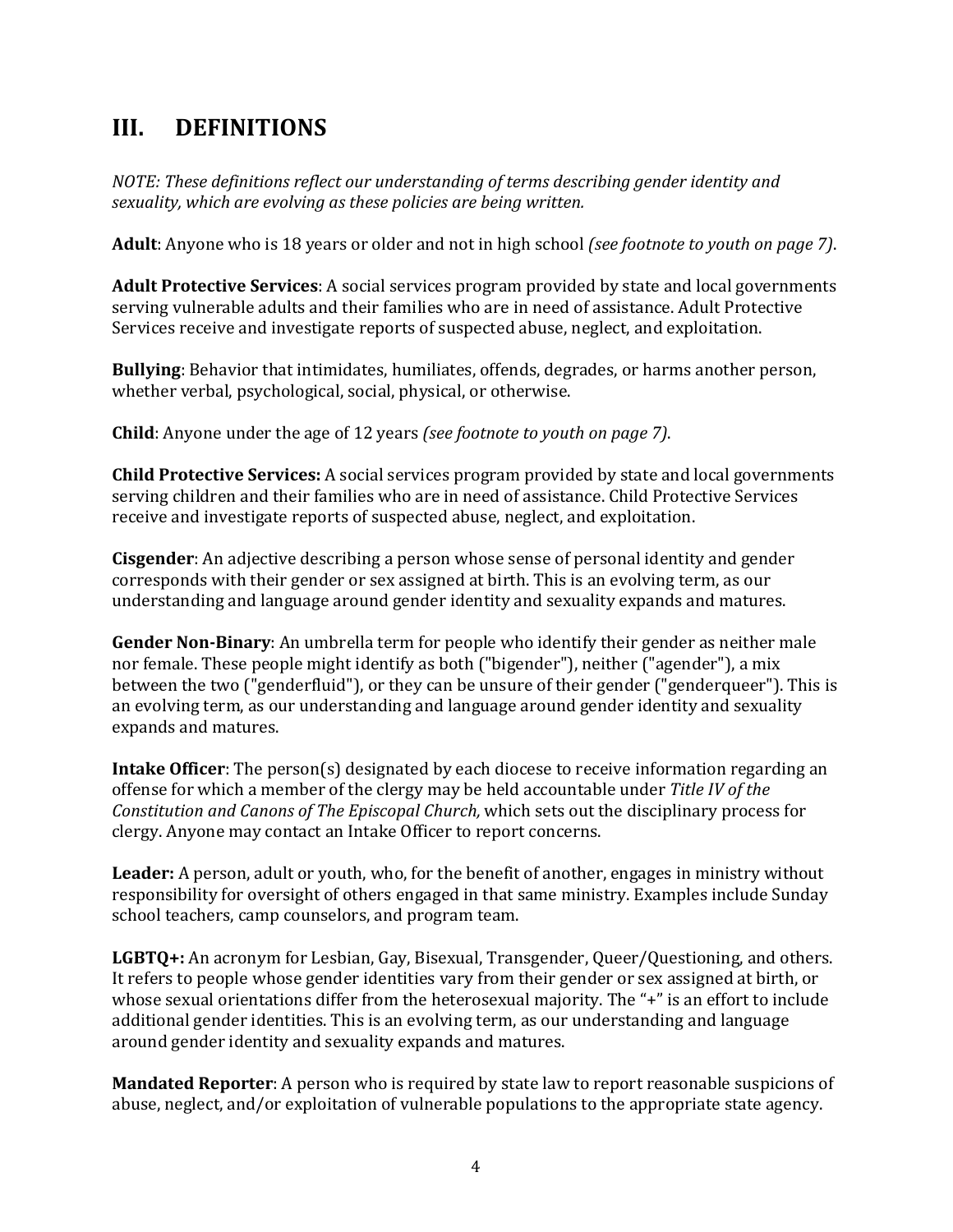# III. DEFINITIONS

*NOTE: These definitions reflect our understanding of terms describing gender identity and sexuality, which are evolving as these policies are being written.*

**Adult**: Anyone who is 18 years or older and not in high school *(see footnote to youth on page 7)*.

**Adult Protective Services**: A social services program provided by state and local governments serving vulnerable adults and their families who are in need of assistance. Adult Protective Services receive and investigate reports of suspected abuse, neglect, and exploitation.

**Bullying**: Behavior that intimidates, humiliates, offends, degrades, or harms another person, whether verbal, psychological, social, physical, or otherwise.

**Child**: Anyone under the age of 12 years *(see footnote to youth on page 7)*.

**Child Protective Services:** A social services program provided by state and local governments serving children and their families who are in need of assistance. Child Protective Services receive and investigate reports of suspected abuse, neglect, and exploitation.

**Cisgender**: An adjective describing a person whose sense of personal identity and gender corresponds with their gender or sex assigned at birth. This is an evolving term, as our understanding and language around gender identity and sexuality expands and matures.

**Gender Non-Binary**: An umbrella term for people who identify their gender as neither male nor female. These people might identify as both ("bigender"), neither ("agender"), a mix between the two ("genderfluid"), or they can be unsure of their gender ("genderqueer"). This is an evolving term, as our understanding and language around gender identity and sexuality expands and matures.

**Intake Officer**: The person(s) designated by each diocese to receive information regarding an offense for which a member of the clergy may be held accountable under *Title IV of the Constitution and Canons of The Episcopal Church,* which sets out the disciplinary process for clergy. Anyone may contact an Intake Officer to report concerns.

**Leader:** A person, adult or youth, who, for the benefit of another, engages in ministry without responsibility for oversight of others engaged in that same ministry. Examples include Sunday school teachers, camp counselors, and program team.

**LGBTQ+:** An acronym for Lesbian, Gay, Bisexual, Transgender, Queer/Questioning, and others. It refers to people whose gender identities vary from their gender or sex assigned at birth, or whose sexual orientations differ from the heterosexual majority. The "+" is an effort to include additional gender identities. This is an evolving term, as our understanding and language around gender identity and sexuality expands and matures.

**Mandated Reporter**: A person who is required by state law to report reasonable suspicions of abuse, neglect, and/or exploitation of vulnerable populations to the appropriate state agency.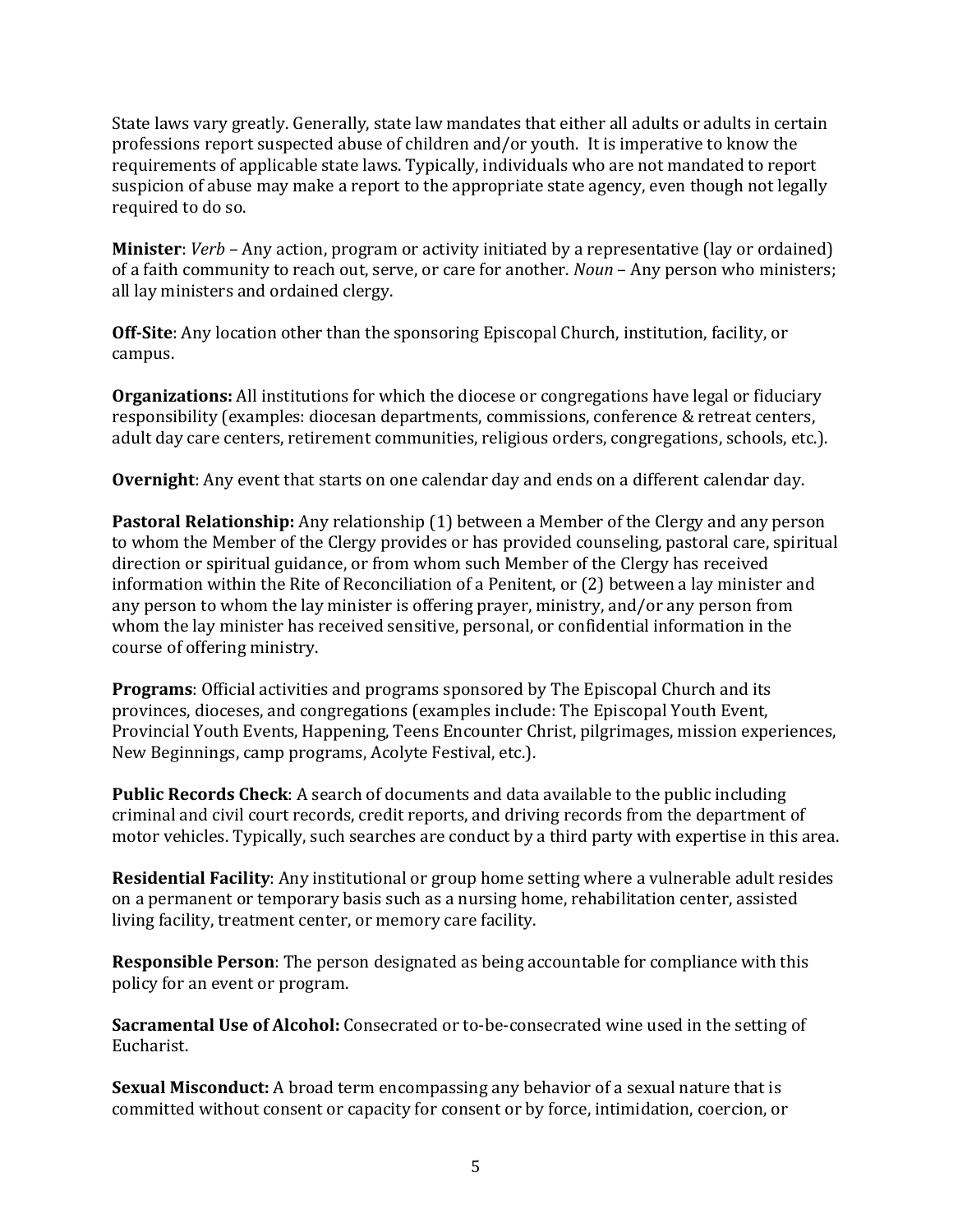State laws vary greatly. Generally, state law mandates that either all adults or adults in certain professions report suspected abuse of children and/or youth. It is imperative to know the requirements of applicable state laws. Typically, individuals who are not mandated to report suspicion of abuse may make a report to the appropriate state agency, even though not legally required to do so.

**Minister**: *Verb* – Any action, program or activity initiated by a representative (lay or ordained) of a faith community to reach out, serve, or care for another. *Noun* – Any person who ministers; all lay ministers and ordained clergy.

**Off-Site**: Any location other than the sponsoring Episcopal Church, institution, facility, or campus.

**Organizations:** All institutions for which the diocese or congregations have legal or fiduciary responsibility (examples: diocesan departments, commissions, conference & retreat centers, adult day care centers, retirement communities, religious orders, congregations, schools, etc.).

**Overnight**: Any event that starts on one calendar day and ends on a different calendar day.

**Pastoral Relationship:** Any relationship (1) between a Member of the Clergy and any person to whom the Member of the Clergy provides or has provided counseling, pastoral care, spiritual direction or spiritual guidance, or from whom such Member of the Clergy has received information within the Rite of Reconciliation of a Penitent, or (2) between a lay minister and any person to whom the lay minister is offering prayer, ministry, and/or any person from whom the lay minister has received sensitive, personal, or confidential information in the course of offering ministry.

**Programs**: Official activities and programs sponsored by The Episcopal Church and its provinces, dioceses, and congregations (examples include: The Episcopal Youth Event, Provincial Youth Events, Happening, Teens Encounter Christ, pilgrimages, mission experiences, New Beginnings, camp programs, Acolyte Festival, etc.).

**Public Records Check**: A search of documents and data available to the public including criminal and civil court records, credit reports, and driving records from the department of motor vehicles. Typically, such searches are conduct by a third party with expertise in this area.

**Residential Facility**: Any institutional or group home setting where a vulnerable adult resides on a permanent or temporary basis such as a nursing home, rehabilitation center, assisted living facility, treatment center, or memory care facility.

**Responsible Person**: The person designated as being accountable for compliance with this policy for an event or program.

**Sacramental Use of Alcohol:** Consecrated or to-be-consecrated wine used in the setting of Eucharist.

**Sexual Misconduct:** A broad term encompassing any behavior of a sexual nature that is committed without consent or capacity for consent or by force, intimidation, coercion, or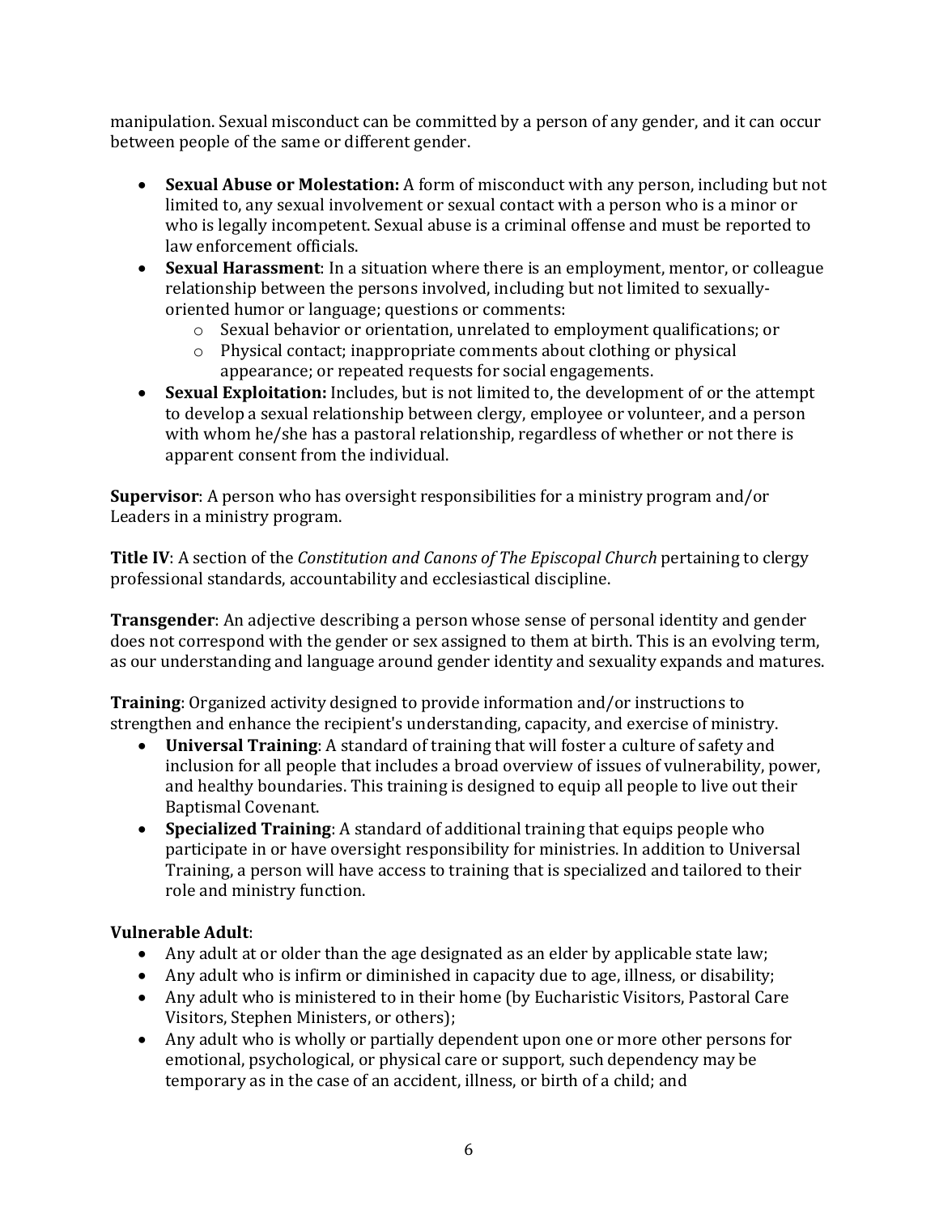manipulation. Sexual misconduct can be committed by a person of any gender, and it can occur between people of the same or different gender.

- **Sexual Abuse or Molestation:** A form of misconduct with any person, including but not limited to, any sexual involvement or sexual contact with a person who is a minor or who is legally incompetent. Sexual abuse is a criminal offense and must be reported to law enforcement officials.
- **Sexual Harassment**: In a situation where there is an employment, mentor, or colleague relationship between the persons involved, including but not limited to sexually-oriented humor or language; questions or comments:
  - Sexual behavior or orientation, unrelated to employment qualifications; or
  - Physical contact; inappropriate comments about clothing or physical appearance; or repeated requests for social engagements.
- **Sexual Exploitation:** Includes, but is not limited to, the development of or the attempt to develop a sexual relationship between clergy, employee or volunteer, and a person with whom he/she has a pastoral relationship, regardless of whether or not there is apparent consent from the individual.

**Supervisor**: A person who has oversight responsibilities for a ministry program and/or Leaders in a ministry program.

**Title IV**: A section of the *Constitution and Canons of The Episcopal Church* pertaining to clergy professional standards, accountability and ecclesiastical discipline.

**Transgender**: An adjective describing a person whose sense of personal identity and gender does not correspond with the gender or sex assigned to them at birth. This is an evolving term, as our understanding and language around gender identity and sexuality expands and matures.

**Training**: Organized activity designed to provide information and/or instructions to strengthen and enhance the recipient's understanding, capacity, and exercise of ministry.

- **Universal Training**: A standard of training that will foster a culture of safety and inclusion for all people that includes a broad overview of issues of vulnerability, power, and healthy boundaries. This training is designed to equip all people to live out their Baptismal Covenant.
- **Specialized Training**: A standard of additional training that equips people who participate in or have oversight responsibility for ministries. In addition to Universal Training, a person will have access to training that is specialized and tailored to their role and ministry function.

**Vulnerable Adult**:

- Any adult at or older than the age designated as an elder by applicable state law;
- Any adult who is infirm or diminished in capacity due to age, illness, or disability;
- Any adult who is ministered to in their home (by Eucharistic Visitors, Pastoral Care Visitors, Stephen Ministers, or others);
- Any adult who is wholly or partially dependent upon one or more other persons for emotional, psychological, or physical care or support, such dependency may be temporary as in the case of an accident, illness, or birth of a child; and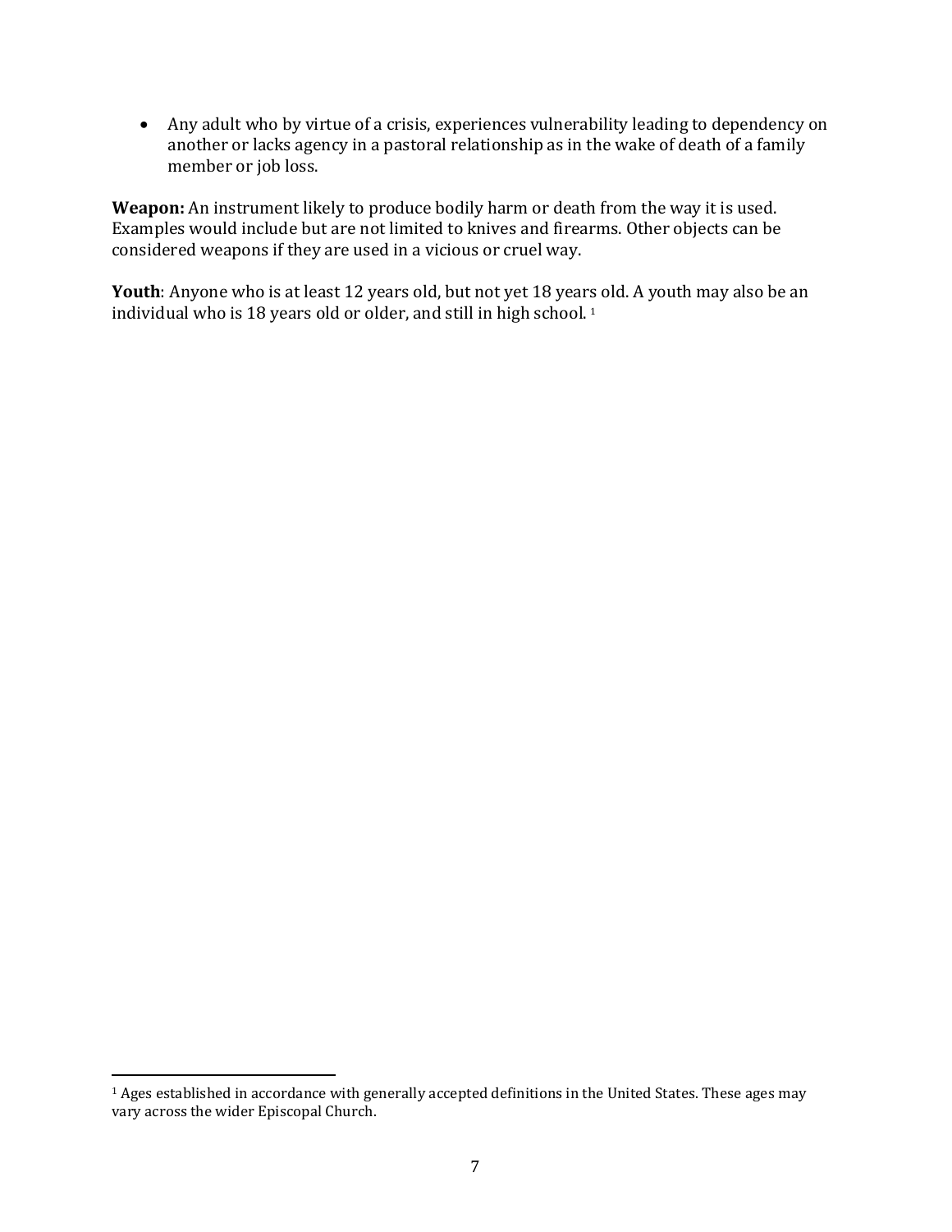- Any adult who by virtue of a crisis, experiences vulnerability leading to dependency on another or lacks agency in a pastoral relationship as in the wake of death of a family member or job loss.

**Weapon:** An instrument likely to produce bodily harm or death from the way it is used. Examples would include but are not limited to knives and firearms. Other objects can be considered weapons if they are used in a vicious or cruel way.

**Youth**: Anyone who is at least 12 years old, but not yet 18 years old. A youth may also be an individual who is 18 years old or older, and still in high school. [1]

---

[1] Ages established in accordance with generally accepted definitions in the United States. These ages may vary across the wider Episcopal Church.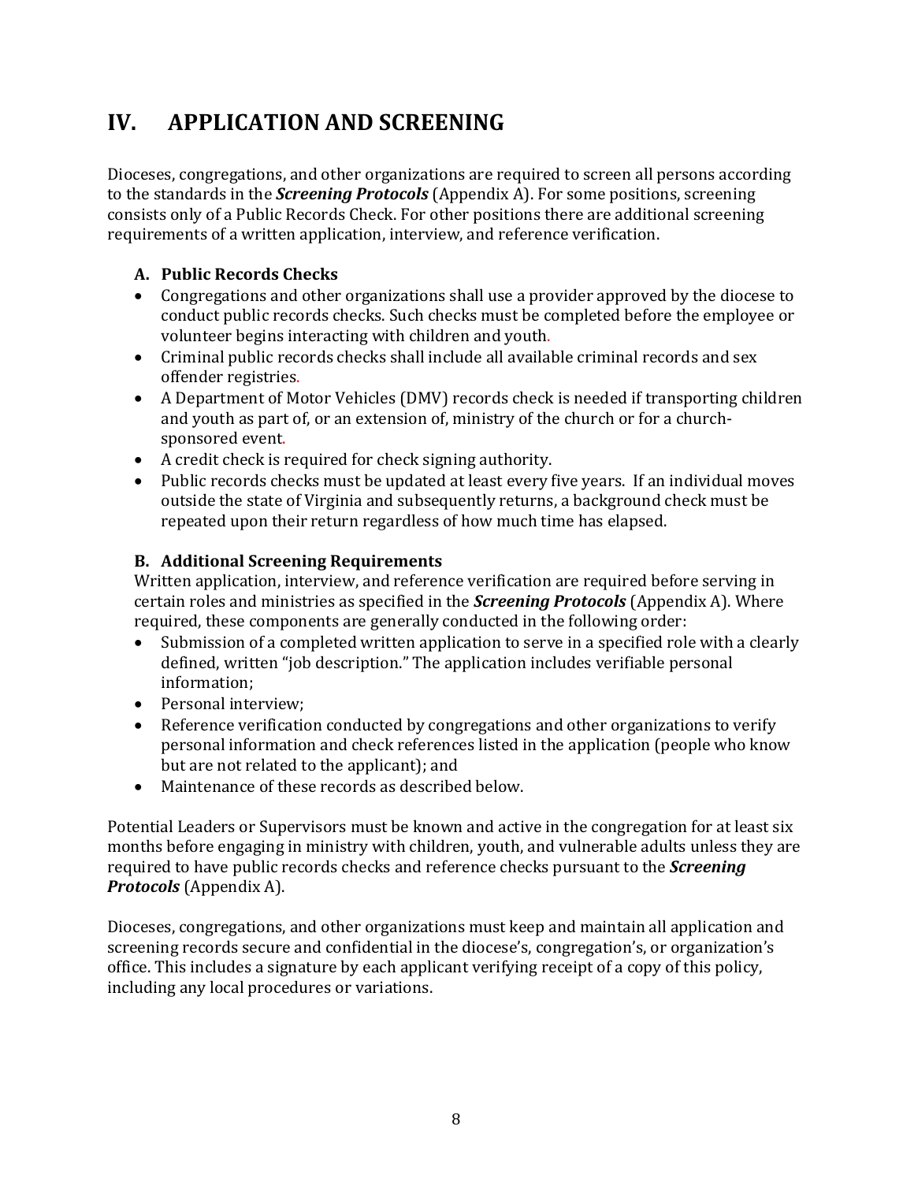# IV. APPLICATION AND SCREENING

Dioceses, congregations, and other organizations are required to screen all persons according to the standards in the ***Screening Protocols*** (Appendix A). For some positions, screening consists only of a Public Records Check. For other positions there are additional screening requirements of a written application, interview, and reference verification.

### A. Public Records Checks

- Congregations and other organizations shall use a provider approved by the diocese to conduct public records checks. Such checks must be completed before the employee or volunteer begins interacting with children and youth.
- Criminal public records checks shall include all available criminal records and sex offender registries.
- A Department of Motor Vehicles (DMV) records check is needed if transporting children and youth as part of, or an extension of, ministry of the church or for a church-sponsored event.
- A credit check is required for check signing authority.
- Public records checks must be updated at least every five years. If an individual moves outside the state of Virginia and subsequently returns, a background check must be repeated upon their return regardless of how much time has elapsed.

### B. Additional Screening Requirements

Written application, interview, and reference verification are required before serving in certain roles and ministries as specified in the ***Screening Protocols*** (Appendix A). Where required, these components are generally conducted in the following order:

- Submission of a completed written application to serve in a specified role with a clearly defined, written "job description." The application includes verifiable personal information;
- Personal interview;
- Reference verification conducted by congregations and other organizations to verify personal information and check references listed in the application (people who know but are not related to the applicant); and
- Maintenance of these records as described below.

Potential Leaders or Supervisors must be known and active in the congregation for at least six months before engaging in ministry with children, youth, and vulnerable adults unless they are required to have public records checks and reference checks pursuant to the ***Screening Protocols*** (Appendix A).

Dioceses, congregations, and other organizations must keep and maintain all application and screening records secure and confidential in the diocese's, congregation's, or organization's office. This includes a signature by each applicant verifying receipt of a copy of this policy, including any local procedures or variations.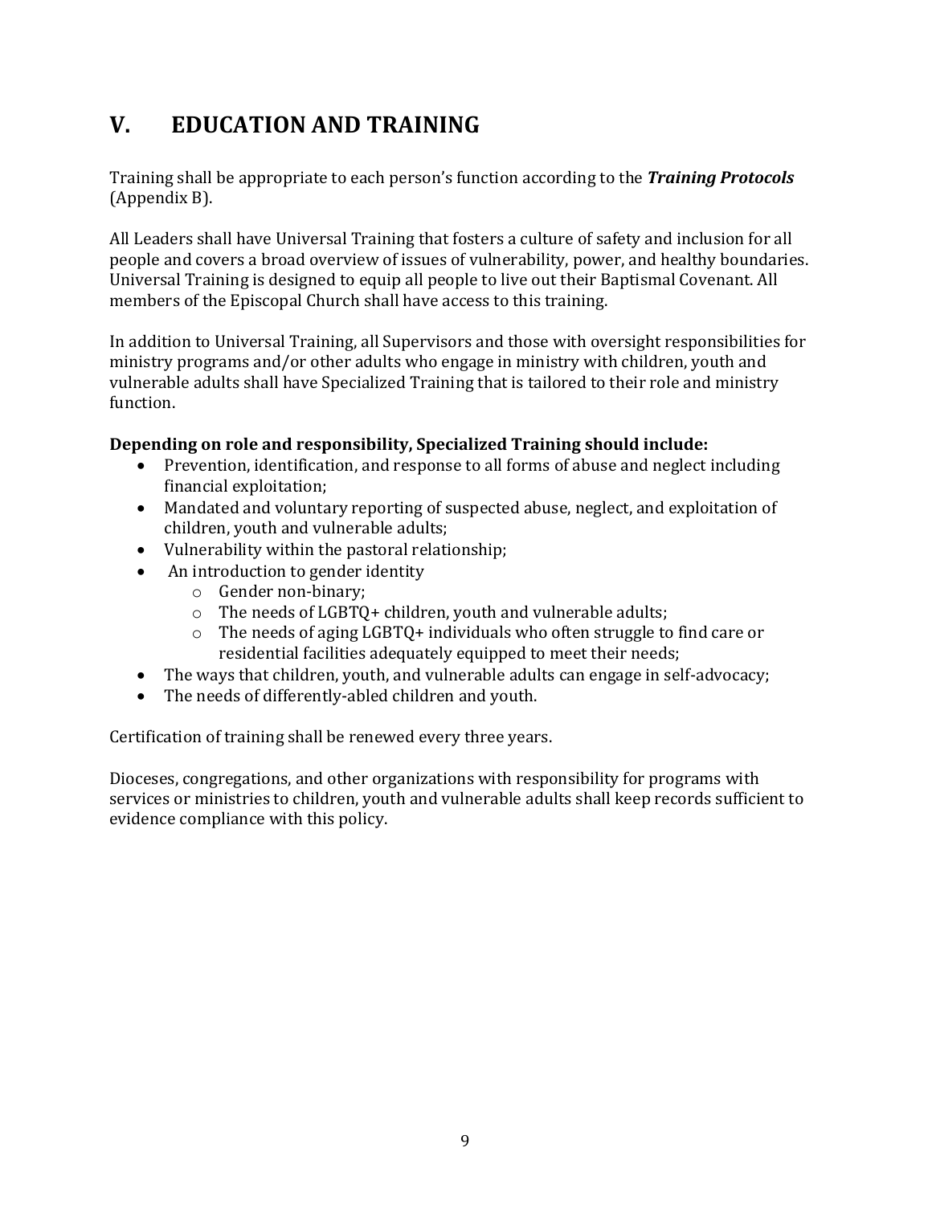## V. EDUCATION AND TRAINING

Training shall be appropriate to each person's function according to the ***Training Protocols*** (Appendix B).

All Leaders shall have Universal Training that fosters a culture of safety and inclusion for all people and covers a broad overview of issues of vulnerability, power, and healthy boundaries. Universal Training is designed to equip all people to live out their Baptismal Covenant. All members of the Episcopal Church shall have access to this training.

In addition to Universal Training, all Supervisors and those with oversight responsibilities for ministry programs and/or other adults who engage in ministry with children, youth and vulnerable adults shall have Specialized Training that is tailored to their role and ministry function.

**Depending on role and responsibility, Specialized Training should include:**

- Prevention, identification, and response to all forms of abuse and neglect including financial exploitation;
- Mandated and voluntary reporting of suspected abuse, neglect, and exploitation of children, youth and vulnerable adults;
- Vulnerability within the pastoral relationship;
- An introduction to gender identity
  - Gender non-binary;
  - The needs of LGBTQ+ children, youth and vulnerable adults;
  - The needs of aging LGBTQ+ individuals who often struggle to find care or residential facilities adequately equipped to meet their needs;
- The ways that children, youth, and vulnerable adults can engage in self-advocacy;
- The needs of differently-abled children and youth.

Certification of training shall be renewed every three years.

Dioceses, congregations, and other organizations with responsibility for programs with services or ministries to children, youth and vulnerable adults shall keep records sufficient to evidence compliance with this policy.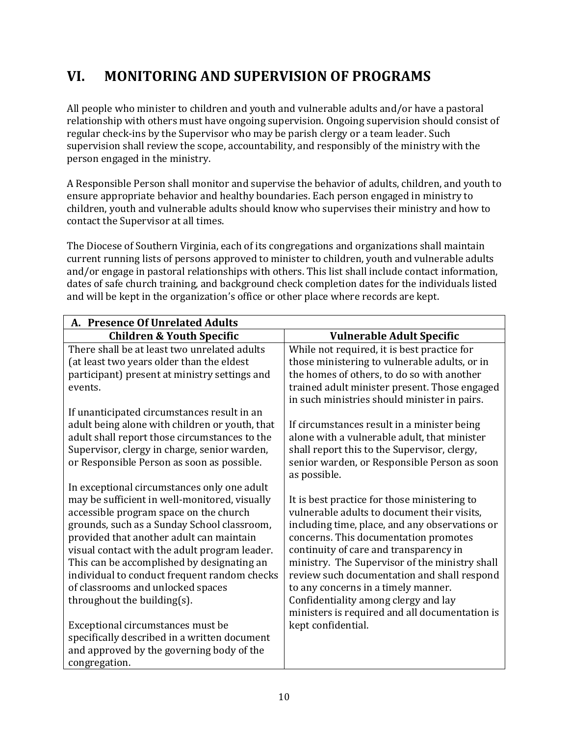# VI. MONITORING AND SUPERVISION OF PROGRAMS

All people who minister to children and youth and vulnerable adults and/or have a pastoral relationship with others must have ongoing supervision. Ongoing supervision should consist of regular check-ins by the Supervisor who may be parish clergy or a team leader. Such supervision shall review the scope, accountability, and responsibly of the ministry with the person engaged in the ministry.

A Responsible Person shall monitor and supervise the behavior of adults, children, and youth to ensure appropriate behavior and healthy boundaries. Each person engaged in ministry to children, youth and vulnerable adults should know who supervises their ministry and how to contact the Supervisor at all times.

The Diocese of Southern Virginia, each of its congregations and organizations shall maintain current running lists of persons approved to minister to children, youth and vulnerable adults and/or engage in pastoral relationships with others. This list shall include contact information, dates of safe church training, and background check completion dates for the individuals listed and will be kept in the organization's office or other place where records are kept.

| **A. Presence Of Unrelated Adults** | |
|---|---|
| **Children & Youth Specific** | **Vulnerable Adult Specific** |
| There shall be at least two unrelated adults (at least two years older than the eldest participant) present at ministry settings and events.<br><br>If unanticipated circumstances result in an adult being alone with children or youth, that adult shall report those circumstances to the Supervisor, clergy in charge, senior warden, or Responsible Person as soon as possible.<br><br>In exceptional circumstances only one adult may be sufficient in well-monitored, visually accessible program space on the church grounds, such as a Sunday School classroom, provided that another adult can maintain visual contact with the adult program leader. This can be accomplished by designating an individual to conduct frequent random checks of classrooms and unlocked spaces throughout the building(s).<br><br>Exceptional circumstances must be specifically described in a written document and approved by the governing body of the congregation. | While not required, it is best practice for those ministering to vulnerable adults, or in the homes of others, to do so with another trained adult minister present. Those engaged in such ministries should minister in pairs.<br><br>If circumstances result in a minister being alone with a vulnerable adult, that minister shall report this to the Supervisor, clergy, senior warden, or Responsible Person as soon as possible.<br><br>It is best practice for those ministering to vulnerable adults to document their visits, including time, place, and any observations or concerns. This documentation promotes continuity of care and transparency in ministry. The Supervisor of the ministry shall review such documentation and shall respond to any concerns in a timely manner. Confidentiality among clergy and lay ministers is required and all documentation is kept confidential. |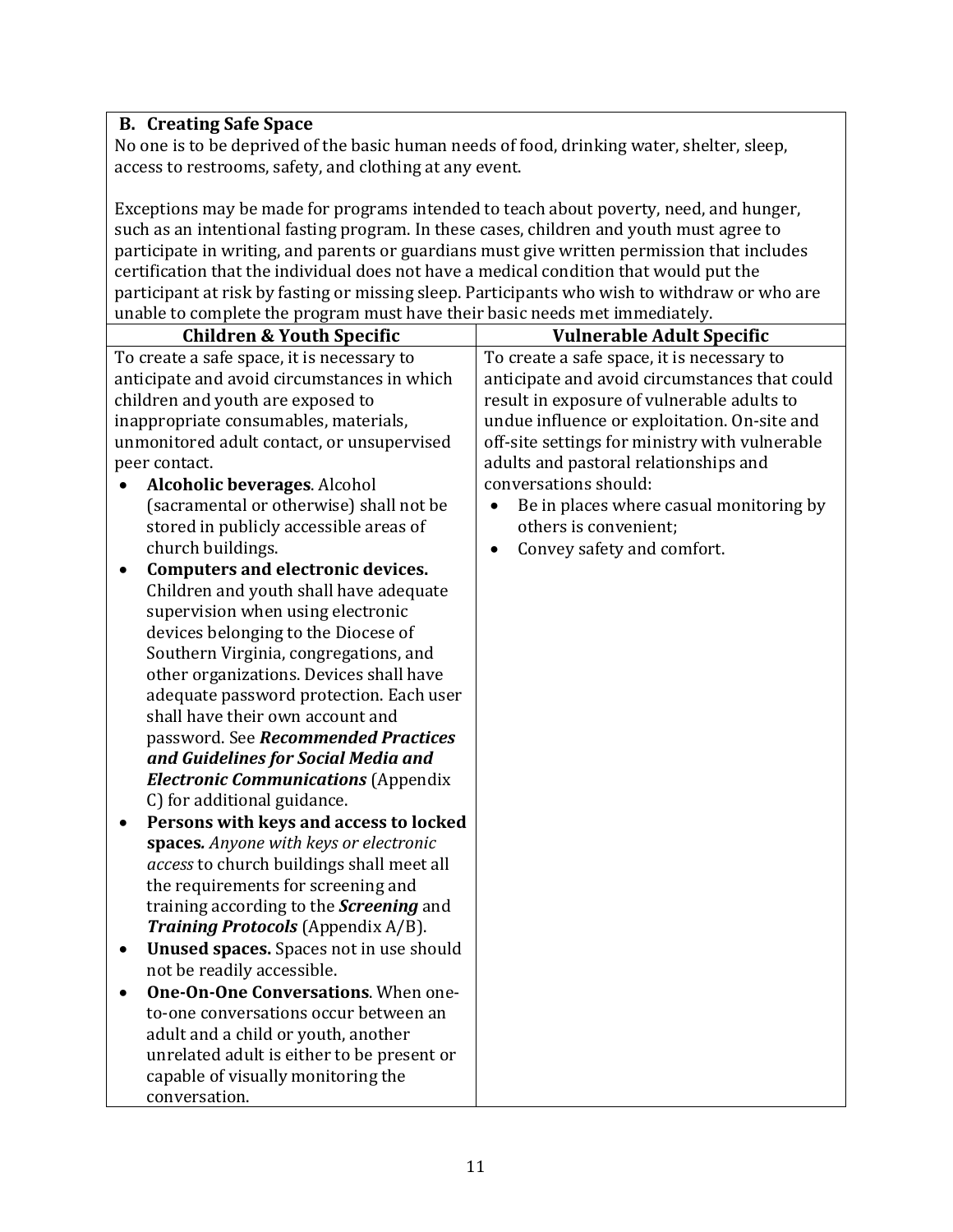### B. Creating Safe Space

No one is to be deprived of the basic human needs of food, drinking water, shelter, sleep, access to restrooms, safety, and clothing at any event.

Exceptions may be made for programs intended to teach about poverty, need, and hunger, such as an intentional fasting program. In these cases, children and youth must agree to participate in writing, and parents or guardians must give written permission that includes certification that the individual does not have a medical condition that would put the participant at risk by fasting or missing sleep. Participants who wish to withdraw or who are unable to complete the program must have their basic needs met immediately.

| Children & Youth Specific | Vulnerable Adult Specific |
|---|---|
| To create a safe space, it is necessary to anticipate and avoid circumstances in which children and youth are exposed to inappropriate consumables, materials, unmonitored adult contact, or unsupervised peer contact.<br>• **Alcoholic beverages**. Alcohol (sacramental or otherwise) shall not be stored in publicly accessible areas of church buildings.<br>• **Computers and electronic devices.** Children and youth shall have adequate supervision when using electronic devices belonging to the Diocese of Southern Virginia, congregations, and other organizations. Devices shall have adequate password protection. Each user shall have their own account and password. See ***Recommended Practices and Guidelines for Social Media and Electronic Communications*** (Appendix C) for additional guidance.<br>• **Persons with keys and access to locked spaces.** *Anyone with keys or electronic access* to church buildings shall meet all the requirements for screening and training according to the ***Screening*** and ***Training Protocols*** (Appendix A/B).<br>• **Unused spaces.** Spaces not in use should not be readily accessible.<br>• **One-On-One Conversations**. When one-to-one conversations occur between an adult and a child or youth, another unrelated adult is either to be present or capable of visually monitoring the conversation. | To create a safe space, it is necessary to anticipate and avoid circumstances that could result in exposure of vulnerable adults to undue influence or exploitation. On-site and off-site settings for ministry with vulnerable adults and pastoral relationships and conversations should:<br>• Be in places where casual monitoring by others is convenient;<br>• Convey safety and comfort. |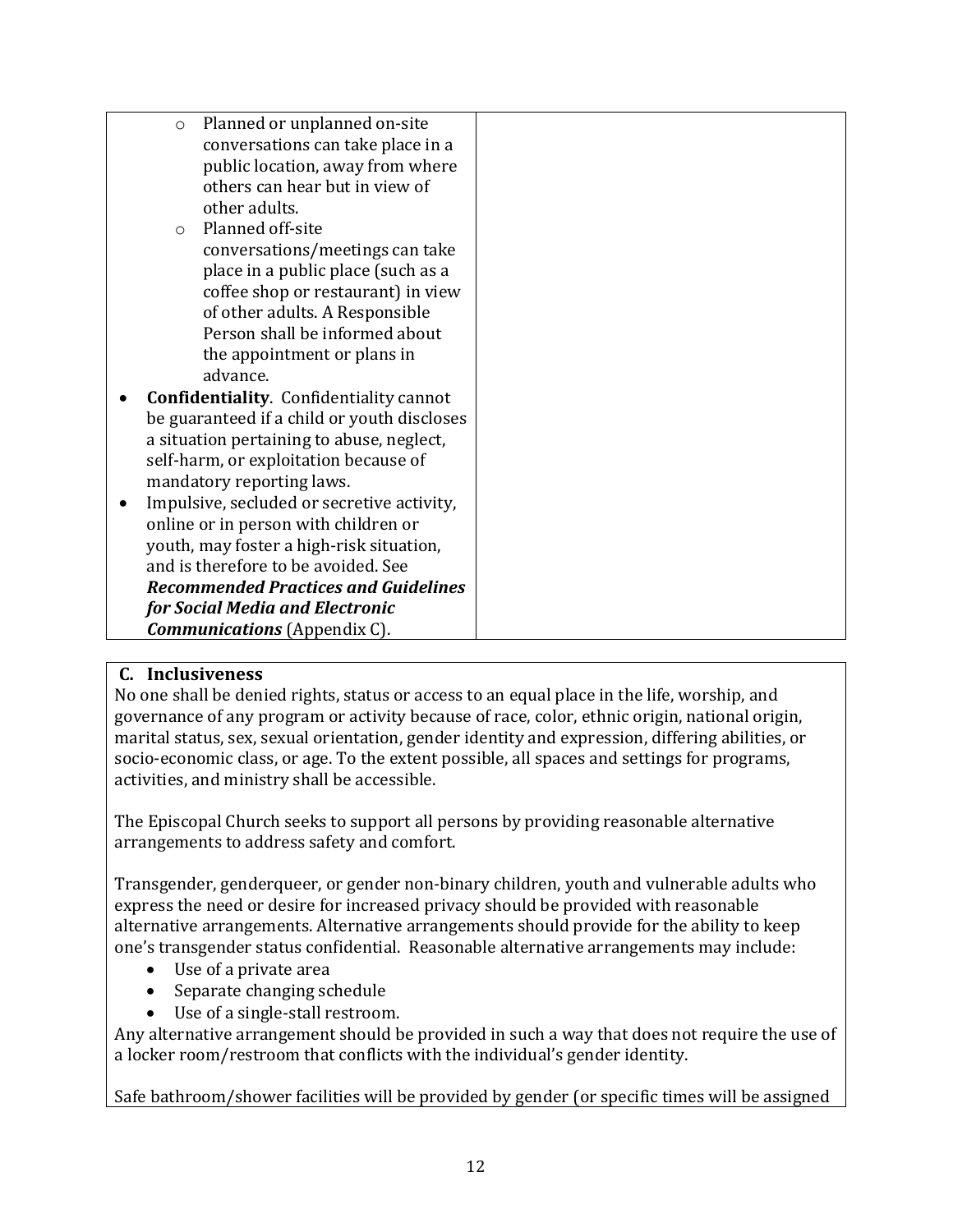| | |
|---|---|
| <ul><li>Planned or unplanned on-site conversations can take place in a public location, away from where others can hear but in view of other adults.</li><li>Planned off-site conversations/meetings can take place in a public place (such as a coffee shop or restaurant) in view of other adults. A Responsible Person shall be informed about the appointment or plans in advance.</li></ul><ul><li>**Confidentiality**. Confidentiality cannot be guaranteed if a child or youth discloses a situation pertaining to abuse, neglect, self-harm, or exploitation because of mandatory reporting laws.</li><li>Impulsive, secluded or secretive activity, online or in person with children or youth, may foster a high-risk situation, and is therefore to be avoided. See ***Recommended Practices and Guidelines for Social Media and Electronic Communications*** (Appendix C).</li></ul> | |

**C. Inclusiveness**

No one shall be denied rights, status or access to an equal place in the life, worship, and governance of any program or activity because of race, color, ethnic origin, national origin, marital status, sex, sexual orientation, gender identity and expression, differing abilities, or socio-economic class, or age. To the extent possible, all spaces and settings for programs, activities, and ministry shall be accessible.

The Episcopal Church seeks to support all persons by providing reasonable alternative arrangements to address safety and comfort.

Transgender, genderqueer, or gender non-binary children, youth and vulnerable adults who express the need or desire for increased privacy should be provided with reasonable alternative arrangements. Alternative arrangements should provide for the ability to keep one's transgender status confidential. Reasonable alternative arrangements may include:

- Use of a private area
- Separate changing schedule
- Use of a single-stall restroom.

Any alternative arrangement should be provided in such a way that does not require the use of a locker room/restroom that conflicts with the individual's gender identity.

Safe bathroom/shower facilities will be provided by gender (or specific times will be assigned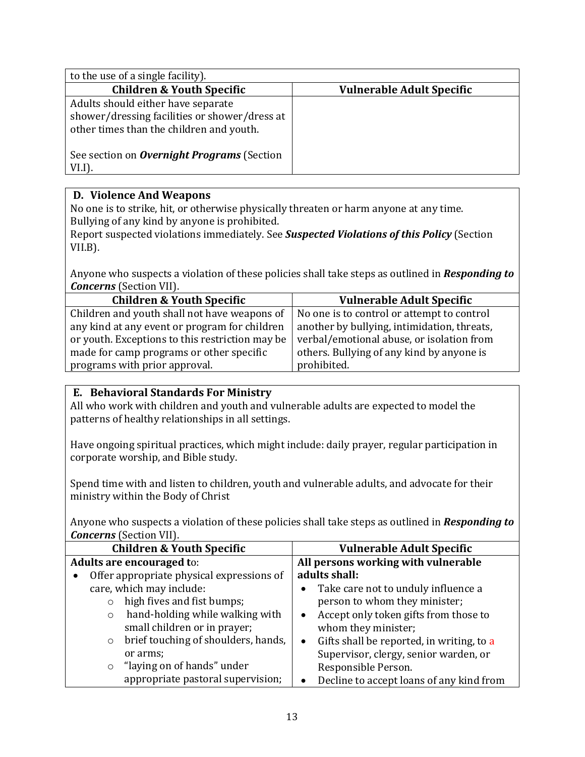to the use of a single facility).

| Children & Youth Specific | Vulnerable Adult Specific |
|---|---|
| Adults should either have separate shower/dressing facilities or shower/dress at other times than the children and youth.<br><br>See section on ***Overnight Programs*** (Section VI.I). | |

## D. Violence And Weapons

No one is to strike, hit, or otherwise physically threaten or harm anyone at any time.
Bullying of any kind by anyone is prohibited.
Report suspected violations immediately. See ***Suspected Violations of this Policy*** (Section VII.B).

Anyone who suspects a violation of these policies shall take steps as outlined in ***Responding to Concerns*** (Section VII).

| Children & Youth Specific | Vulnerable Adult Specific |
|---|---|
| Children and youth shall not have weapons of any kind at any event or program for children or youth. Exceptions to this restriction may be made for camp programs or other specific programs with prior approval. | No one is to control or attempt to control another by bullying, intimidation, threats, verbal/emotional abuse, or isolation from others. Bullying of any kind by anyone is prohibited. |

## E. Behavioral Standards For Ministry

All who work with children and youth and vulnerable adults are expected to model the patterns of healthy relationships in all settings.

Have ongoing spiritual practices, which might include: daily prayer, regular participation in corporate worship, and Bible study.

Spend time with and listen to children, youth and vulnerable adults, and advocate for their ministry within the Body of Christ

Anyone who suspects a violation of these policies shall take steps as outlined in ***Responding to Concerns*** (Section VII).

| Children & Youth Specific | Vulnerable Adult Specific |
|---|---|
| **Adults are encouraged to:**<br>• Offer appropriate physical expressions of care, which may include:<br>  ○ high fives and fist bumps;<br>  ○ hand-holding while walking with small children or in prayer;<br>  ○ brief touching of shoulders, hands, or arms;<br>  ○ "laying on of hands" under appropriate pastoral supervision; | **All persons working with vulnerable adults shall:**<br>• Take care not to unduly influence a person to whom they minister;<br>• Accept only token gifts from those to whom they minister;<br>• Gifts shall be reported, in writing, to a Supervisor, clergy, senior warden, or Responsible Person.<br>• Decline to accept loans of any kind from |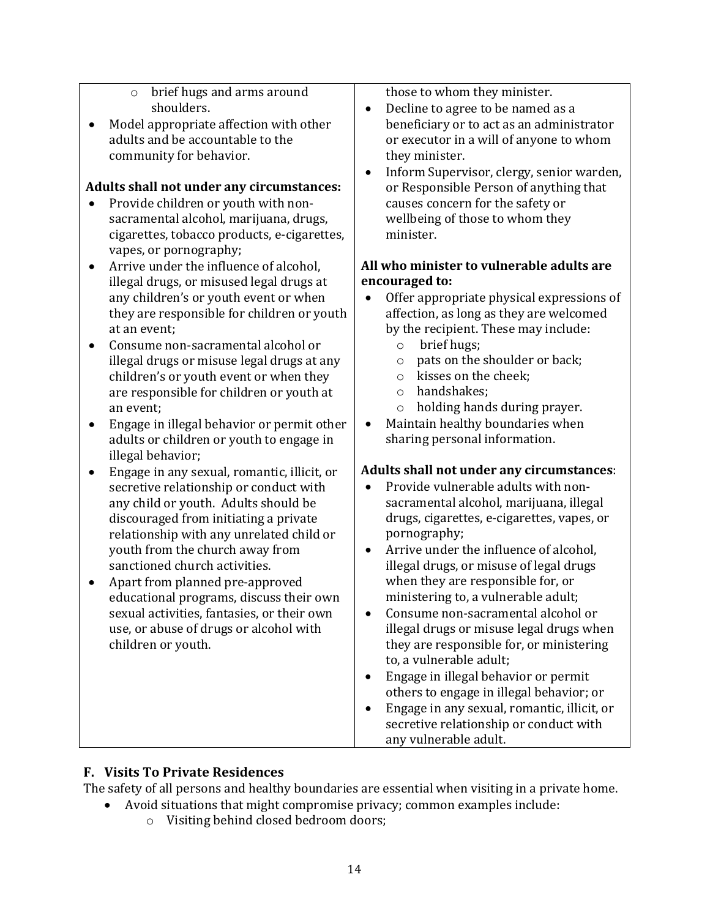- brief hugs and arms around shoulders.
- Model appropriate affection with other adults and be accountable to the community for behavior.

**Adults shall not under any circumstances:**

- Provide children or youth with non-sacramental alcohol, marijuana, drugs, cigarettes, tobacco products, e-cigarettes, vapes, or pornography;
- Arrive under the influence of alcohol, illegal drugs, or misused legal drugs at any children's or youth event or when they are responsible for children or youth at an event;
- Consume non-sacramental alcohol or illegal drugs or misuse legal drugs at any children's or youth event or when they are responsible for children or youth at an event;
- Engage in illegal behavior or permit other adults or children or youth to engage in illegal behavior;
- Engage in any sexual, romantic, illicit, or secretive relationship or conduct with any child or youth. Adults should be discouraged from initiating a private relationship with any unrelated child or youth from the church away from sanctioned church activities.
- Apart from planned pre-approved educational programs, discuss their own sexual activities, fantasies, or their own use, or abuse of drugs or alcohol with children or youth.

those to whom they minister.

- Decline to agree to be named as a beneficiary or to act as an administrator or executor in a will of anyone to whom they minister.
- Inform Supervisor, clergy, senior warden, or Responsible Person of anything that causes concern for the safety or wellbeing of those to whom they minister.

**All who minister to vulnerable adults are encouraged to:**

- Offer appropriate physical expressions of affection, as long as they are welcomed by the recipient. These may include:
  - brief hugs;
  - pats on the shoulder or back;
  - kisses on the cheek;
  - handshakes;
  - holding hands during prayer.
- Maintain healthy boundaries when sharing personal information.

**Adults shall not under any circumstances**:

- Provide vulnerable adults with non-sacramental alcohol, marijuana, illegal drugs, cigarettes, e-cigarettes, vapes, or pornography;
- Arrive under the influence of alcohol, illegal drugs, or misuse of legal drugs when they are responsible for, or ministering to, a vulnerable adult;
- Consume non-sacramental alcohol or illegal drugs or misuse legal drugs when they are responsible for, or ministering to, a vulnerable adult;
- Engage in illegal behavior or permit others to engage in illegal behavior; or
- Engage in any sexual, romantic, illicit, or secretive relationship or conduct with any vulnerable adult.

### F. Visits To Private Residences

The safety of all persons and healthy boundaries are essential when visiting in a private home.

- Avoid situations that might compromise privacy; common examples include:
  - Visiting behind closed bedroom doors;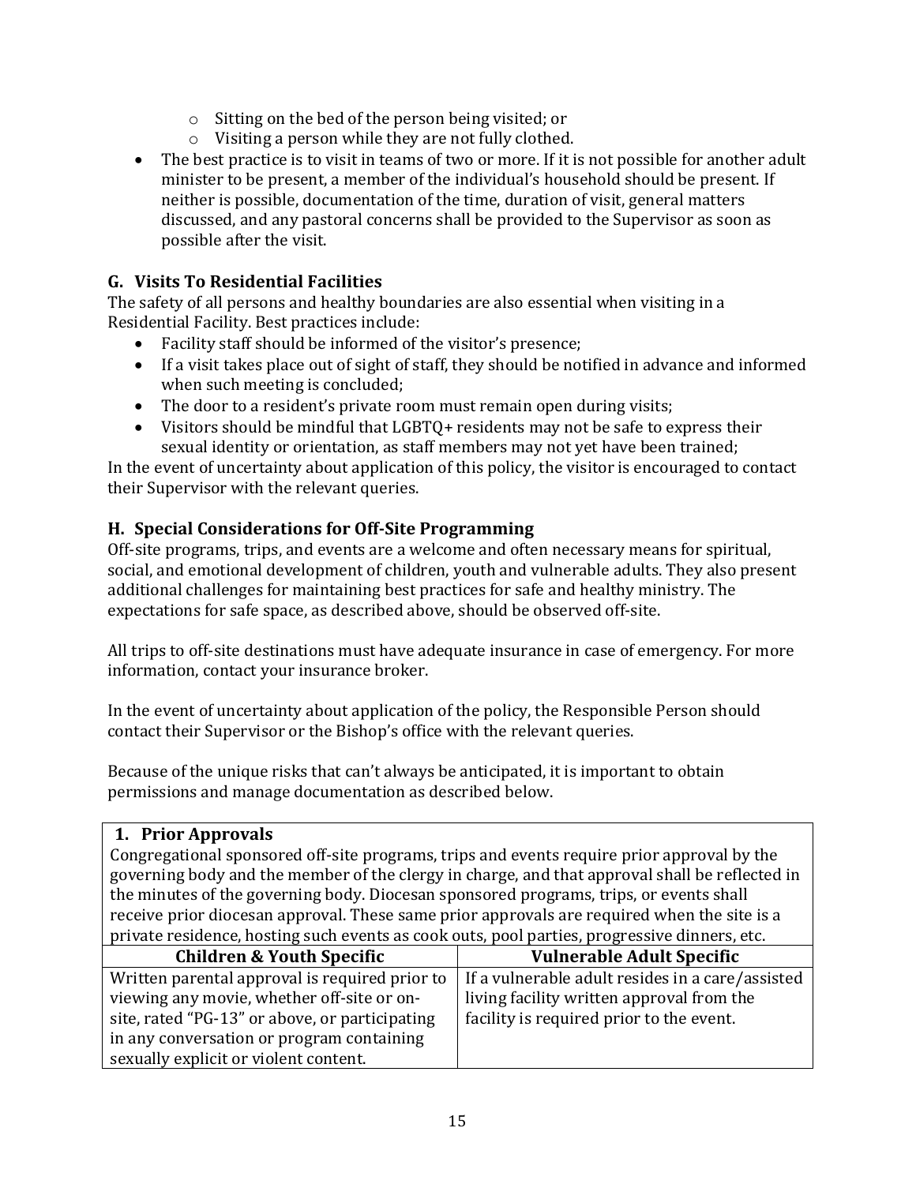- Sitting on the bed of the person being visited; or
    - Visiting a person while they are not fully clothed.
- The best practice is to visit in teams of two or more. If it is not possible for another adult minister to be present, a member of the individual's household should be present. If neither is possible, documentation of the time, duration of visit, general matters discussed, and any pastoral concerns shall be provided to the Supervisor as soon as possible after the visit.

### G. Visits To Residential Facilities

The safety of all persons and healthy boundaries are also essential when visiting in a Residential Facility. Best practices include:

- Facility staff should be informed of the visitor's presence;
- If a visit takes place out of sight of staff, they should be notified in advance and informed when such meeting is concluded;
- The door to a resident's private room must remain open during visits;
- Visitors should be mindful that LGBTQ+ residents may not be safe to express their sexual identity or orientation, as staff members may not yet have been trained;

In the event of uncertainty about application of this policy, the visitor is encouraged to contact their Supervisor with the relevant queries.

### H. Special Considerations for Off-Site Programming

Off-site programs, trips, and events are a welcome and often necessary means for spiritual, social, and emotional development of children, youth and vulnerable adults. They also present additional challenges for maintaining best practices for safe and healthy ministry. The expectations for safe space, as described above, should be observed off-site.

All trips to off-site destinations must have adequate insurance in case of emergency. For more information, contact your insurance broker.

In the event of uncertainty about application of the policy, the Responsible Person should contact their Supervisor or the Bishop's office with the relevant queries.

Because of the unique risks that can't always be anticipated, it is important to obtain permissions and manage documentation as described below.

**1. Prior Approvals**

Congregational sponsored off-site programs, trips and events require prior approval by the governing body and the member of the clergy in charge, and that approval shall be reflected in the minutes of the governing body. Diocesan sponsored programs, trips, or events shall receive prior diocesan approval. These same prior approvals are required when the site is a private residence, hosting such events as cook outs, pool parties, progressive dinners, etc.

| Children & Youth Specific | Vulnerable Adult Specific |
|---|---|
| Written parental approval is required prior to viewing any movie, whether off-site or on-site, rated "PG-13" or above, or participating in any conversation or program containing sexually explicit or violent content. | If a vulnerable adult resides in a care/assisted living facility written approval from the facility is required prior to the event. |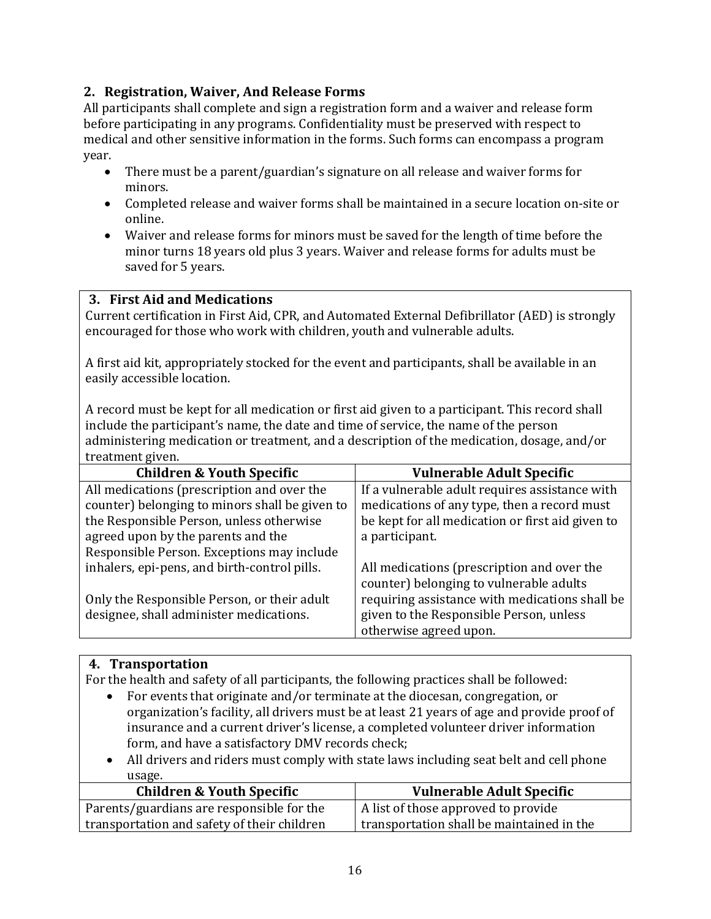## 2. Registration, Waiver, And Release Forms

All participants shall complete and sign a registration form and a waiver and release form before participating in any programs. Confidentiality must be preserved with respect to medical and other sensitive information in the forms. Such forms can encompass a program year.

- There must be a parent/guardian's signature on all release and waiver forms for minors.
- Completed release and waiver forms shall be maintained in a secure location on-site or online.
- Waiver and release forms for minors must be saved for the length of time before the minor turns 18 years old plus 3 years. Waiver and release forms for adults must be saved for 5 years.

## 3. First Aid and Medications

Current certification in First Aid, CPR, and Automated External Defibrillator (AED) is strongly encouraged for those who work with children, youth and vulnerable adults.

A first aid kit, appropriately stocked for the event and participants, shall be available in an easily accessible location.

A record must be kept for all medication or first aid given to a participant. This record shall include the participant's name, the date and time of service, the name of the person administering medication or treatment, and a description of the medication, dosage, and/or treatment given.

| Children & Youth Specific | Vulnerable Adult Specific |
|---|---|
| All medications (prescription and over the counter) belonging to minors shall be given to the Responsible Person, unless otherwise agreed upon by the parents and the Responsible Person. Exceptions may include inhalers, epi-pens, and birth-control pills.<br><br>Only the Responsible Person, or their adult designee, shall administer medications. | If a vulnerable adult requires assistance with medications of any type, then a record must be kept for all medication or first aid given to a participant.<br><br>All medications (prescription and over the counter) belonging to vulnerable adults requiring assistance with medications shall be given to the Responsible Person, unless otherwise agreed upon. |

## 4. Transportation

For the health and safety of all participants, the following practices shall be followed:

- For events that originate and/or terminate at the diocesan, congregation, or organization's facility, all drivers must be at least 21 years of age and provide proof of insurance and a current driver's license, a completed volunteer driver information form, and have a satisfactory DMV records check;
- All drivers and riders must comply with state laws including seat belt and cell phone usage.

| Children & Youth Specific | Vulnerable Adult Specific |
|---|---|
| Parents/guardians are responsible for the transportation and safety of their children | A list of those approved to provide transportation shall be maintained in the |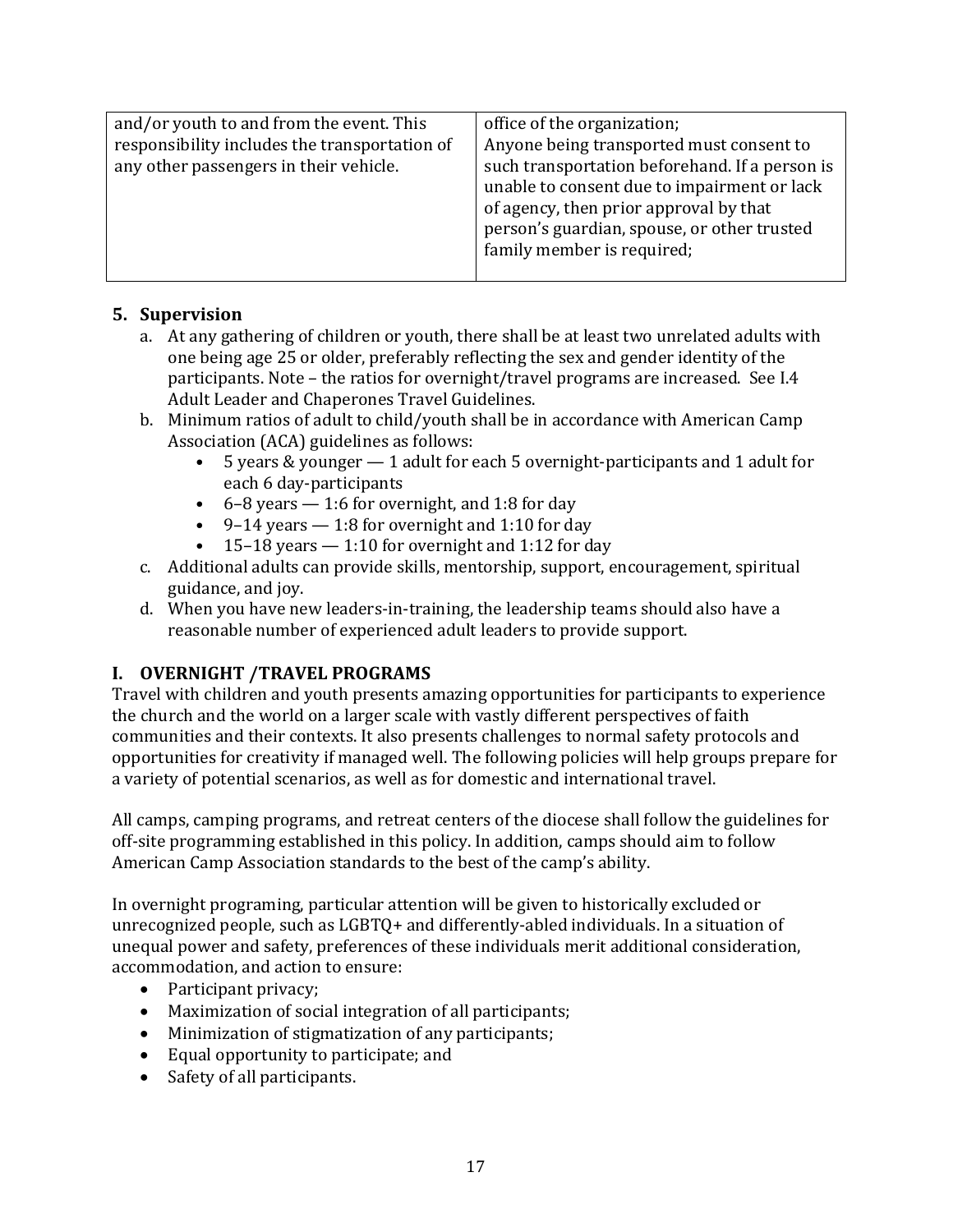| and/or youth to and from the event. This responsibility includes the transportation of any other passengers in their vehicle. | office of the organization; Anyone being transported must consent to such transportation beforehand. If a person is unable to consent due to impairment or lack of agency, then prior approval by that person's guardian, spouse, or other trusted family member is required; |
|---|---|

### 5. Supervision

a. At any gathering of children or youth, there shall be at least two unrelated adults with one being age 25 or older, preferably reflecting the sex and gender identity of the participants. Note – the ratios for overnight/travel programs are increased. See I.4 Adult Leader and Chaperones Travel Guidelines.

b. Minimum ratios of adult to child/youth shall be in accordance with American Camp Association (ACA) guidelines as follows:
   - 5 years & younger — 1 adult for each 5 overnight-participants and 1 adult for each 6 day-participants
   - 6–8 years — 1:6 for overnight, and 1:8 for day
   - 9–14 years — 1:8 for overnight and 1:10 for day
   - 15–18 years — 1:10 for overnight and 1:12 for day

c. Additional adults can provide skills, mentorship, support, encouragement, spiritual guidance, and joy.

d. When you have new leaders-in-training, the leadership teams should also have a reasonable number of experienced adult leaders to provide support.

## I. OVERNIGHT /TRAVEL PROGRAMS

Travel with children and youth presents amazing opportunities for participants to experience the church and the world on a larger scale with vastly different perspectives of faith communities and their contexts. It also presents challenges to normal safety protocols and opportunities for creativity if managed well. The following policies will help groups prepare for a variety of potential scenarios, as well as for domestic and international travel.

All camps, camping programs, and retreat centers of the diocese shall follow the guidelines for off-site programming established in this policy. In addition, camps should aim to follow American Camp Association standards to the best of the camp's ability.

In overnight programing, particular attention will be given to historically excluded or unrecognized people, such as LGBTQ+ and differently-abled individuals. In a situation of unequal power and safety, preferences of these individuals merit additional consideration, accommodation, and action to ensure:

- Participant privacy;
- Maximization of social integration of all participants;
- Minimization of stigmatization of any participants;
- Equal opportunity to participate; and
- Safety of all participants.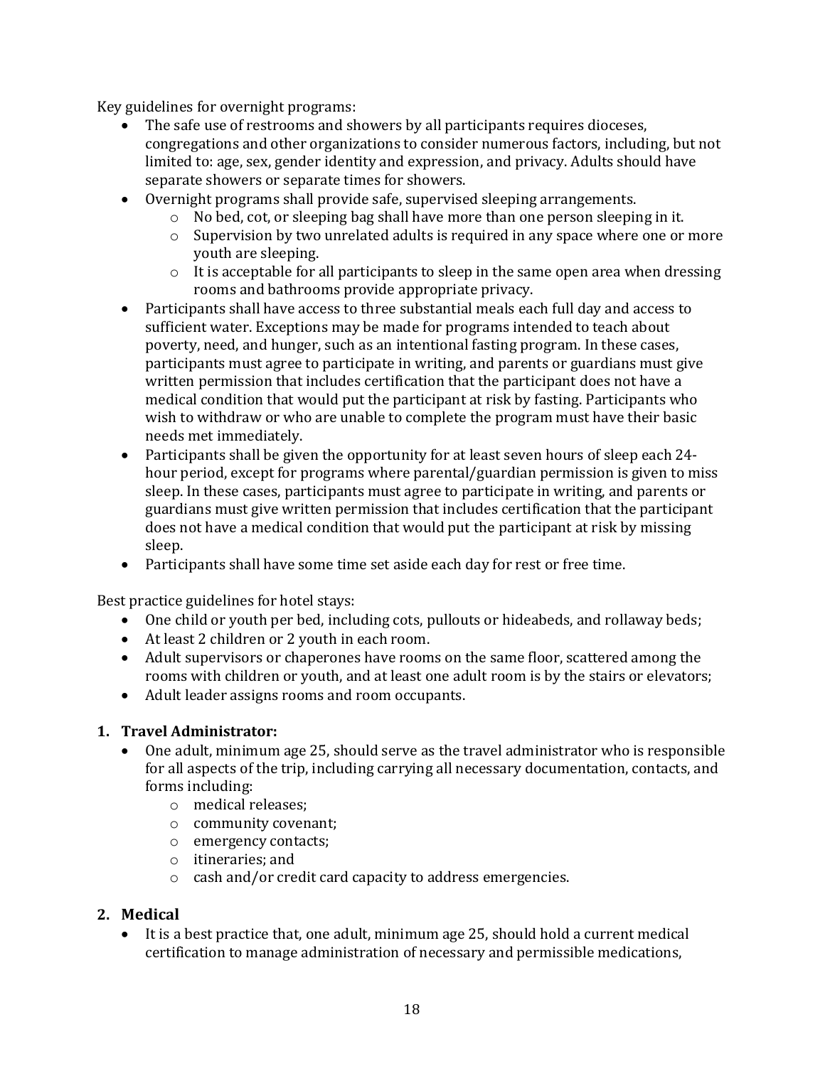Key guidelines for overnight programs:

- The safe use of restrooms and showers by all participants requires dioceses, congregations and other organizations to consider numerous factors, including, but not limited to: age, sex, gender identity and expression, and privacy. Adults should have separate showers or separate times for showers.
- Overnight programs shall provide safe, supervised sleeping arrangements.
  - No bed, cot, or sleeping bag shall have more than one person sleeping in it.
  - Supervision by two unrelated adults is required in any space where one or more youth are sleeping.
  - It is acceptable for all participants to sleep in the same open area when dressing rooms and bathrooms provide appropriate privacy.
- Participants shall have access to three substantial meals each full day and access to sufficient water. Exceptions may be made for programs intended to teach about poverty, need, and hunger, such as an intentional fasting program. In these cases, participants must agree to participate in writing, and parents or guardians must give written permission that includes certification that the participant does not have a medical condition that would put the participant at risk by fasting. Participants who wish to withdraw or who are unable to complete the program must have their basic needs met immediately.
- Participants shall be given the opportunity for at least seven hours of sleep each 24-hour period, except for programs where parental/guardian permission is given to miss sleep. In these cases, participants must agree to participate in writing, and parents or guardians must give written permission that includes certification that the participant does not have a medical condition that would put the participant at risk by missing sleep.
- Participants shall have some time set aside each day for rest or free time.

Best practice guidelines for hotel stays:

- One child or youth per bed, including cots, pullouts or hideabeds, and rollaway beds;
- At least 2 children or 2 youth in each room.
- Adult supervisors or chaperones have rooms on the same floor, scattered among the rooms with children or youth, and at least one adult room is by the stairs or elevators;
- Adult leader assigns rooms and room occupants.

**1. Travel Administrator:**

- One adult, minimum age 25, should serve as the travel administrator who is responsible for all aspects of the trip, including carrying all necessary documentation, contacts, and forms including:
  - medical releases;
  - community covenant;
  - emergency contacts;
  - itineraries; and
  - cash and/or credit card capacity to address emergencies.

**2. Medical**

- It is a best practice that, one adult, minimum age 25, should hold a current medical certification to manage administration of necessary and permissible medications,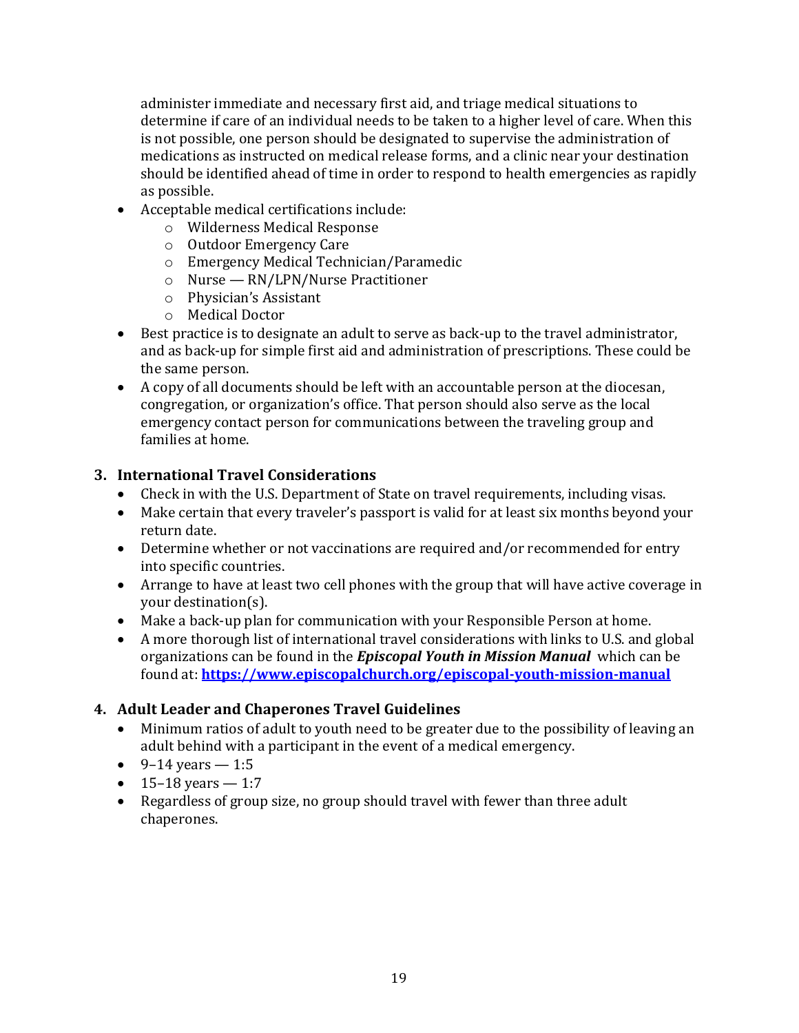administer immediate and necessary first aid, and triage medical situations to determine if care of an individual needs to be taken to a higher level of care. When this is not possible, one person should be designated to supervise the administration of medications as instructed on medical release forms, and a clinic near your destination should be identified ahead of time in order to respond to health emergencies as rapidly as possible.

- Acceptable medical certifications include:
  - Wilderness Medical Response
  - Outdoor Emergency Care
  - Emergency Medical Technician/Paramedic
  - Nurse — RN/LPN/Nurse Practitioner
  - Physician's Assistant
  - Medical Doctor
- Best practice is to designate an adult to serve as back-up to the travel administrator, and as back-up for simple first aid and administration of prescriptions. These could be the same person.
- A copy of all documents should be left with an accountable person at the diocesan, congregation, or organization's office. That person should also serve as the local emergency contact person for communications between the traveling group and families at home.

## 3. International Travel Considerations

- Check in with the U.S. Department of State on travel requirements, including visas.
- Make certain that every traveler's passport is valid for at least six months beyond your return date.
- Determine whether or not vaccinations are required and/or recommended for entry into specific countries.
- Arrange to have at least two cell phones with the group that will have active coverage in your destination(s).
- Make a back-up plan for communication with your Responsible Person at home.
- A more thorough list of international travel considerations with links to U.S. and global organizations can be found in the ***Episcopal Youth in Mission Manual*** which can be found at: **https://www.episcopalchurch.org/episcopal-youth-mission-manual**

## 4. Adult Leader and Chaperones Travel Guidelines

- Minimum ratios of adult to youth need to be greater due to the possibility of leaving an adult behind with a participant in the event of a medical emergency.
- 9–14 years — 1:5
- 15–18 years — 1:7
- Regardless of group size, no group should travel with fewer than three adult chaperones.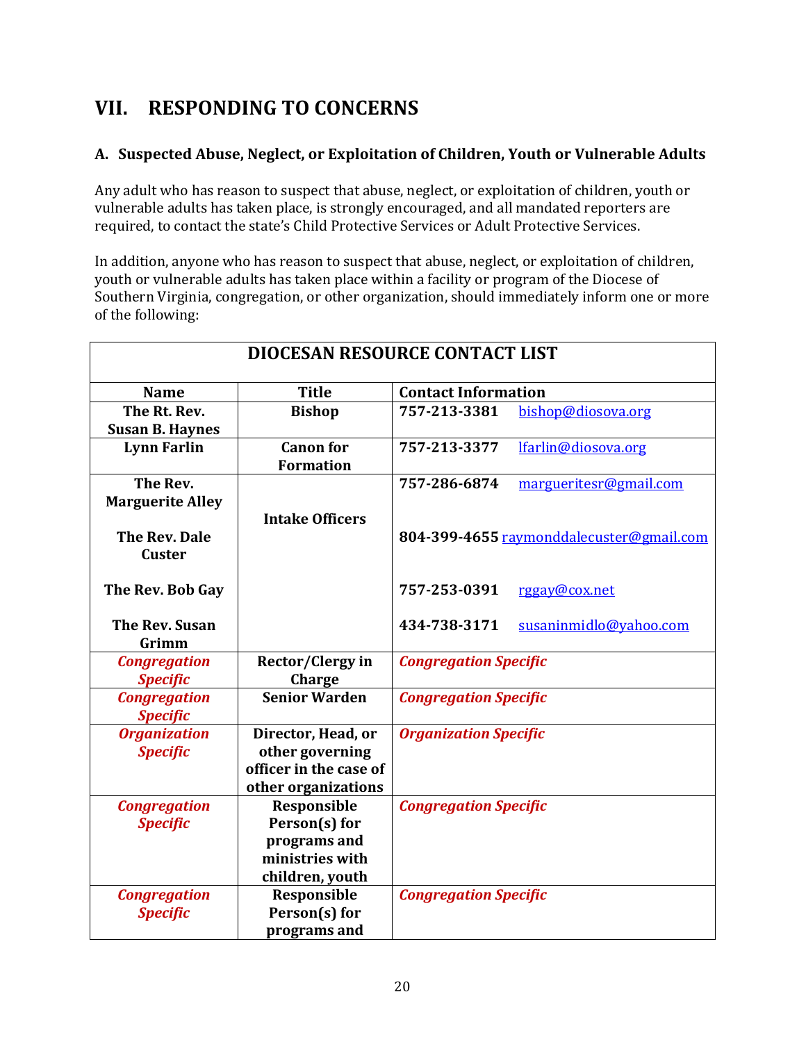# VII. RESPONDING TO CONCERNS

## A. Suspected Abuse, Neglect, or Exploitation of Children, Youth or Vulnerable Adults

Any adult who has reason to suspect that abuse, neglect, or exploitation of children, youth or vulnerable adults has taken place, is strongly encouraged, and all mandated reporters are required, to contact the state's Child Protective Services or Adult Protective Services.

In addition, anyone who has reason to suspect that abuse, neglect, or exploitation of children, youth or vulnerable adults has taken place within a facility or program of the Diocese of Southern Virginia, congregation, or other organization, should immediately inform one or more of the following:

| DIOCESAN RESOURCE CONTACT LIST | | |
|---|---|---|
| **Name** | **Title** | **Contact Information** |
| **The Rt. Rev. Susan B. Haynes** | **Bishop** | **757-213-3381** bishop@diosova.org |
| **Lynn Farlin** | **Canon for Formation** | **757-213-3377** lfarlin@diosova.org |
| **The Rev. Marguerite Alley** | **Intake Officers** | **757-286-6874** marguerites@gmail.com |
| **The Rev. Dale Custer** | | **804-399-4655** raymonddalecuster@gmail.com |
| **The Rev. Bob Gay** | | **757-253-0391** rggay@cox.net |
| **The Rev. Susan Grimm** | | **434-738-3171** susaninmidlo@yahoo.com |
| ***Congregation Specific*** | **Rector/Clergy in Charge** | ***Congregation Specific*** |
| ***Congregation Specific*** | **Senior Warden** | ***Congregation Specific*** |
| ***Organization Specific*** | **Director, Head, or other governing officer in the case of other organizations** | ***Organization Specific*** |
| ***Congregation Specific*** | **Responsible Person(s) for programs and ministries with children, youth** | ***Congregation Specific*** |
| ***Congregation Specific*** | **Responsible Person(s) for programs and** | ***Congregation Specific*** |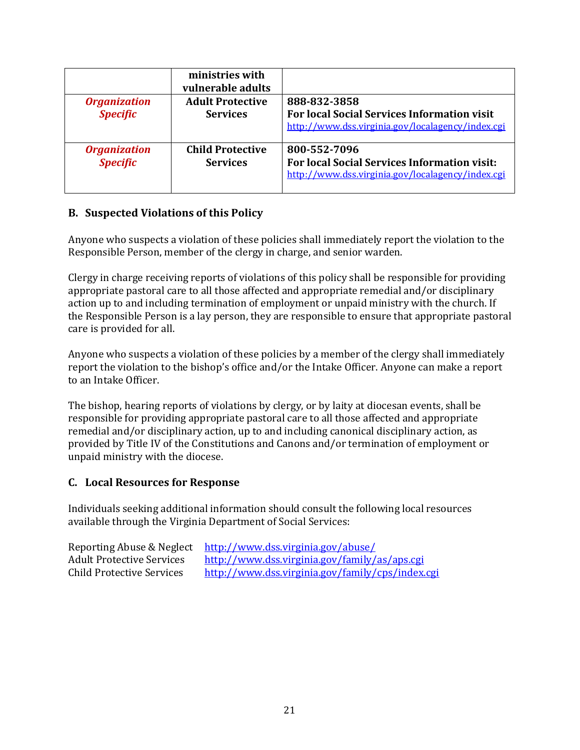| | ministries with vulnerable adults | |
|---|---|---|
| ***Organization Specific*** | **Adult Protective Services** | **888-832-3858**<br>**For local Social Services Information visit**<br>http://www.dss.virginia.gov/localagency/index.cgi |
| ***Organization Specific*** | **Child Protective Services** | **800-552-7096**<br>**For local Social Services Information visit:**<br>http://www.dss.virginia.gov/localagency/index.cgi |

### B. Suspected Violations of this Policy

Anyone who suspects a violation of these policies shall immediately report the violation to the Responsible Person, member of the clergy in charge, and senior warden.

Clergy in charge receiving reports of violations of this policy shall be responsible for providing appropriate pastoral care to all those affected and appropriate remedial and/or disciplinary action up to and including termination of employment or unpaid ministry with the church. If the Responsible Person is a lay person, they are responsible to ensure that appropriate pastoral care is provided for all.

Anyone who suspects a violation of these policies by a member of the clergy shall immediately report the violation to the bishop's office and/or the Intake Officer. Anyone can make a report to an Intake Officer.

The bishop, hearing reports of violations by clergy, or by laity at diocesan events, shall be responsible for providing appropriate pastoral care to all those affected and appropriate remedial and/or disciplinary action, up to and including canonical disciplinary action, as provided by Title IV of the Constitutions and Canons and/or termination of employment or unpaid ministry with the diocese.

### C. Local Resources for Response

Individuals seeking additional information should consult the following local resources available through the Virginia Department of Social Services:

| | |
|---|---|
| Reporting Abuse & Neglect | http://www.dss.virginia.gov/abuse/ |
| Adult Protective Services | http://www.dss.virginia.gov/family/as/aps.cgi |
| Child Protective Services | http://www.dss.virginia.gov/family/cps/index.cgi |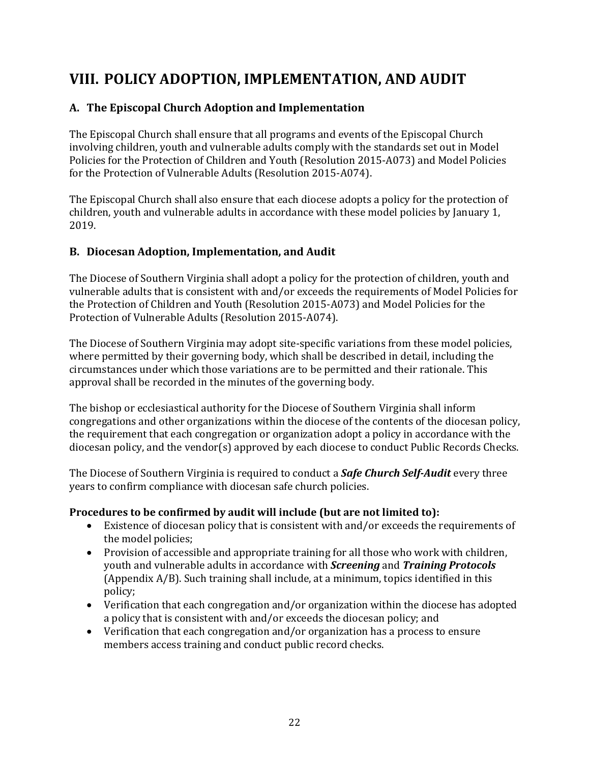# VIII. POLICY ADOPTION, IMPLEMENTATION, AND AUDIT

## A. The Episcopal Church Adoption and Implementation

The Episcopal Church shall ensure that all programs and events of the Episcopal Church involving children, youth and vulnerable adults comply with the standards set out in Model Policies for the Protection of Children and Youth (Resolution 2015-A073) and Model Policies for the Protection of Vulnerable Adults (Resolution 2015-A074).

The Episcopal Church shall also ensure that each diocese adopts a policy for the protection of children, youth and vulnerable adults in accordance with these model policies by January 1, 2019.

## B. Diocesan Adoption, Implementation, and Audit

The Diocese of Southern Virginia shall adopt a policy for the protection of children, youth and vulnerable adults that is consistent with and/or exceeds the requirements of Model Policies for the Protection of Children and Youth (Resolution 2015-A073) and Model Policies for the Protection of Vulnerable Adults (Resolution 2015-A074).

The Diocese of Southern Virginia may adopt site-specific variations from these model policies, where permitted by their governing body, which shall be described in detail, including the circumstances under which those variations are to be permitted and their rationale. This approval shall be recorded in the minutes of the governing body.

The bishop or ecclesiastical authority for the Diocese of Southern Virginia shall inform congregations and other organizations within the diocese of the contents of the diocesan policy, the requirement that each congregation or organization adopt a policy in accordance with the diocesan policy, and the vendor(s) approved by each diocese to conduct Public Records Checks.

The Diocese of Southern Virginia is required to conduct a ***Safe Church Self-Audit*** every three years to confirm compliance with diocesan safe church policies.

**Procedures to be confirmed by audit will include (but are not limited to):**

- Existence of diocesan policy that is consistent with and/or exceeds the requirements of the model policies;
- Provision of accessible and appropriate training for all those who work with children, youth and vulnerable adults in accordance with ***Screening*** and ***Training Protocols*** (Appendix A/B). Such training shall include, at a minimum, topics identified in this policy;
- Verification that each congregation and/or organization within the diocese has adopted a policy that is consistent with and/or exceeds the diocesan policy; and
- Verification that each congregation and/or organization has a process to ensure members access training and conduct public record checks.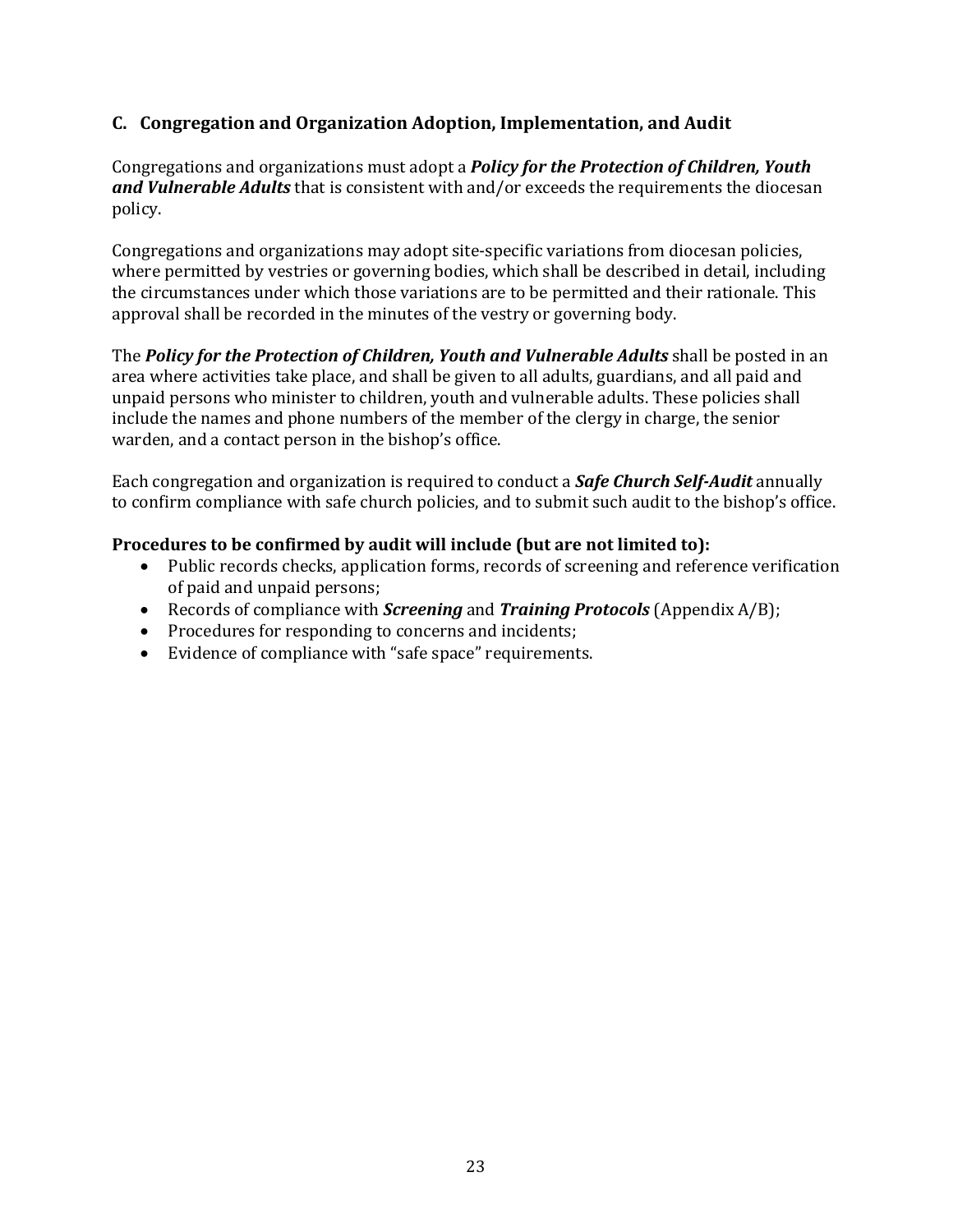### C. Congregation and Organization Adoption, Implementation, and Audit

Congregations and organizations must adopt a ***Policy for the Protection of Children, Youth and Vulnerable Adults*** that is consistent with and/or exceeds the requirements the diocesan policy.

Congregations and organizations may adopt site-specific variations from diocesan policies, where permitted by vestries or governing bodies, which shall be described in detail, including the circumstances under which those variations are to be permitted and their rationale. This approval shall be recorded in the minutes of the vestry or governing body.

The ***Policy for the Protection of Children, Youth and Vulnerable Adults*** shall be posted in an area where activities take place, and shall be given to all adults, guardians, and all paid and unpaid persons who minister to children, youth and vulnerable adults. These policies shall include the names and phone numbers of the member of the clergy in charge, the senior warden, and a contact person in the bishop's office.

Each congregation and organization is required to conduct a ***Safe Church Self-Audit*** annually to confirm compliance with safe church policies, and to submit such audit to the bishop's office.

**Procedures to be confirmed by audit will include (but are not limited to):**

- Public records checks, application forms, records of screening and reference verification of paid and unpaid persons;
- Records of compliance with ***Screening*** and ***Training Protocols*** (Appendix A/B);
- Procedures for responding to concerns and incidents;
- Evidence of compliance with "safe space" requirements.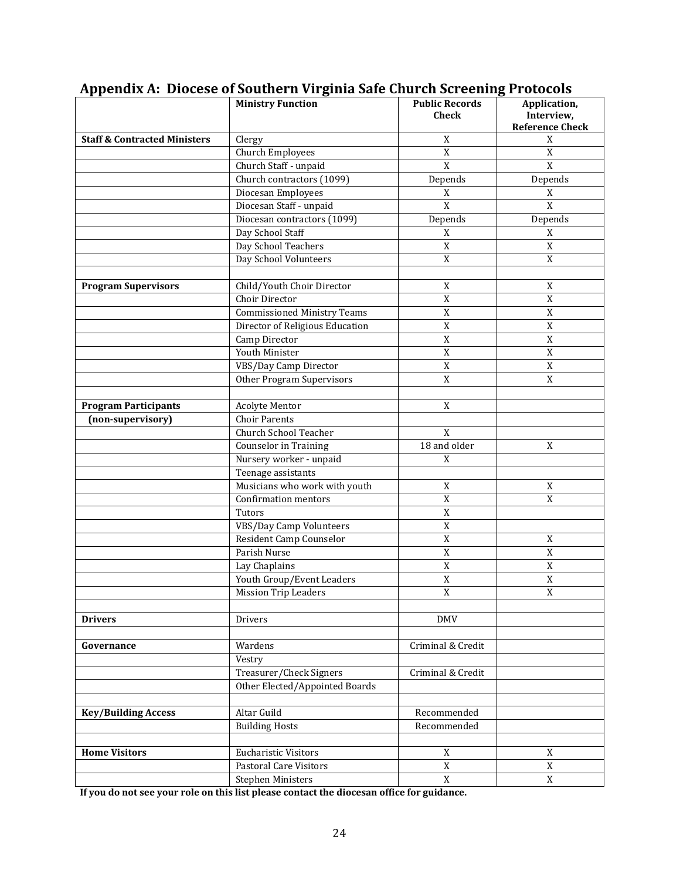## Appendix A: Diocese of Southern Virginia Safe Church Screening Protocols

| | Ministry Function | Public Records Check | Application, Interview, Reference Check |
|---|---|---|---|
| **Staff & Contracted Ministers** | Clergy | X | X |
| | Church Employees | X | X |
| | Church Staff - unpaid | X | X |
| | Church contractors (1099) | Depends | Depends |
| | Diocesan Employees | X | X |
| | Diocesan Staff - unpaid | X | X |
| | Diocesan contractors (1099) | Depends | Depends |
| | Day School Staff | X | X |
| | Day School Teachers | X | X |
| | Day School Volunteers | X | X |
| | | | |
| **Program Supervisors** | Child/Youth Choir Director | X | X |
| | Choir Director | X | X |
| | Commissioned Ministry Teams | X | X |
| | Director of Religious Education | X | X |
| | Camp Director | X | X |
| | Youth Minister | X | X |
| | VBS/Day Camp Director | X | X |
| | Other Program Supervisors | X | X |
| | | | |
| **Program Participants** | Acolyte Mentor | X | |
| **(non-supervisory)** | Choir Parents | | |
| | Church School Teacher | X | |
| | Counselor in Training | 18 and older | X |
| | Nursery worker - unpaid | X | |
| | Teenage assistants | | |
| | Musicians who work with youth | X | X |
| | Confirmation mentors | X | X |
| | Tutors | X | |
| | VBS/Day Camp Volunteers | X | |
| | Resident Camp Counselor | X | X |
| | Parish Nurse | X | X |
| | Lay Chaplains | X | X |
| | Youth Group/Event Leaders | X | X |
| | Mission Trip Leaders | X | X |
| | | | |
| **Drivers** | Drivers | DMV | |
| | | | |
| **Governance** | Wardens | Criminal & Credit | |
| | Vestry | | |
| | Treasurer/Check Signers | Criminal & Credit | |
| | Other Elected/Appointed Boards | | |
| | | | |
| **Key/Building Access** | Altar Guild | Recommended | |
| | Building Hosts | Recommended | |
| | | | |
| **Home Visitors** | Eucharistic Visitors | X | X |
| | Pastoral Care Visitors | X | X |
| | Stephen Ministers | X | X |

**If you do not see your role on this list please contact the diocesan office for guidance.**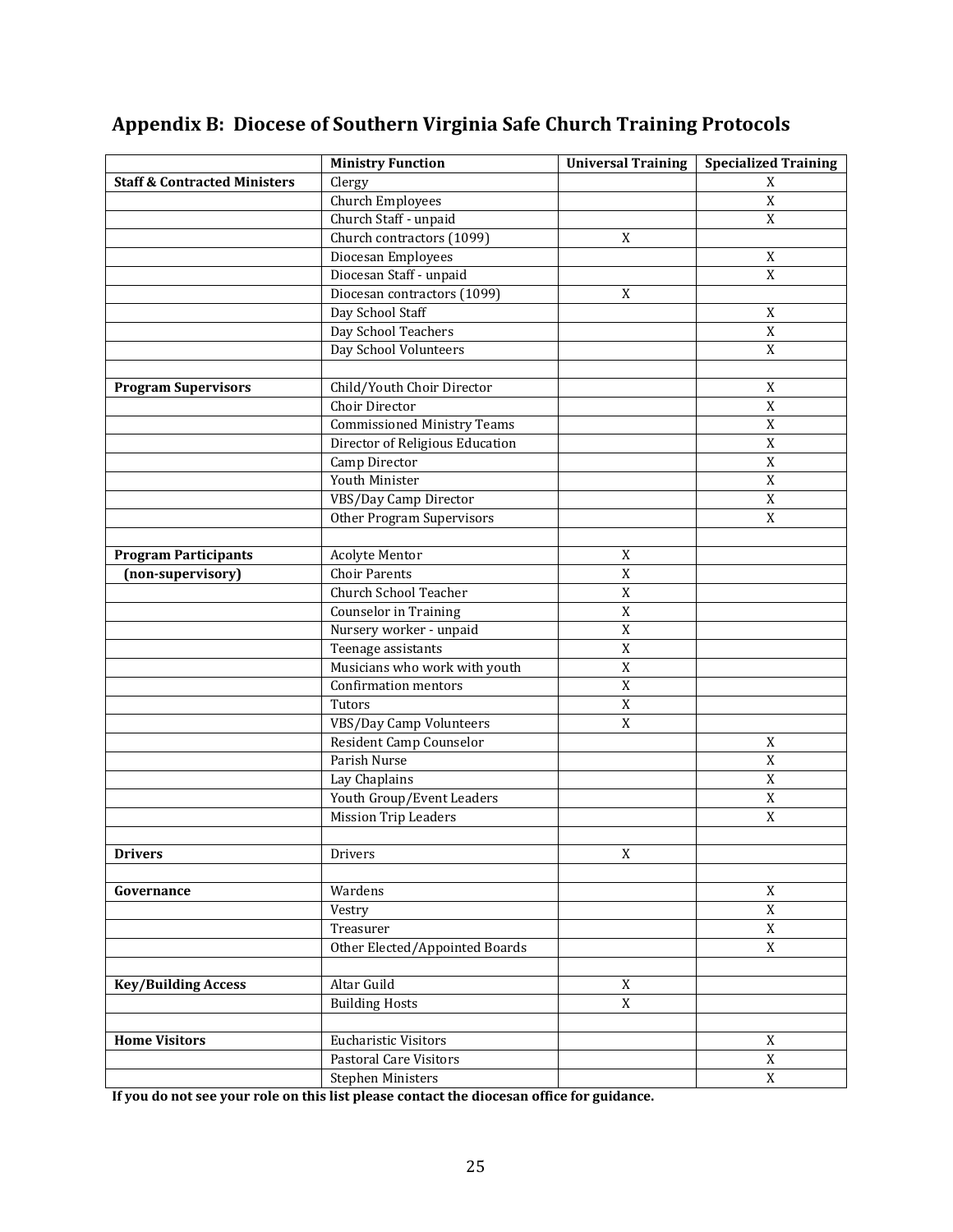## Appendix B: Diocese of Southern Virginia Safe Church Training Protocols

| | Ministry Function | Universal Training | Specialized Training |
|---|---|---|---|
| **Staff & Contracted Ministers** | Clergy | | X |
| | Church Employees | | X |
| | Church Staff - unpaid | | X |
| | Church contractors (1099) | X | |
| | Diocesan Employees | | X |
| | Diocesan Staff - unpaid | | X |
| | Diocesan contractors (1099) | X | |
| | Day School Staff | | X |
| | Day School Teachers | | X |
| | Day School Volunteers | | X |
| | | | |
| **Program Supervisors** | Child/Youth Choir Director | | X |
| | Choir Director | | X |
| | Commissioned Ministry Teams | | X |
| | Director of Religious Education | | X |
| | Camp Director | | X |
| | Youth Minister | | X |
| | VBS/Day Camp Director | | X |
| | Other Program Supervisors | | X |
| | | | |
| **Program Participants** | Acolyte Mentor | X | |
| **(non-supervisory)** | Choir Parents | X | |
| | Church School Teacher | X | |
| | Counselor in Training | X | |
| | Nursery worker - unpaid | X | |
| | Teenage assistants | X | |
| | Musicians who work with youth | X | |
| | Confirmation mentors | X | |
| | Tutors | X | |
| | VBS/Day Camp Volunteers | X | |
| | Resident Camp Counselor | | X |
| | Parish Nurse | | X |
| | Lay Chaplains | | X |
| | Youth Group/Event Leaders | | X |
| | Mission Trip Leaders | | X |
| | | | |
| **Drivers** | Drivers | X | |
| | | | |
| **Governance** | Wardens | | X |
| | Vestry | | X |
| | Treasurer | | X |
| | Other Elected/Appointed Boards | | X |
| | | | |
| **Key/Building Access** | Altar Guild | X | |
| | Building Hosts | X | |
| | | | |
| **Home Visitors** | Eucharistic Visitors | | X |
| | Pastoral Care Visitors | | X |
| | Stephen Ministers | | X |

**If you do not see your role on this list please contact the diocesan office for guidance.**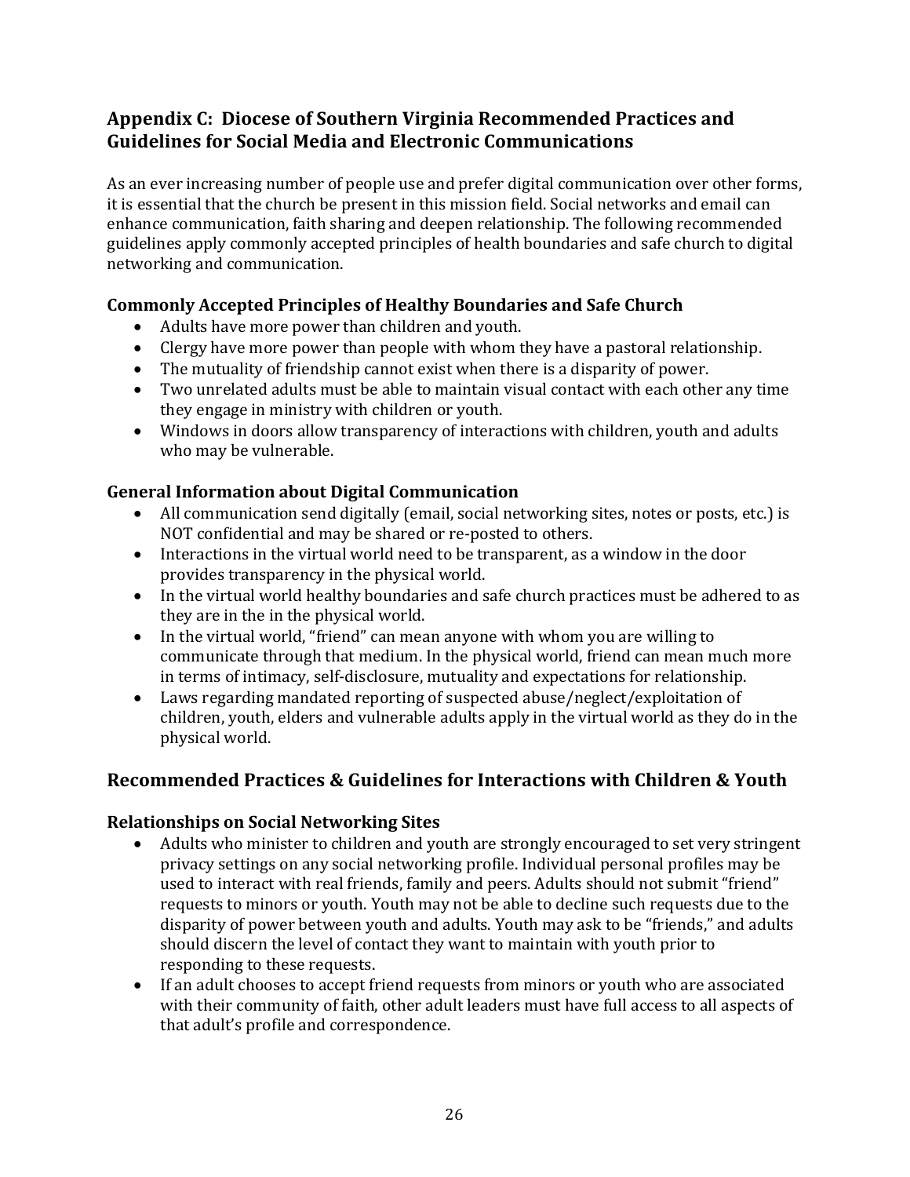## Appendix C: Diocese of Southern Virginia Recommended Practices and Guidelines for Social Media and Electronic Communications

As an ever increasing number of people use and prefer digital communication over other forms, it is essential that the church be present in this mission field. Social networks and email can enhance communication, faith sharing and deepen relationship. The following recommended guidelines apply commonly accepted principles of health boundaries and safe church to digital networking and communication.

### Commonly Accepted Principles of Healthy Boundaries and Safe Church

- Adults have more power than children and youth.
- Clergy have more power than people with whom they have a pastoral relationship.
- The mutuality of friendship cannot exist when there is a disparity of power.
- Two unrelated adults must be able to maintain visual contact with each other any time they engage in ministry with children or youth.
- Windows in doors allow transparency of interactions with children, youth and adults who may be vulnerable.

### General Information about Digital Communication

- All communication send digitally (email, social networking sites, notes or posts, etc.) is NOT confidential and may be shared or re-posted to others.
- Interactions in the virtual world need to be transparent, as a window in the door provides transparency in the physical world.
- In the virtual world healthy boundaries and safe church practices must be adhered to as they are in the in the physical world.
- In the virtual world, "friend" can mean anyone with whom you are willing to communicate through that medium. In the physical world, friend can mean much more in terms of intimacy, self-disclosure, mutuality and expectations for relationship.
- Laws regarding mandated reporting of suspected abuse/neglect/exploitation of children, youth, elders and vulnerable adults apply in the virtual world as they do in the physical world.

## Recommended Practices & Guidelines for Interactions with Children & Youth

### Relationships on Social Networking Sites

- Adults who minister to children and youth are strongly encouraged to set very stringent privacy settings on any social networking profile. Individual personal profiles may be used to interact with real friends, family and peers. Adults should not submit "friend" requests to minors or youth. Youth may not be able to decline such requests due to the disparity of power between youth and adults. Youth may ask to be "friends," and adults should discern the level of contact they want to maintain with youth prior to responding to these requests.
- If an adult chooses to accept friend requests from minors or youth who are associated with their community of faith, other adult leaders must have full access to all aspects of that adult's profile and correspondence.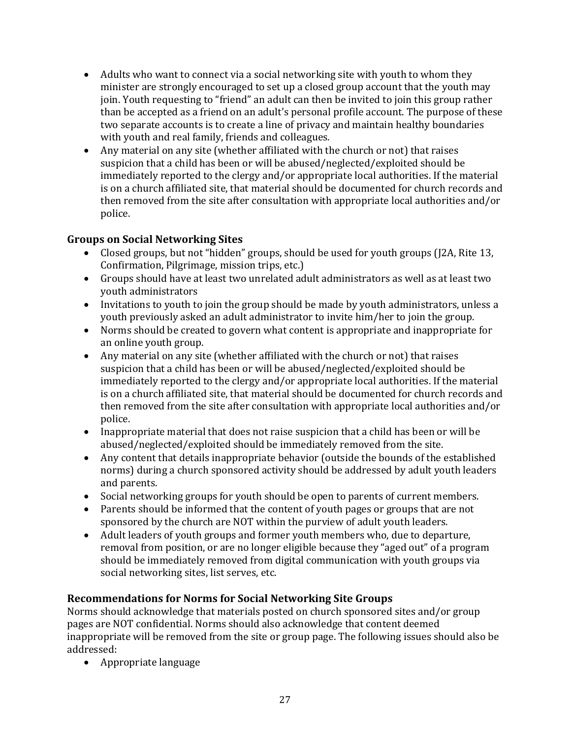- Adults who want to connect via a social networking site with youth to whom they minister are strongly encouraged to set up a closed group account that the youth may join. Youth requesting to "friend" an adult can then be invited to join this group rather than be accepted as a friend on an adult's personal profile account. The purpose of these two separate accounts is to create a line of privacy and maintain healthy boundaries with youth and real family, friends and colleagues.
- Any material on any site (whether affiliated with the church or not) that raises suspicion that a child has been or will be abused/neglected/exploited should be immediately reported to the clergy and/or appropriate local authorities. If the material is on a church affiliated site, that material should be documented for church records and then removed from the site after consultation with appropriate local authorities and/or police.

### Groups on Social Networking Sites

- Closed groups, but not "hidden" groups, should be used for youth groups (J2A, Rite 13, Confirmation, Pilgrimage, mission trips, etc.)
- Groups should have at least two unrelated adult administrators as well as at least two youth administrators
- Invitations to youth to join the group should be made by youth administrators, unless a youth previously asked an adult administrator to invite him/her to join the group.
- Norms should be created to govern what content is appropriate and inappropriate for an online youth group.
- Any material on any site (whether affiliated with the church or not) that raises suspicion that a child has been or will be abused/neglected/exploited should be immediately reported to the clergy and/or appropriate local authorities. If the material is on a church affiliated site, that material should be documented for church records and then removed from the site after consultation with appropriate local authorities and/or police.
- Inappropriate material that does not raise suspicion that a child has been or will be abused/neglected/exploited should be immediately removed from the site.
- Any content that details inappropriate behavior (outside the bounds of the established norms) during a church sponsored activity should be addressed by adult youth leaders and parents.
- Social networking groups for youth should be open to parents of current members.
- Parents should be informed that the content of youth pages or groups that are not sponsored by the church are NOT within the purview of adult youth leaders.
- Adult leaders of youth groups and former youth members who, due to departure, removal from position, or are no longer eligible because they "aged out" of a program should be immediately removed from digital communication with youth groups via social networking sites, list serves, etc.

### Recommendations for Norms for Social Networking Site Groups

Norms should acknowledge that materials posted on church sponsored sites and/or group pages are NOT confidential. Norms should also acknowledge that content deemed inappropriate will be removed from the site or group page. The following issues should also be addressed:

- Appropriate language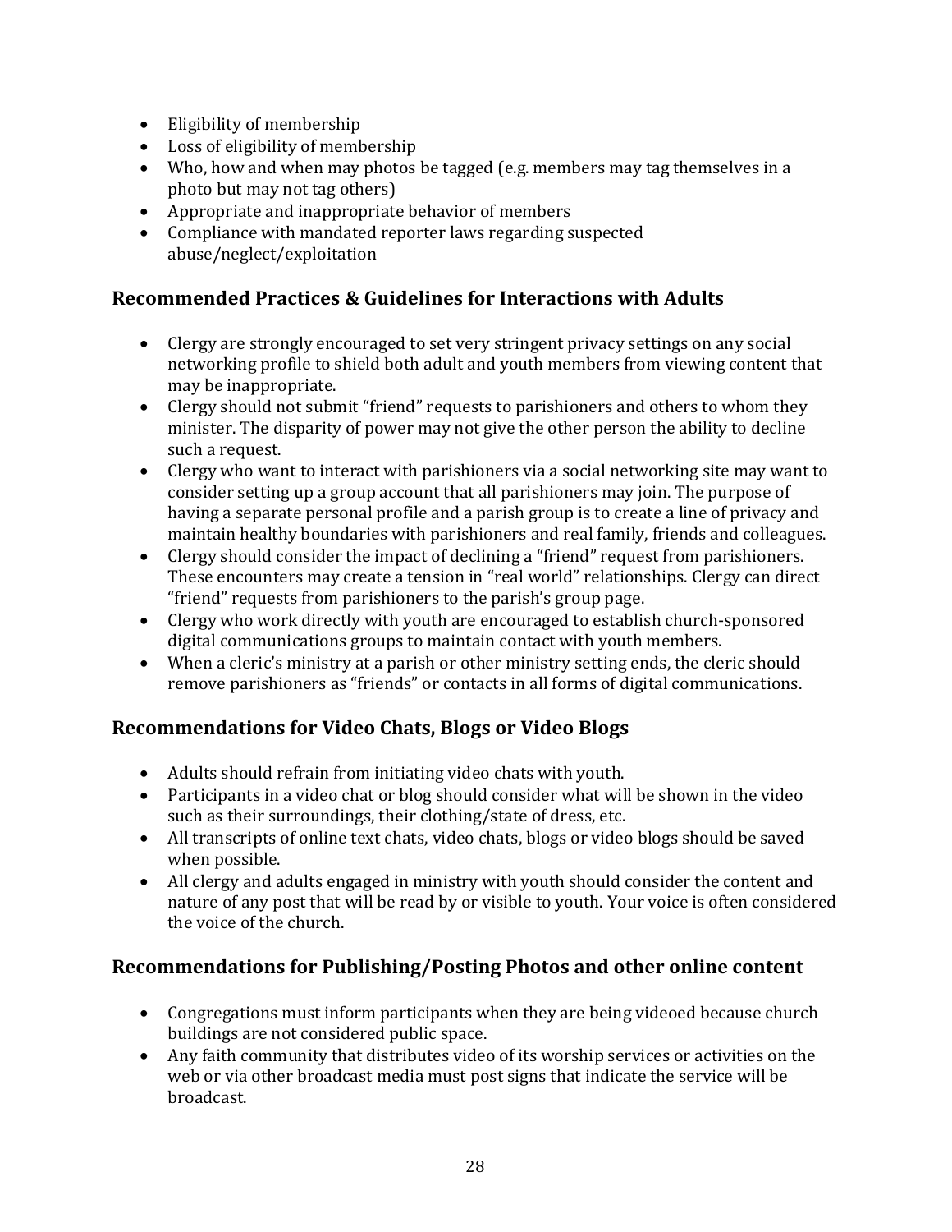- Eligibility of membership
- Loss of eligibility of membership
- Who, how and when may photos be tagged (e.g. members may tag themselves in a photo but may not tag others)
- Appropriate and inappropriate behavior of members
- Compliance with mandated reporter laws regarding suspected abuse/neglect/exploitation

## Recommended Practices & Guidelines for Interactions with Adults

- Clergy are strongly encouraged to set very stringent privacy settings on any social networking profile to shield both adult and youth members from viewing content that may be inappropriate.
- Clergy should not submit "friend" requests to parishioners and others to whom they minister. The disparity of power may not give the other person the ability to decline such a request.
- Clergy who want to interact with parishioners via a social networking site may want to consider setting up a group account that all parishioners may join. The purpose of having a separate personal profile and a parish group is to create a line of privacy and maintain healthy boundaries with parishioners and real family, friends and colleagues.
- Clergy should consider the impact of declining a "friend" request from parishioners. These encounters may create a tension in "real world" relationships. Clergy can direct "friend" requests from parishioners to the parish's group page.
- Clergy who work directly with youth are encouraged to establish church-sponsored digital communications groups to maintain contact with youth members.
- When a cleric's ministry at a parish or other ministry setting ends, the cleric should remove parishioners as "friends" or contacts in all forms of digital communications.

## Recommendations for Video Chats, Blogs or Video Blogs

- Adults should refrain from initiating video chats with youth.
- Participants in a video chat or blog should consider what will be shown in the video such as their surroundings, their clothing/state of dress, etc.
- All transcripts of online text chats, video chats, blogs or video blogs should be saved when possible.
- All clergy and adults engaged in ministry with youth should consider the content and nature of any post that will be read by or visible to youth. Your voice is often considered the voice of the church.

## Recommendations for Publishing/Posting Photos and other online content

- Congregations must inform participants when they are being videoed because church buildings are not considered public space.
- Any faith community that distributes video of its worship services or activities on the web or via other broadcast media must post signs that indicate the service will be broadcast.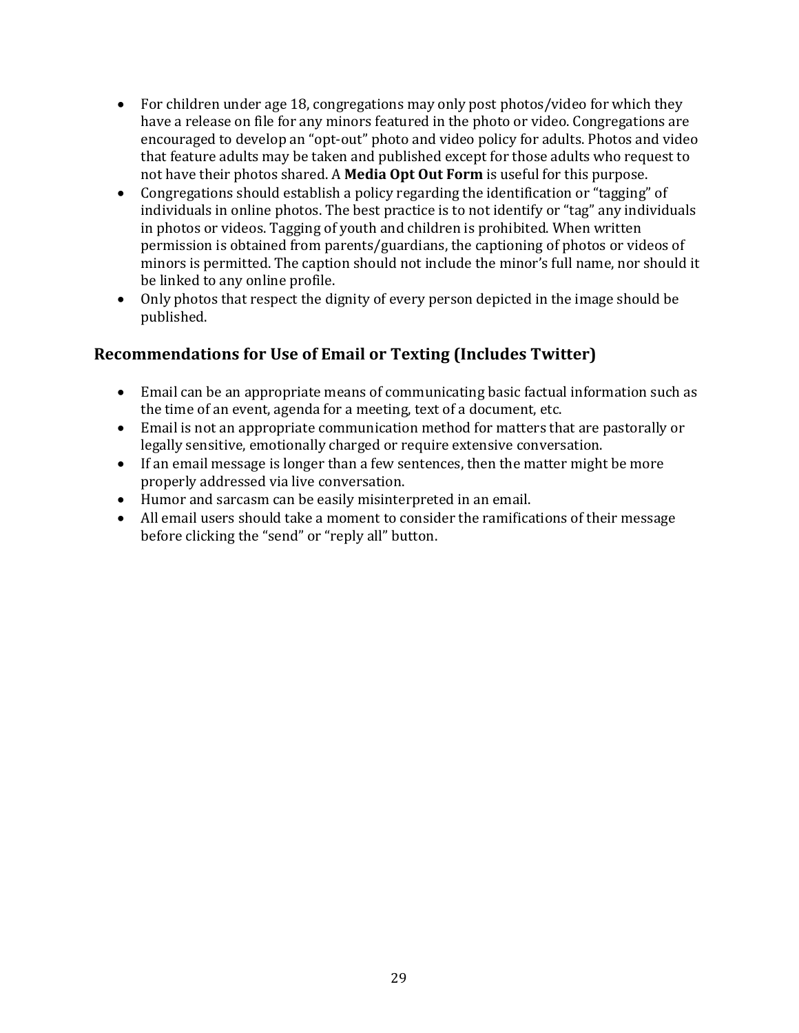- For children under age 18, congregations may only post photos/video for which they have a release on file for any minors featured in the photo or video. Congregations are encouraged to develop an "opt-out" photo and video policy for adults. Photos and video that feature adults may be taken and published except for those adults who request to not have their photos shared. A **Media Opt Out Form** is useful for this purpose.
- Congregations should establish a policy regarding the identification or "tagging" of individuals in online photos. The best practice is to not identify or "tag" any individuals in photos or videos. Tagging of youth and children is prohibited. When written permission is obtained from parents/guardians, the captioning of photos or videos of minors is permitted. The caption should not include the minor's full name, nor should it be linked to any online profile.
- Only photos that respect the dignity of every person depicted in the image should be published.

## Recommendations for Use of Email or Texting (Includes Twitter)

- Email can be an appropriate means of communicating basic factual information such as the time of an event, agenda for a meeting, text of a document, etc.
- Email is not an appropriate communication method for matters that are pastorally or legally sensitive, emotionally charged or require extensive conversation.
- If an email message is longer than a few sentences, then the matter might be more properly addressed via live conversation.
- Humor and sarcasm can be easily misinterpreted in an email.
- All email users should take a moment to consider the ramifications of their message before clicking the "send" or "reply all" button.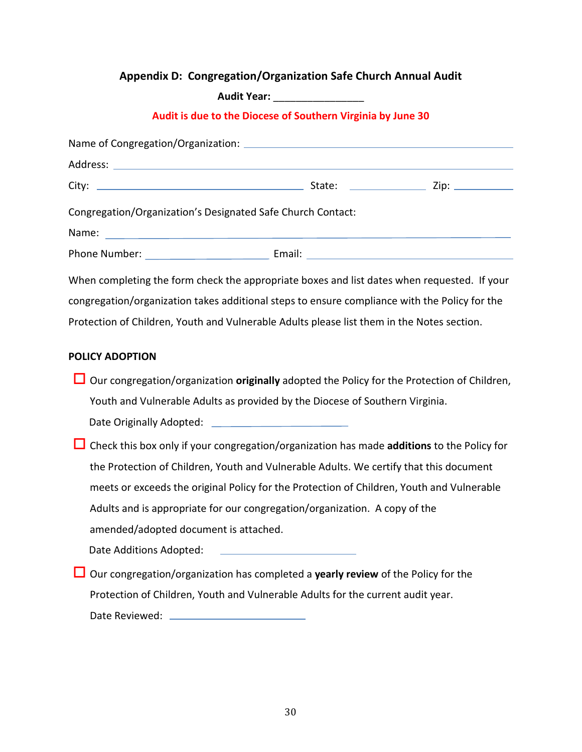## Appendix D: Congregation/Organization Safe Church Annual Audit

**Audit Year: ________________**

**Audit is due to the Diocese of Southern Virginia by June 30**

Name of Congregation/Organization: ______________________________

Address: ______________________________

City: ______________________ State: ____________ Zip: __________

Congregation/Organization's Designated Safe Church Contact:

Name: ______________________________

Phone Number: ____________________ Email: ______________________

When completing the form check the appropriate boxes and list dates when requested. If your congregation/organization takes additional steps to ensure compliance with the Policy for the Protection of Children, Youth and Vulnerable Adults please list them in the Notes section.

**POLICY ADOPTION**

- ☐ Our congregation/organization **originally** adopted the Policy for the Protection of Children, Youth and Vulnerable Adults as provided by the Diocese of Southern Virginia.

  Date Originally Adopted: ____________________

- ☐ Check this box only if your congregation/organization has made **additions** to the Policy for the Protection of Children, Youth and Vulnerable Adults. We certify that this document meets or exceeds the original Policy for the Protection of Children, Youth and Vulnerable Adults and is appropriate for our congregation/organization. A copy of the amended/adopted document is attached.

  Date Additions Adopted: ____________________

- ☐ Our congregation/organization has completed a **yearly review** of the Policy for the Protection of Children, Youth and Vulnerable Adults for the current audit year.

  Date Reviewed: ____________________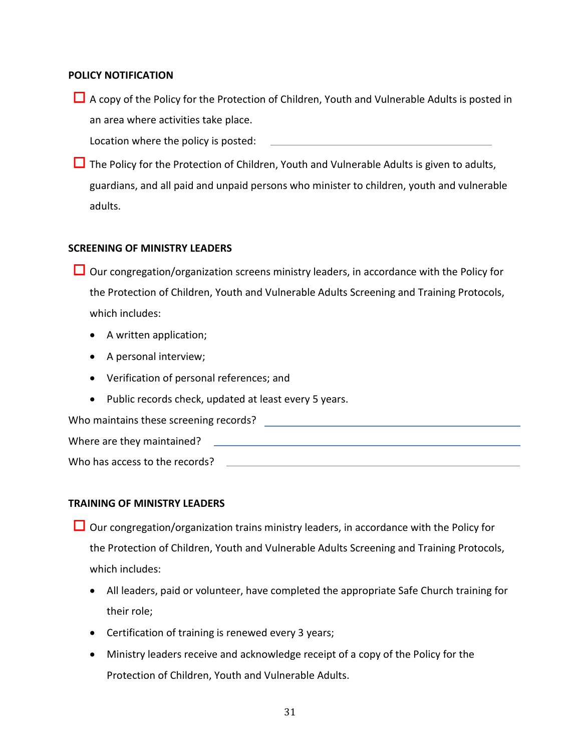**POLICY NOTIFICATION**

- [ ] A copy of the Policy for the Protection of Children, Youth and Vulnerable Adults is posted in an area where activities take place.

  Location where the policy is posted: \_\_\_\_\_\_\_\_\_\_\_\_\_\_\_\_\_\_\_\_\_\_\_\_\_\_\_\_\_\_\_\_

- [ ] The Policy for the Protection of Children, Youth and Vulnerable Adults is given to adults, guardians, and all paid and unpaid persons who minister to children, youth and vulnerable adults.

**SCREENING OF MINISTRY LEADERS**

- [ ] Our congregation/organization screens ministry leaders, in accordance with the Policy for the Protection of Children, Youth and Vulnerable Adults Screening and Training Protocols, which includes:
  - A written application;
  - A personal interview;
  - Verification of personal references; and
  - Public records check, updated at least every 5 years.

Who maintains these screening records? \_\_\_\_\_\_\_\_\_\_\_\_\_\_\_\_\_\_\_\_\_\_\_\_\_\_\_\_\_\_\_\_

Where are they maintained? \_\_\_\_\_\_\_\_\_\_\_\_\_\_\_\_\_\_\_\_\_\_\_\_\_\_\_\_\_\_\_\_

Who has access to the records? \_\_\_\_\_\_\_\_\_\_\_\_\_\_\_\_\_\_\_\_\_\_\_\_\_\_\_\_\_\_\_\_

**TRAINING OF MINISTRY LEADERS**

- [ ] Our congregation/organization trains ministry leaders, in accordance with the Policy for the Protection of Children, Youth and Vulnerable Adults Screening and Training Protocols, which includes:
  - All leaders, paid or volunteer, have completed the appropriate Safe Church training for their role;
  - Certification of training is renewed every 3 years;
  - Ministry leaders receive and acknowledge receipt of a copy of the Policy for the Protection of Children, Youth and Vulnerable Adults.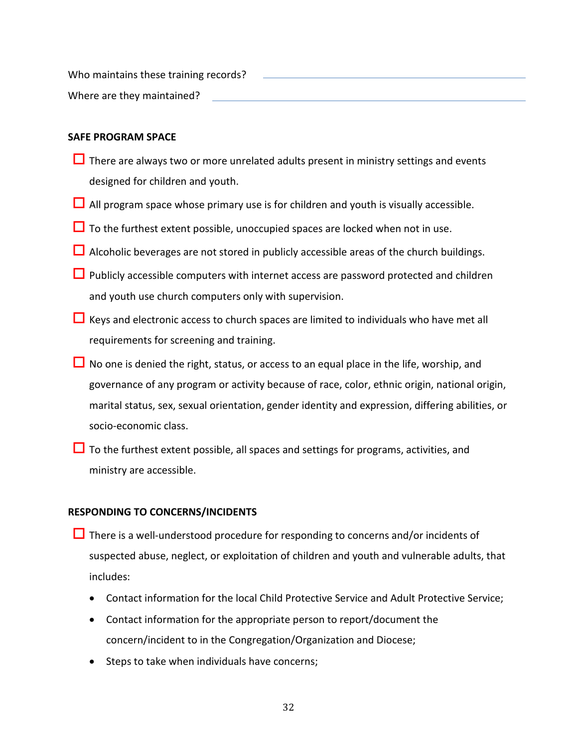Who maintains these training records? ______________________________

Where are they maintained? ______________________________

**SAFE PROGRAM SPACE**

- ☐ There are always two or more unrelated adults present in ministry settings and events designed for children and youth.
- ☐ All program space whose primary use is for children and youth is visually accessible.
- ☐ To the furthest extent possible, unoccupied spaces are locked when not in use.
- ☐ Alcoholic beverages are not stored in publicly accessible areas of the church buildings.
- ☐ Publicly accessible computers with internet access are password protected and children and youth use church computers only with supervision.
- ☐ Keys and electronic access to church spaces are limited to individuals who have met all requirements for screening and training.
- ☐ No one is denied the right, status, or access to an equal place in the life, worship, and governance of any program or activity because of race, color, ethnic origin, national origin, marital status, sex, sexual orientation, gender identity and expression, differing abilities, or socio-economic class.
- ☐ To the furthest extent possible, all spaces and settings for programs, activities, and ministry are accessible.

**RESPONDING TO CONCERNS/INCIDENTS**

- ☐ There is a well-understood procedure for responding to concerns and/or incidents of suspected abuse, neglect, or exploitation of children and youth and vulnerable adults, that includes:
  - Contact information for the local Child Protective Service and Adult Protective Service;
  - Contact information for the appropriate person to report/document the concern/incident to in the Congregation/Organization and Diocese;
  - Steps to take when individuals have concerns;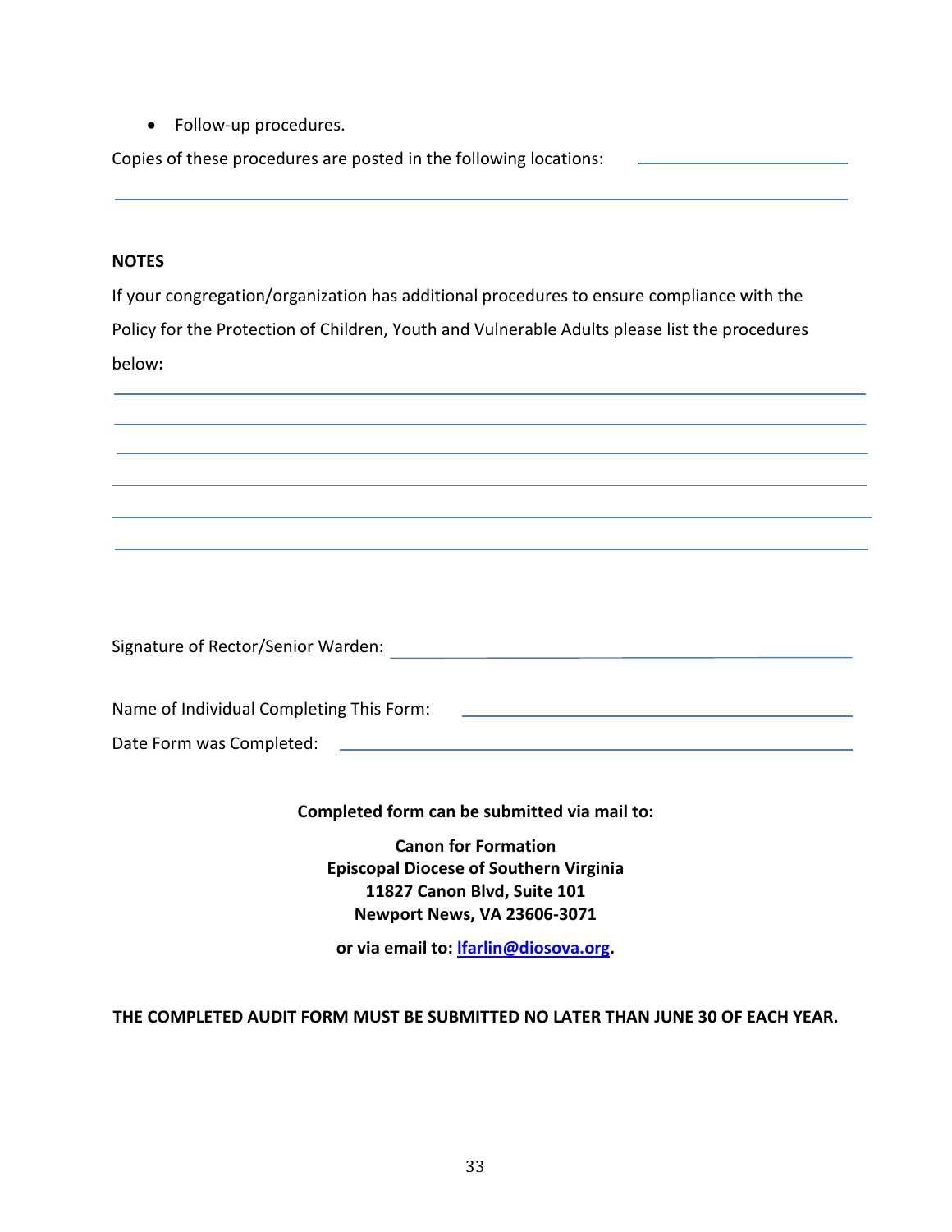- Follow-up procedures.

Copies of these procedures are posted in the following locations: \_\_\_\_\_\_\_\_\_\_\_\_\_\_\_\_\_\_\_\_

\_\_\_\_\_\_\_\_\_\_\_\_\_\_\_\_\_\_\_\_\_\_\_\_\_\_\_\_\_\_\_\_\_\_\_\_\_\_\_\_\_\_\_\_\_\_\_\_\_\_\_\_\_\_\_\_\_\_\_\_\_\_\_\_\_\_\_\_

**NOTES**

If your congregation/organization has additional procedures to ensure compliance with the Policy for the Protection of Children, Youth and Vulnerable Adults please list the procedures below**:**

\_\_\_\_\_\_\_\_\_\_\_\_\_\_\_\_\_\_\_\_\_\_\_\_\_\_\_\_\_\_\_\_\_\_\_\_\_\_\_\_\_\_\_\_\_\_\_\_\_\_\_\_\_\_\_\_\_\_\_\_\_\_\_\_\_\_\_\_

\_\_\_\_\_\_\_\_\_\_\_\_\_\_\_\_\_\_\_\_\_\_\_\_\_\_\_\_\_\_\_\_\_\_\_\_\_\_\_\_\_\_\_\_\_\_\_\_\_\_\_\_\_\_\_\_\_\_\_\_\_\_\_\_\_\_\_\_

\_\_\_\_\_\_\_\_\_\_\_\_\_\_\_\_\_\_\_\_\_\_\_\_\_\_\_\_\_\_\_\_\_\_\_\_\_\_\_\_\_\_\_\_\_\_\_\_\_\_\_\_\_\_\_\_\_\_\_\_\_\_\_\_\_\_\_\_

\_\_\_\_\_\_\_\_\_\_\_\_\_\_\_\_\_\_\_\_\_\_\_\_\_\_\_\_\_\_\_\_\_\_\_\_\_\_\_\_\_\_\_\_\_\_\_\_\_\_\_\_\_\_\_\_\_\_\_\_\_\_\_\_\_\_\_\_

\_\_\_\_\_\_\_\_\_\_\_\_\_\_\_\_\_\_\_\_\_\_\_\_\_\_\_\_\_\_\_\_\_\_\_\_\_\_\_\_\_\_\_\_\_\_\_\_\_\_\_\_\_\_\_\_\_\_\_\_\_\_\_\_\_\_\_\_

\_\_\_\_\_\_\_\_\_\_\_\_\_\_\_\_\_\_\_\_\_\_\_\_\_\_\_\_\_\_\_\_\_\_\_\_\_\_\_\_\_\_\_\_\_\_\_\_\_\_\_\_\_\_\_\_\_\_\_\_\_\_\_\_\_\_\_\_

Signature of Rector/Senior Warden: \_\_\_\_\_\_\_\_\_\_\_\_\_\_\_\_\_\_\_\_\_\_\_\_\_\_\_\_\_\_\_\_\_\_\_\_\_\_

Name of Individual Completing This Form: \_\_\_\_\_\_\_\_\_\_\_\_\_\_\_\_\_\_\_\_\_\_\_\_\_\_\_\_\_\_\_\_\_\_

Date Form was Completed: \_\_\_\_\_\_\_\_\_\_\_\_\_\_\_\_\_\_\_\_\_\_\_\_\_\_\_\_\_\_\_\_\_\_\_\_\_\_\_\_\_\_\_\_

**Completed form can be submitted via mail to:**

**Canon for Formation**
**Episcopal Diocese of Southern Virginia**
**11827 Canon Blvd, Suite 101**
**Newport News, VA 23606-3071**

**or via email to: lfarlin@diosova.org.**

**THE COMPLETED AUDIT FORM MUST BE SUBMITTED NO LATER THAN JUNE 30 OF EACH YEAR.**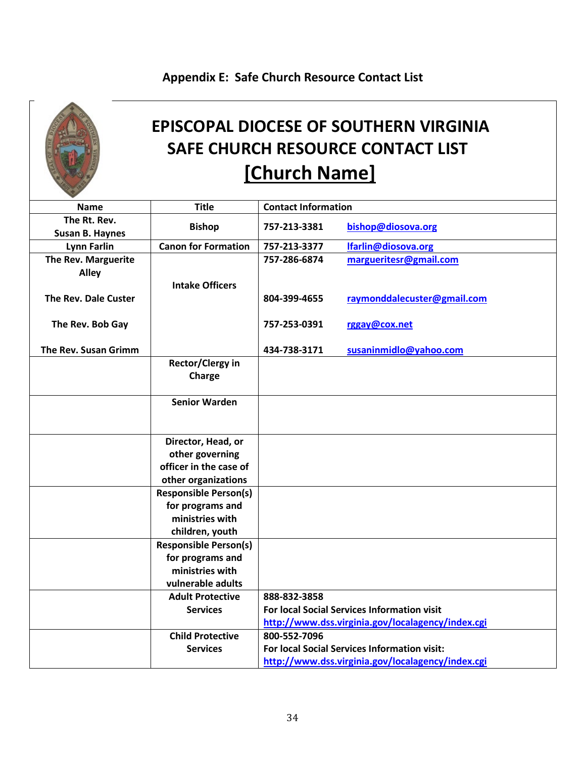## Appendix E: Safe Church Resource Contact List

# EPISCOPAL DIOCESE OF SOUTHERN VIRGINIA SAFE CHURCH RESOURCE CONTACT LIST

## [Church Name]

| Name | Title | Contact Information | |
|---|---|---|---|
| The Rt. Rev. Susan B. Haynes | Bishop | 757-213-3381 | bishop@diosova.org |
| Lynn Farlin | Canon for Formation | 757-213-3377 | lfarlin@diosova.org |
| The Rev. Marguerite Alley | Intake Officers | 757-286-6874 | margueritesr@gmail.com |
| The Rev. Dale Custer | | 804-399-4655 | raymonddalecuster@gmail.com |
| The Rev. Bob Gay | | 757-253-0391 | rggay@cox.net |
| The Rev. Susan Grimm | | 434-738-3171 | susaninmidlo@yahoo.com |
| | Rector/Clergy in Charge | | |
| | Senior Warden | | |
| | Director, Head, or other governing officer in the case of other organizations | | |
| | Responsible Person(s) for programs and ministries with children, youth | | |
| | Responsible Person(s) for programs and ministries with vulnerable adults | | |
| | Adult Protective Services | 888-832-3858<br>For local Social Services Information visit<br>http://www.dss.virginia.gov/localagency/index.cgi | |
| | Child Protective Services | 800-552-7096<br>For local Social Services Information visit:<br>http://www.dss.virginia.gov/localagency/index.cgi | |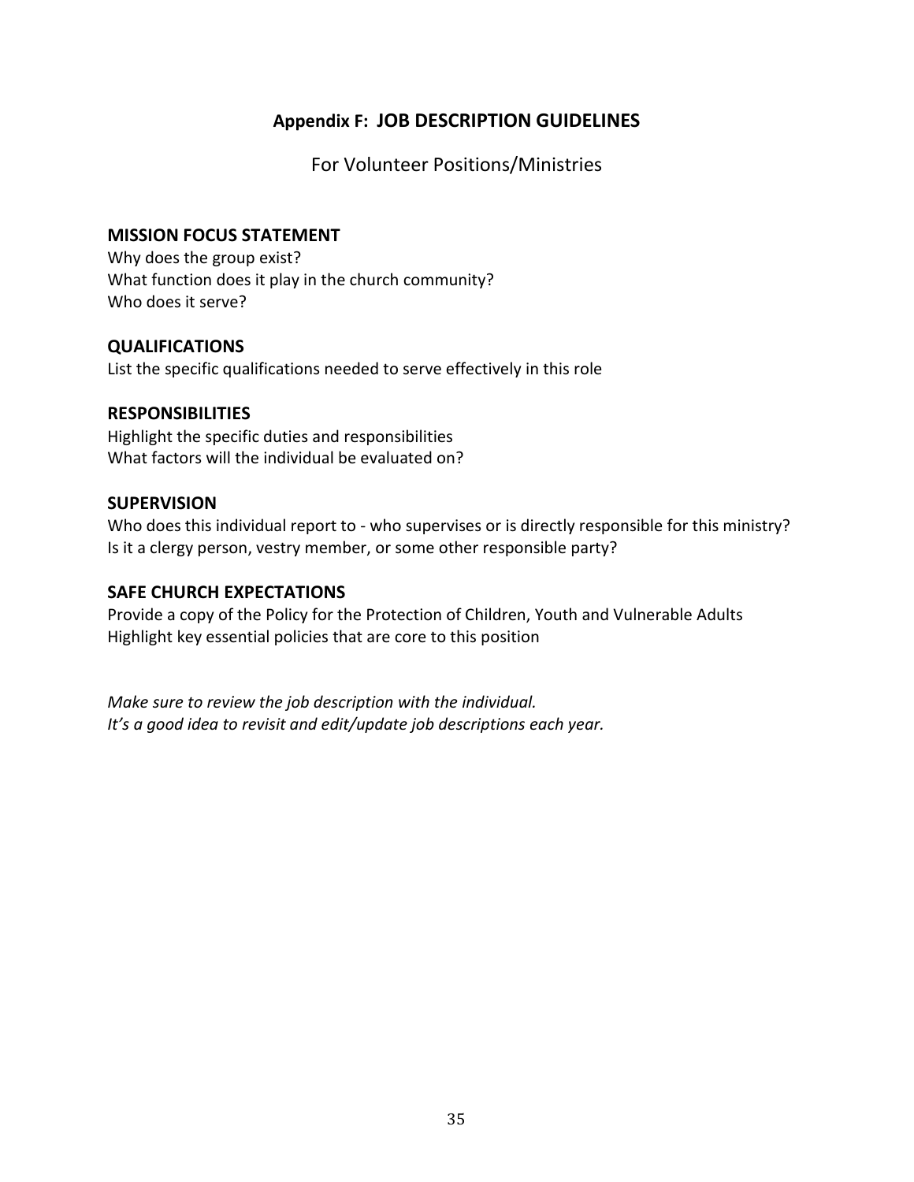# Appendix F: JOB DESCRIPTION GUIDELINES

For Volunteer Positions/Ministries

## MISSION FOCUS STATEMENT

Why does the group exist?
What function does it play in the church community?
Who does it serve?

## QUALIFICATIONS

List the specific qualifications needed to serve effectively in this role

## RESPONSIBILITIES

Highlight the specific duties and responsibilities
What factors will the individual be evaluated on?

## SUPERVISION

Who does this individual report to - who supervises or is directly responsible for this ministry?
Is it a clergy person, vestry member, or some other responsible party?

## SAFE CHURCH EXPECTATIONS

Provide a copy of the Policy for the Protection of Children, Youth and Vulnerable Adults
Highlight key essential policies that are core to this position

*Make sure to review the job description with the individual.*
*It's a good idea to revisit and edit/update job descriptions each year.*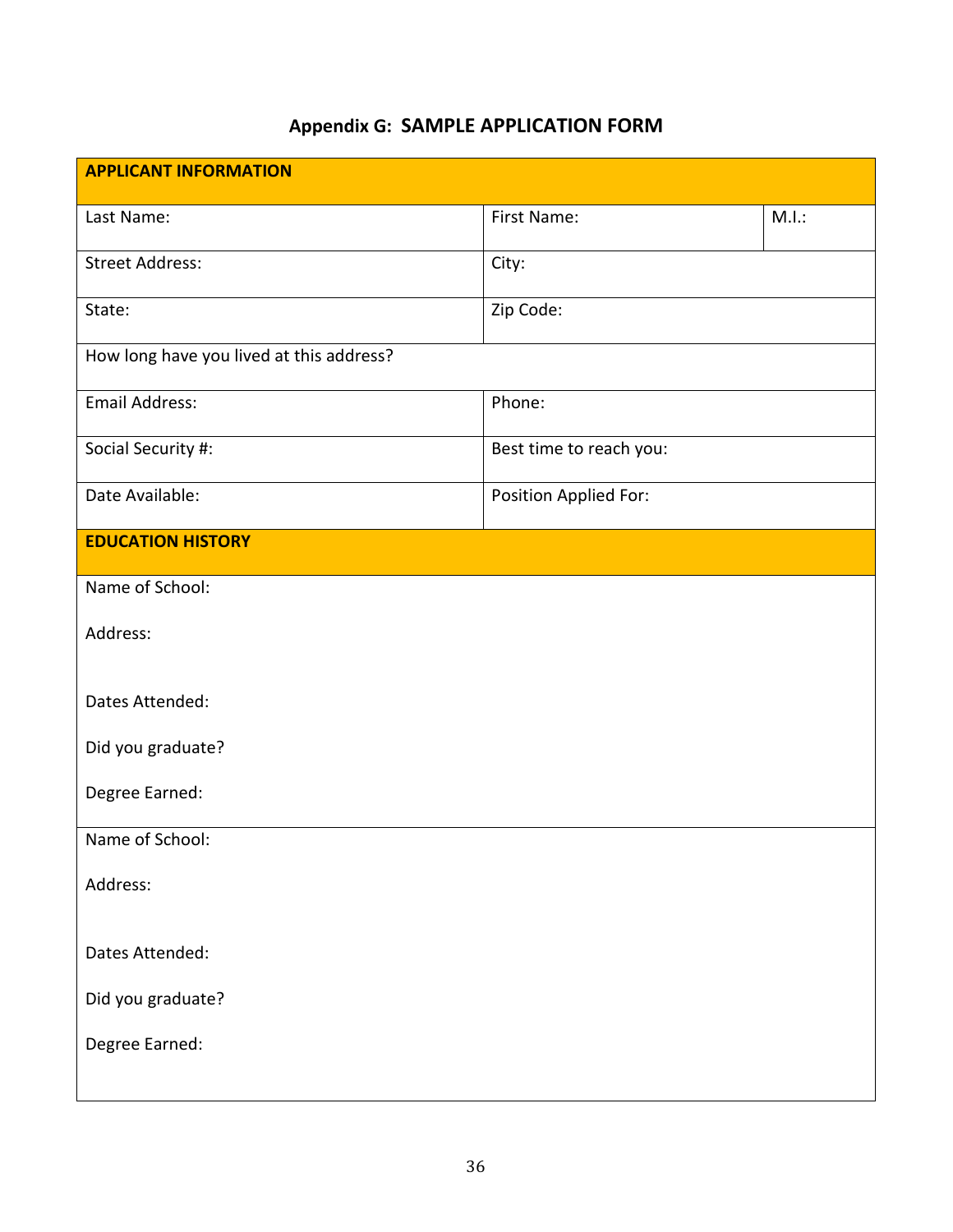## Appendix G: SAMPLE APPLICATION FORM

| APPLICANT INFORMATION | | |
|---|---|---|
| Last Name: | First Name: | M.I.: |
| Street Address: | City: | |
| State: | Zip Code: | |
| How long have you lived at this address? | | |
| Email Address: | Phone: | |
| Social Security #: | Best time to reach you: | |
| Date Available: | Position Applied For: | |

| EDUCATION HISTORY |
|---|
| Name of School:<br><br>Address:<br><br>Dates Attended:<br><br>Did you graduate?<br><br>Degree Earned: |
| Name of School:<br><br>Address:<br><br>Dates Attended:<br><br>Did you graduate?<br><br>Degree Earned: |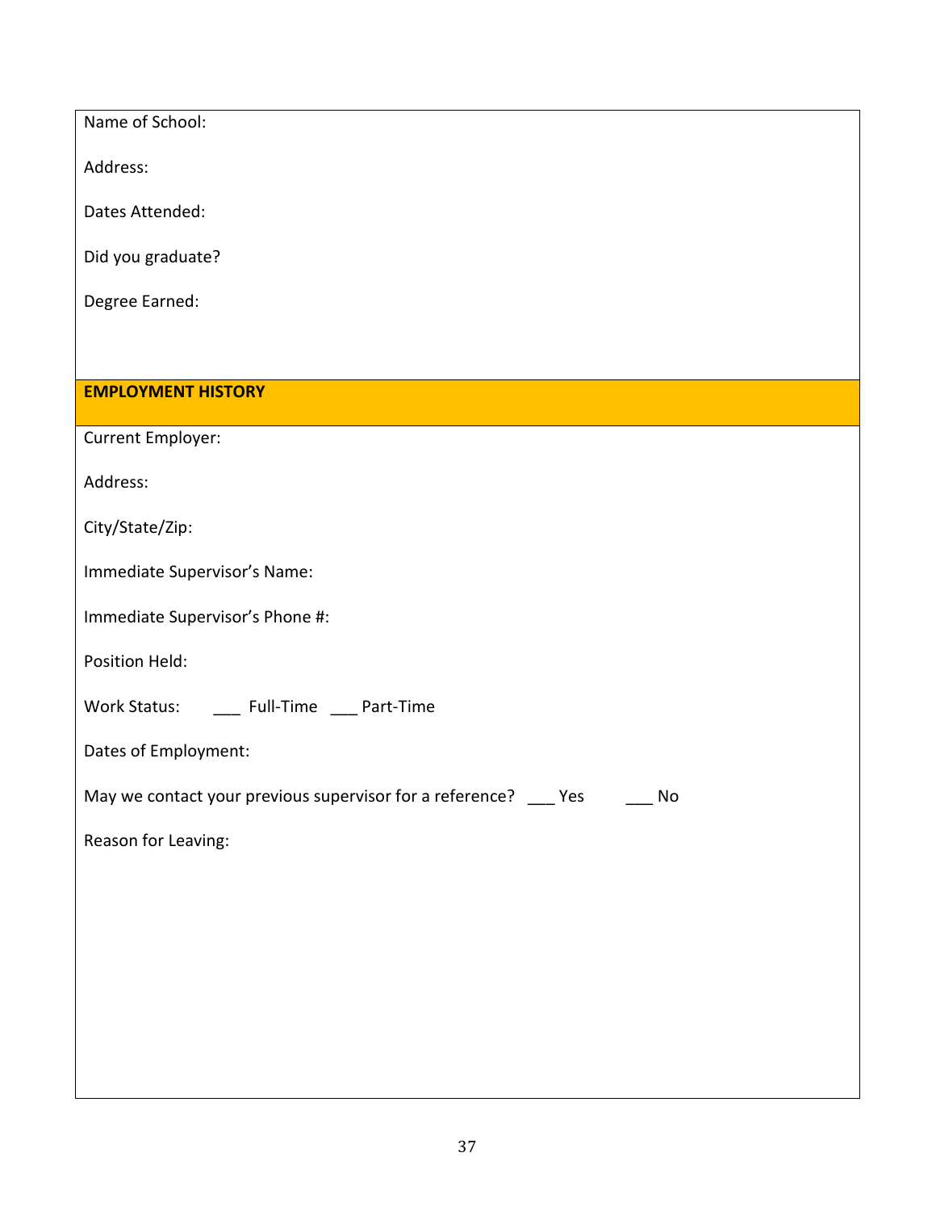Name of School:

Address:

Dates Attended:

Did you graduate?

Degree Earned:

## EMPLOYMENT HISTORY

Current Employer:

Address:

City/State/Zip:

Immediate Supervisor's Name:

Immediate Supervisor's Phone #:

Position Held:

Work Status: ___ Full-Time ___ Part-Time

Dates of Employment:

May we contact your previous supervisor for a reference? ___ Yes ___ No

Reason for Leaving: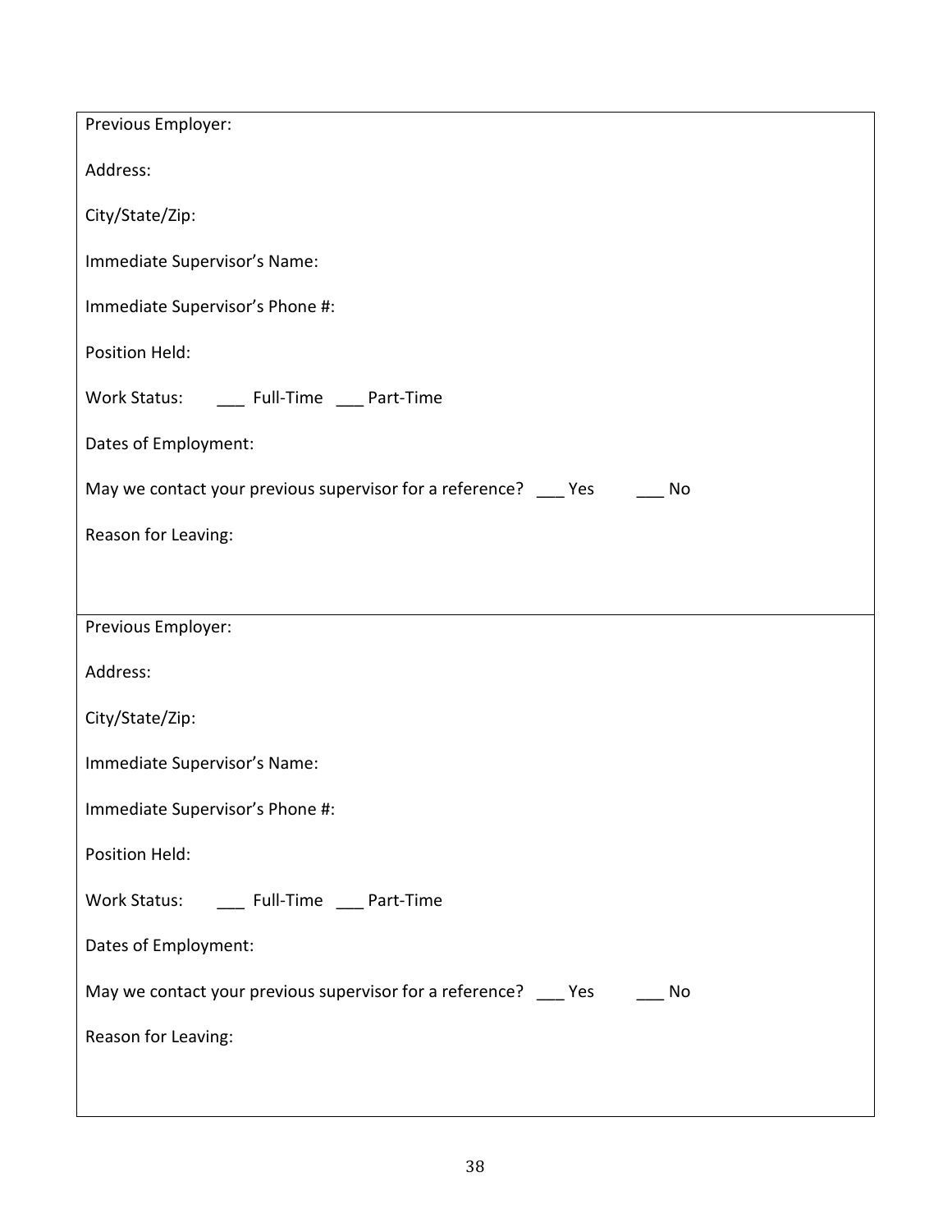Previous Employer:

Address:

City/State/Zip:

Immediate Supervisor's Name:

Immediate Supervisor's Phone #:

Position Held:

Work Status: ___ Full-Time ___ Part-Time

Dates of Employment:

May we contact your previous supervisor for a reference? ___ Yes ___ No

Reason for Leaving:

---

Previous Employer:

Address:

City/State/Zip:

Immediate Supervisor's Name:

Immediate Supervisor's Phone #:

Position Held:

Work Status: ___ Full-Time ___ Part-Time

Dates of Employment:

May we contact your previous supervisor for a reference? ___ Yes ___ No

Reason for Leaving: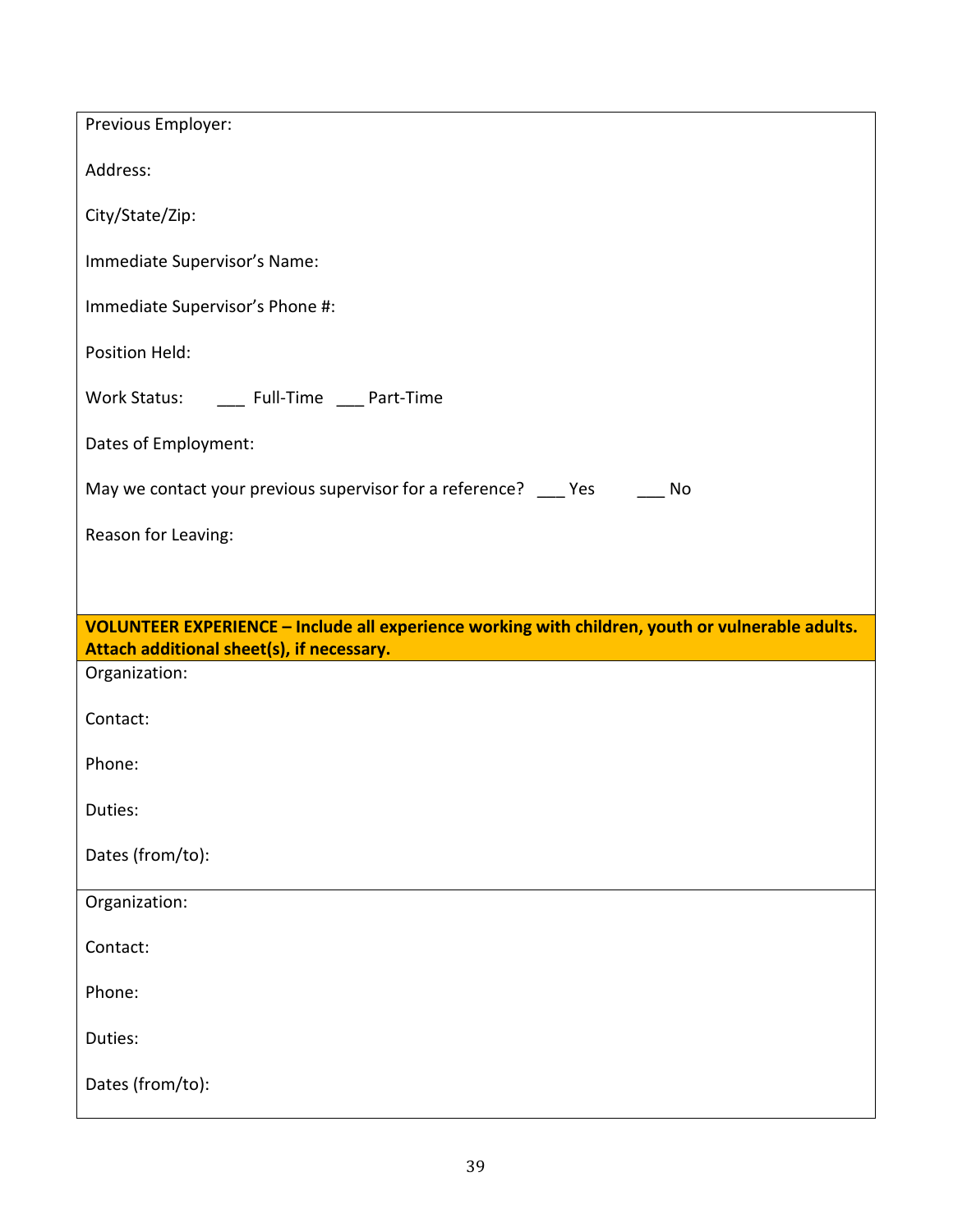Previous Employer:

Address:

City/State/Zip:

Immediate Supervisor's Name:

Immediate Supervisor's Phone #:

Position Held:

Work Status: ___ Full-Time ___ Part-Time

Dates of Employment:

May we contact your previous supervisor for a reference? ___ Yes ___ No

Reason for Leaving:

**VOLUNTEER EXPERIENCE – Include all experience working with children, youth or vulnerable adults. Attach additional sheet(s), if necessary.**

Organization:

Contact:

Phone:

Duties:

Dates (from/to):

---

Organization:

Contact:

Phone:

Duties:

Dates (from/to):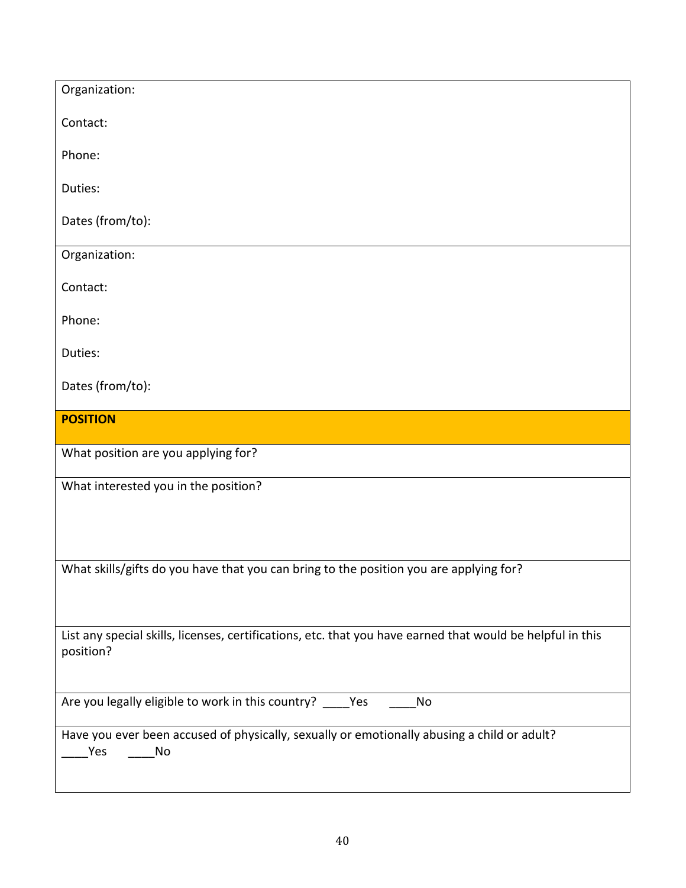Organization:

Contact:

Phone:

Duties:

Dates (from/to):

---

Organization:

Contact:

Phone:

Duties:

Dates (from/to):

---

**POSITION**

What position are you applying for?

What interested you in the position?

What skills/gifts do you have that you can bring to the position you are applying for?

List any special skills, licenses, certifications, etc. that you have earned that would be helpful in this position?

Are you legally eligible to work in this country? ____Yes ____No

Have you ever been accused of physically, sexually or emotionally abusing a child or adult?
____Yes ____No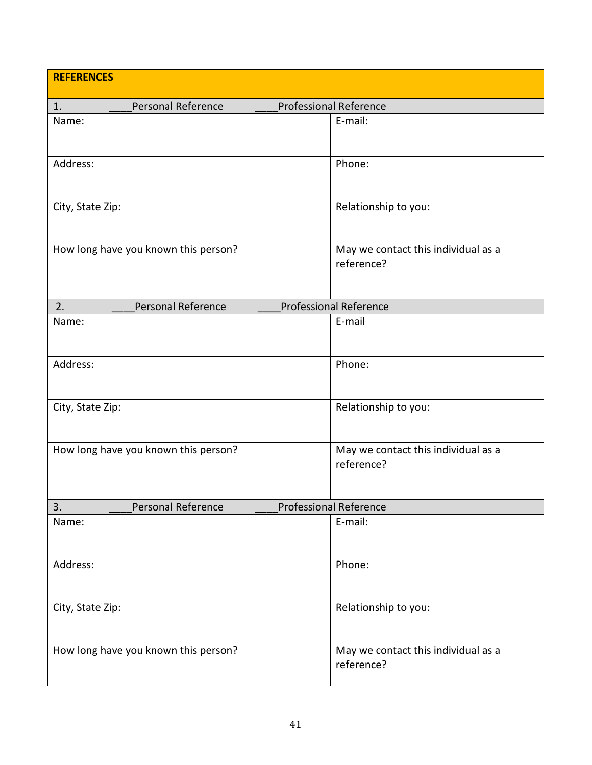| REFERENCES | |
|---|---|
| 1. ____Personal Reference ____Professional Reference | |
| Name: | E-mail: |
| Address: | Phone: |
| City, State Zip: | Relationship to you: |
| How long have you known this person? | May we contact this individual as a reference? |
| 2. ____Personal Reference ____Professional Reference | |
| Name: | E-mail |
| Address: | Phone: |
| City, State Zip: | Relationship to you: |
| How long have you known this person? | May we contact this individual as a reference? |
| 3. ____Personal Reference ____Professional Reference | |
| Name: | E-mail: |
| Address: | Phone: |
| City, State Zip: | Relationship to you: |
| How long have you known this person? | May we contact this individual as a reference? |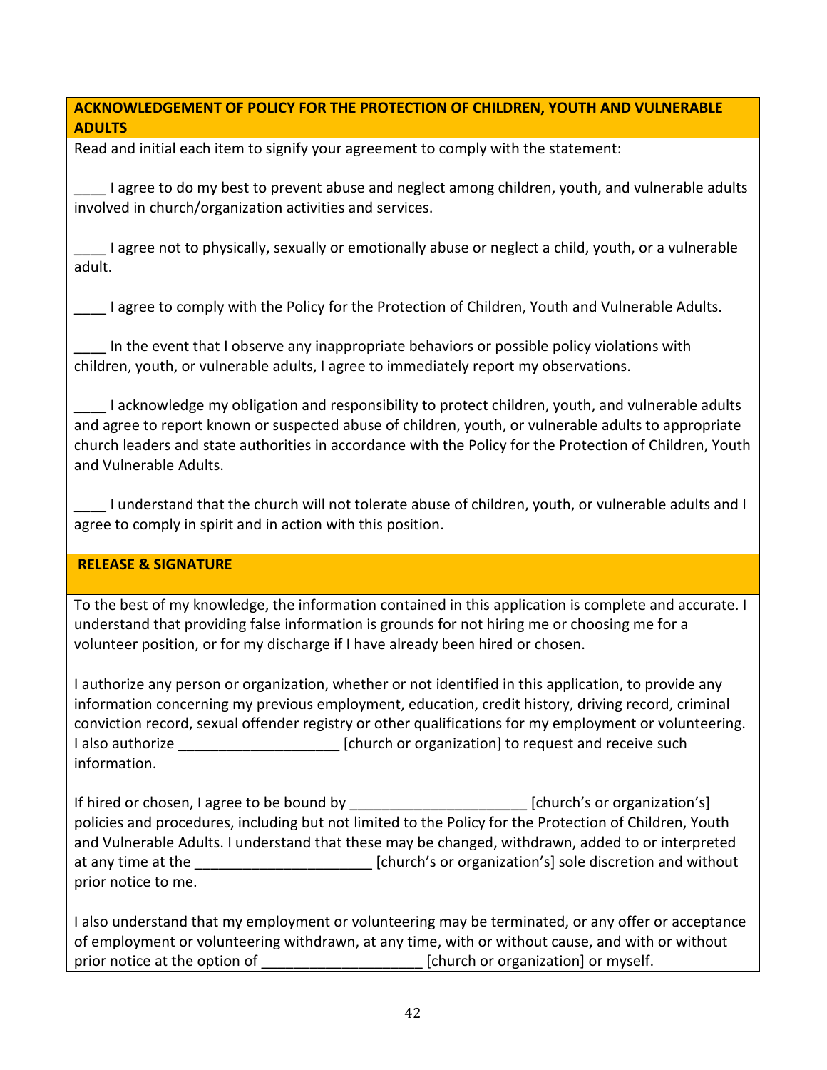## ACKNOWLEDGEMENT OF POLICY FOR THE PROTECTION OF CHILDREN, YOUTH AND VULNERABLE ADULTS

Read and initial each item to signify your agreement to comply with the statement:

____ I agree to do my best to prevent abuse and neglect among children, youth, and vulnerable adults involved in church/organization activities and services.

____ I agree not to physically, sexually or emotionally abuse or neglect a child, youth, or a vulnerable adult.

____ I agree to comply with the Policy for the Protection of Children, Youth and Vulnerable Adults.

____ In the event that I observe any inappropriate behaviors or possible policy violations with children, youth, or vulnerable adults, I agree to immediately report my observations.

____ I acknowledge my obligation and responsibility to protect children, youth, and vulnerable adults and agree to report known or suspected abuse of children, youth, or vulnerable adults to appropriate church leaders and state authorities in accordance with the Policy for the Protection of Children, Youth and Vulnerable Adults.

____ I understand that the church will not tolerate abuse of children, youth, or vulnerable adults and I agree to comply in spirit and in action with this position.

## RELEASE & SIGNATURE

To the best of my knowledge, the information contained in this application is complete and accurate. I understand that providing false information is grounds for not hiring me or choosing me for a volunteer position, or for my discharge if I have already been hired or chosen.

I authorize any person or organization, whether or not identified in this application, to provide any information concerning my previous employment, education, credit history, driving record, criminal conviction record, sexual offender registry or other qualifications for my employment or volunteering. I also authorize ____________________ [church or organization] to request and receive such information.

If hired or chosen, I agree to be bound by ______________________ [church's or organization's] policies and procedures, including but not limited to the Policy for the Protection of Children, Youth and Vulnerable Adults. I understand that these may be changed, withdrawn, added to or interpreted at any time at the ______________________ [church's or organization's] sole discretion and without prior notice to me.

I also understand that my employment or volunteering may be terminated, or any offer or acceptance of employment or volunteering withdrawn, at any time, with or without cause, and with or without prior notice at the option of ____________________ [church or organization] or myself.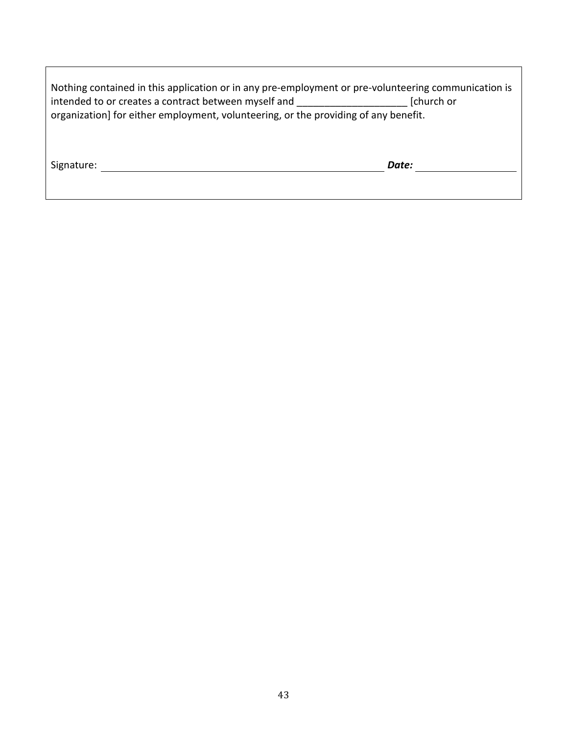Nothing contained in this application or in any pre-employment or pre-volunteering communication is intended to or creates a contract between myself and ____________________ [church or organization] for either employment, volunteering, or the providing of any benefit.

Signature: ______________________________________________ ***Date:*** ________________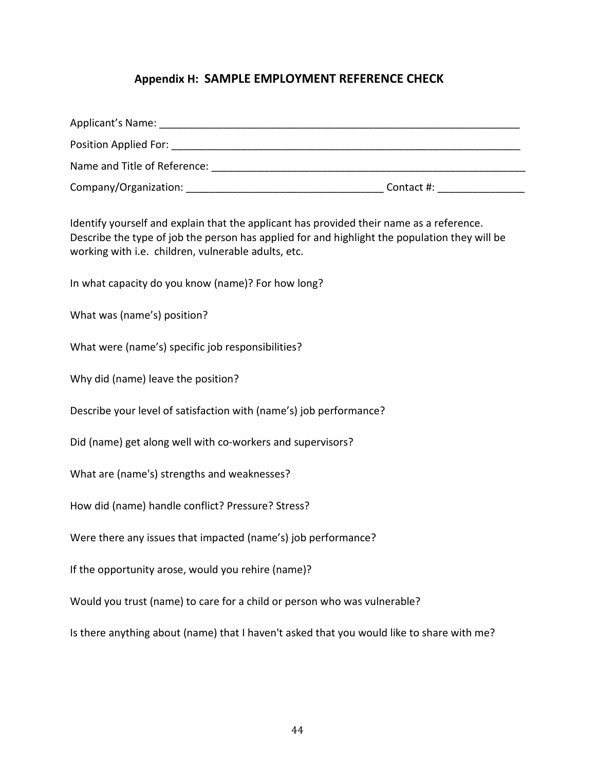## Appendix H: SAMPLE EMPLOYMENT REFERENCE CHECK

Applicant's Name: _______________________________________________________________

Position Applied For: _____________________________________________________________

Name and Title of Reference: _______________________________________________________

Company/Organization: _________________________________ Contact #: ______________

Identify yourself and explain that the applicant has provided their name as a reference. Describe the type of job the person has applied for and highlight the population they will be working with i.e. children, vulnerable adults, etc.

In what capacity do you know (name)? For how long?

What was (name's) position?

What were (name's) specific job responsibilities?

Why did (name) leave the position?

Describe your level of satisfaction with (name's) job performance?

Did (name) get along well with co-workers and supervisors?

What are (name's) strengths and weaknesses?

How did (name) handle conflict? Pressure? Stress?

Were there any issues that impacted (name's) job performance?

If the opportunity arose, would you rehire (name)?

Would you trust (name) to care for a child or person who was vulnerable?

Is there anything about (name) that I haven't asked that you would like to share with me?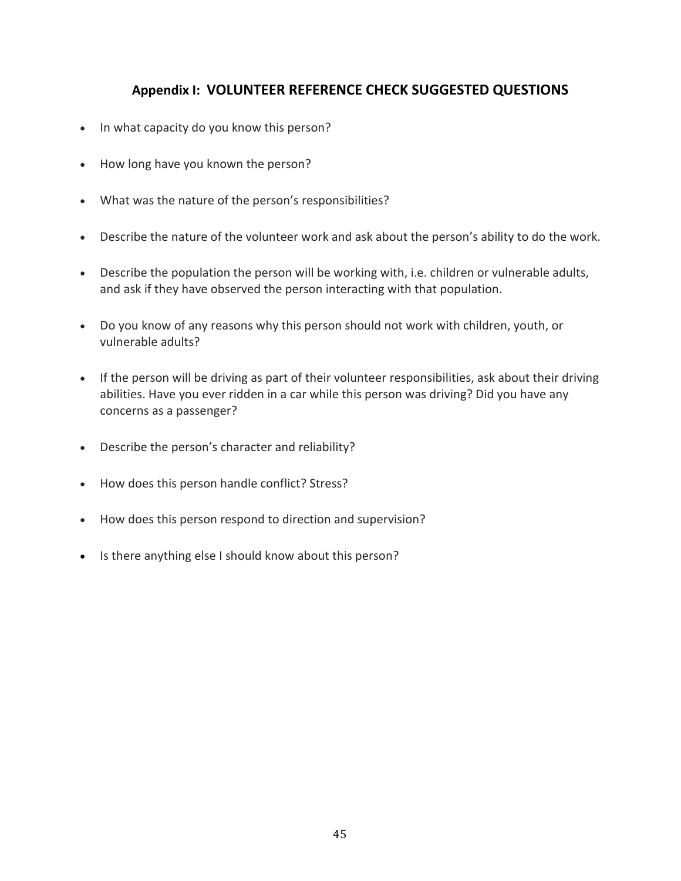## Appendix I: VOLUNTEER REFERENCE CHECK SUGGESTED QUESTIONS

- In what capacity do you know this person?
- How long have you known the person?
- What was the nature of the person's responsibilities?
- Describe the nature of the volunteer work and ask about the person's ability to do the work.
- Describe the population the person will be working with, i.e. children or vulnerable adults, and ask if they have observed the person interacting with that population.
- Do you know of any reasons why this person should not work with children, youth, or vulnerable adults?
- If the person will be driving as part of their volunteer responsibilities, ask about their driving abilities. Have you ever ridden in a car while this person was driving? Did you have any concerns as a passenger?
- Describe the person's character and reliability?
- How does this person handle conflict? Stress?
- How does this person respond to direction and supervision?
- Is there anything else I should know about this person?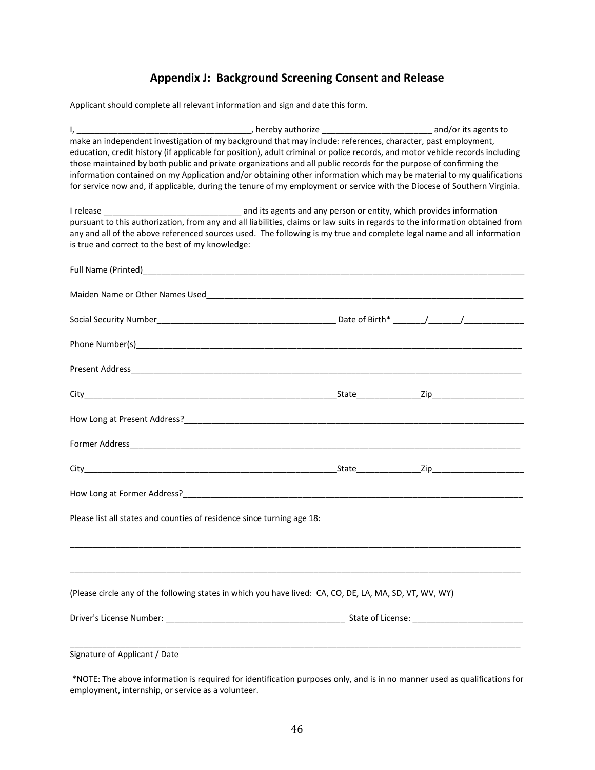## Appendix J: Background Screening Consent and Release

Applicant should complete all relevant information and sign and date this form.

I, _____________________________________, hereby authorize ________________________ and/or its agents to make an independent investigation of my background that may include: references, character, past employment, education, credit history (if applicable for position), adult criminal or police records, and motor vehicle records including those maintained by both public and private organizations and all public records for the purpose of confirming the information contained on my Application and/or obtaining other information which may be material to my qualifications for service now and, if applicable, during the tenure of my employment or service with the Diocese of Southern Virginia.

I release ______________________________ and its agents and any person or entity, which provides information pursuant to this authorization, from any and all liabilities, claims or law suits in regards to the information obtained from any and all of the above referenced sources used. The following is my true and complete legal name and all information is true and correct to the best of my knowledge:

Full Name (Printed)_____________________________________________________________________________________

Maiden Name or Other Names Used__________________________________________________________________________

Social Security Number_______________________________________ Date of Birth* _______/_______/_____________

Phone Number(s)_______________________________________________________________________________________

Present Address________________________________________________________________________________________

City_________________________________________________________State______________Zip____________________

How Long at Present Address?_____________________________________________________________________________

Former Address_________________________________________________________________________________________

City_________________________________________________________State______________Zip____________________

How Long at Former Address?______________________________________________________________________________

Please list all states and counties of residence since turning age 18:

___________________________________________________________________________________________________

___________________________________________________________________________________________________

(Please circle any of the following states in which you have lived: CA, CO, DE, LA, MA, SD, VT, WV, WY)

Driver's License Number: _______________________________________ State of License: ________________________

___________________________________________________________________________________________________
Signature of Applicant / Date

*NOTE: The above information is required for identification purposes only, and is in no manner used as qualifications for employment, internship, or service as a volunteer.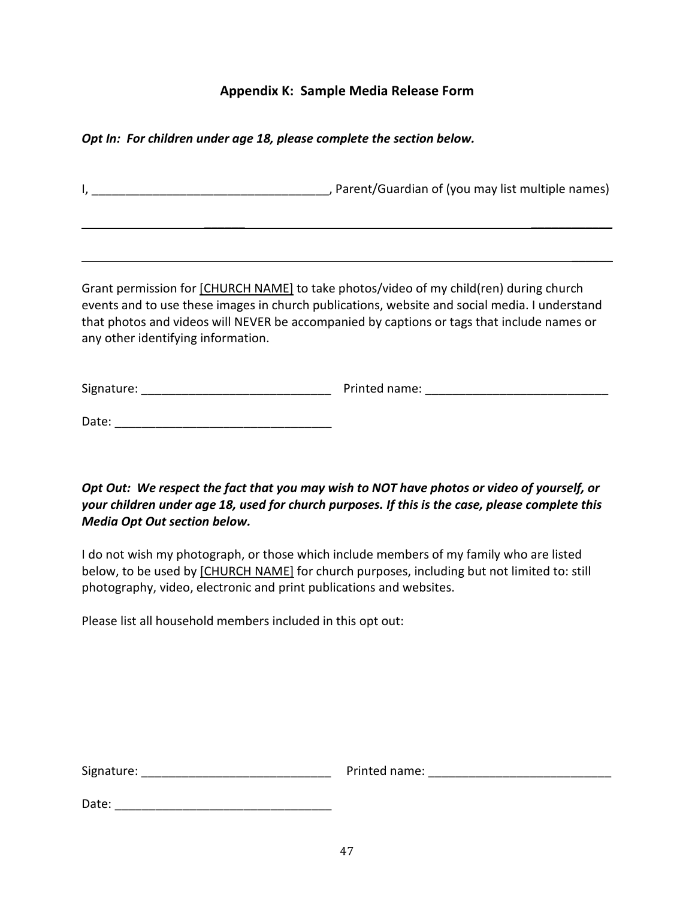## Appendix K: Sample Media Release Form

***Opt In: For children under age 18, please complete the section below.***

I, ___________________________________, Parent/Guardian of (you may list multiple names)

______________________________________________________________________________

______________________________________________________________________________

Grant permission for [CHURCH NAME] to take photos/video of my child(ren) during church events and to use these images in church publications, website and social media. I understand that photos and videos will NEVER be accompanied by captions or tags that include names or any other identifying information.

Signature: ____________________________ Printed name: __________________________

Date: ________________________________

***Opt Out: We respect the fact that you may wish to NOT have photos or video of yourself, or your children under age 18, used for church purposes. If this is the case, please complete this Media Opt Out section below.***

I do not wish my photograph, or those which include members of my family who are listed below, to be used by [CHURCH NAME] for church purposes, including but not limited to: still photography, video, electronic and print publications and websites.

Please list all household members included in this opt out:

Signature: ____________________________ Printed name: __________________________

Date: ________________________________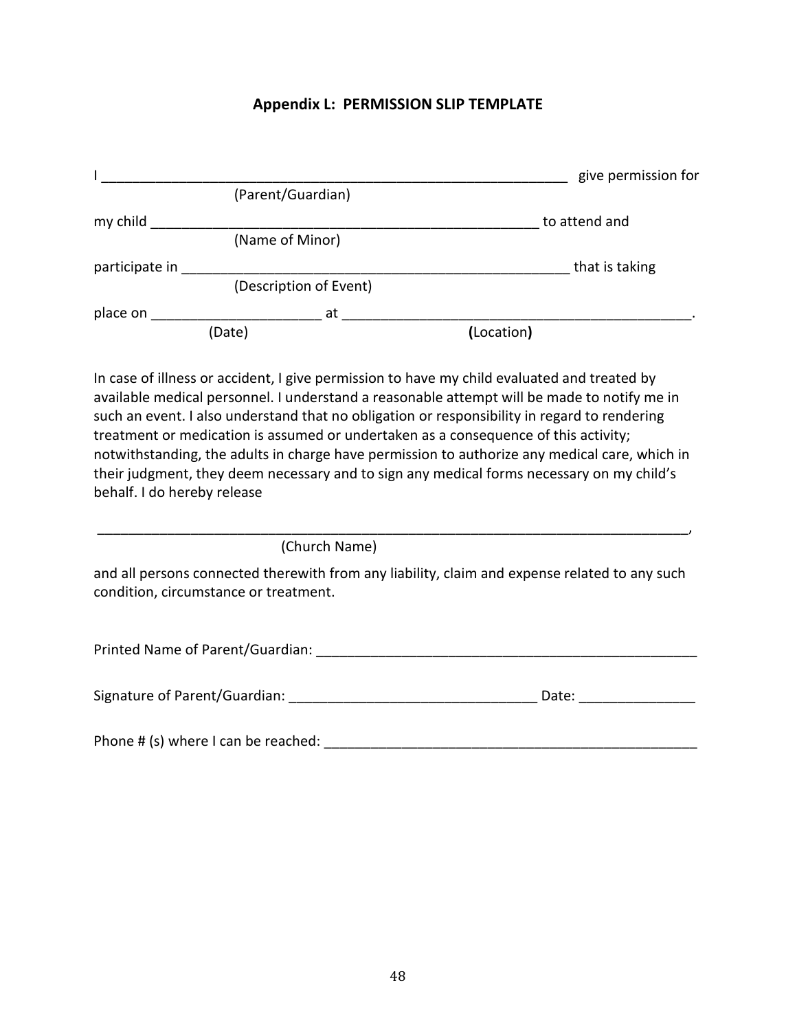## Appendix L: PERMISSION SLIP TEMPLATE

I ____________________________________________________________ give permission for
(Parent/Guardian)

my child _________________________________________________ to attend and
(Name of Minor)

participate in _______________________________________________ that is taking
(Description of Event)

place on ______________________ at __________________________________________.
(Date) (Location)

In case of illness or accident, I give permission to have my child evaluated and treated by available medical personnel. I understand a reasonable attempt will be made to notify me in such an event. I also understand that no obligation or responsibility in regard to rendering treatment or medication is assumed or undertaken as a consequence of this activity; notwithstanding, the adults in charge have permission to authorize any medical care, which in their judgment, they deem necessary and to sign any medical forms necessary on my child's behalf. I do hereby release

______________________________________________________________________________,
(Church Name)

and all persons connected therewith from any liability, claim and expense related to any such condition, circumstance or treatment.

Printed Name of Parent/Guardian: ______________________________________________

Signature of Parent/Guardian: ________________________________ Date: _______________

Phone # (s) where I can be reached: _____________________________________________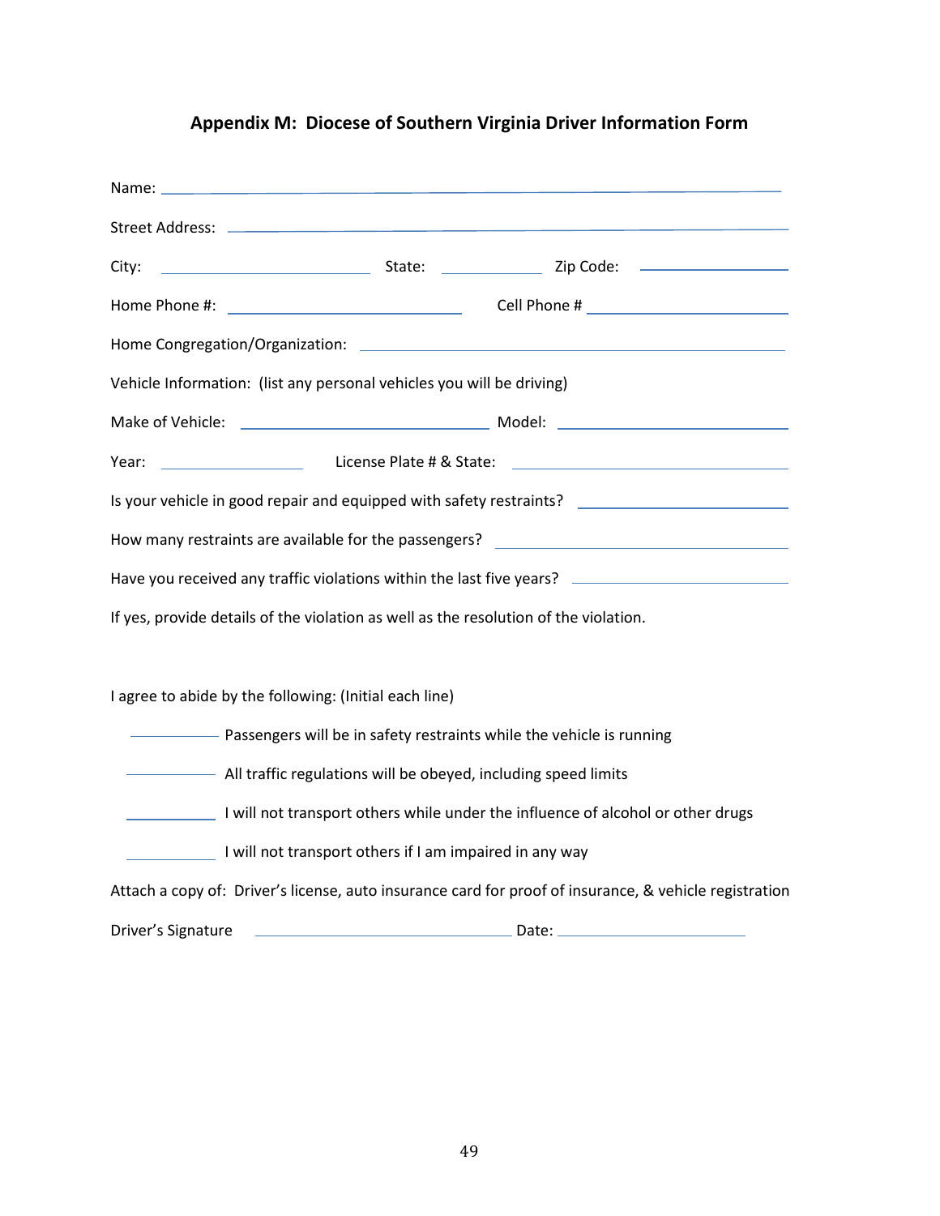## Appendix M: Diocese of Southern Virginia Driver Information Form

Name: ______________________________________________

Street Address: ______________________________________________

City: ____________________ State: __________ Zip Code: ______________

Home Phone #: ______________________ Cell Phone # ____________________

Home Congregation/Organization: ______________________________________

Vehicle Information: (list any personal vehicles you will be driving)

Make of Vehicle: ______________________ Model: ______________________

Year: ______________ License Plate # & State: ___________________________

Is your vehicle in good repair and equipped with safety restraints? ____________________

How many restraints are available for the passengers? ____________________________

Have you received any traffic violations within the last five years? ____________________

If yes, provide details of the violation as well as the resolution of the violation.

I agree to abide by the following: (Initial each line)

- ________ Passengers will be in safety restraints while the vehicle is running
- ________ All traffic regulations will be obeyed, including speed limits
- ________ I will not transport others while under the influence of alcohol or other drugs
- ________ I will not transport others if I am impaired in any way

Attach a copy of: Driver's license, auto insurance card for proof of insurance, & vehicle registration

Driver's Signature ____________________________ Date: ____________________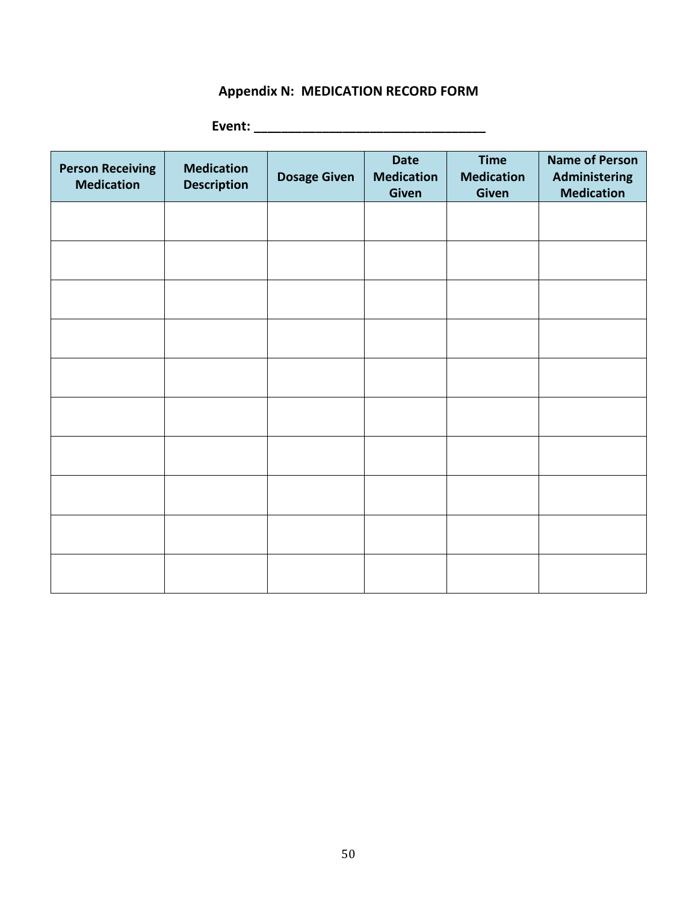# Appendix N: MEDICATION RECORD FORM

**Event: ________________________________**

| Person Receiving Medication | Medication Description | Dosage Given | Date Medication Given | Time Medication Given | Name of Person Administering Medication |
|---|---|---|---|---|---|
| | | | | | |
| | | | | | |
| | | | | | |
| | | | | | |
| | | | | | |
| | | | | | |
| | | | | | |
| | | | | | |
| | | | | | |
| | | | | | |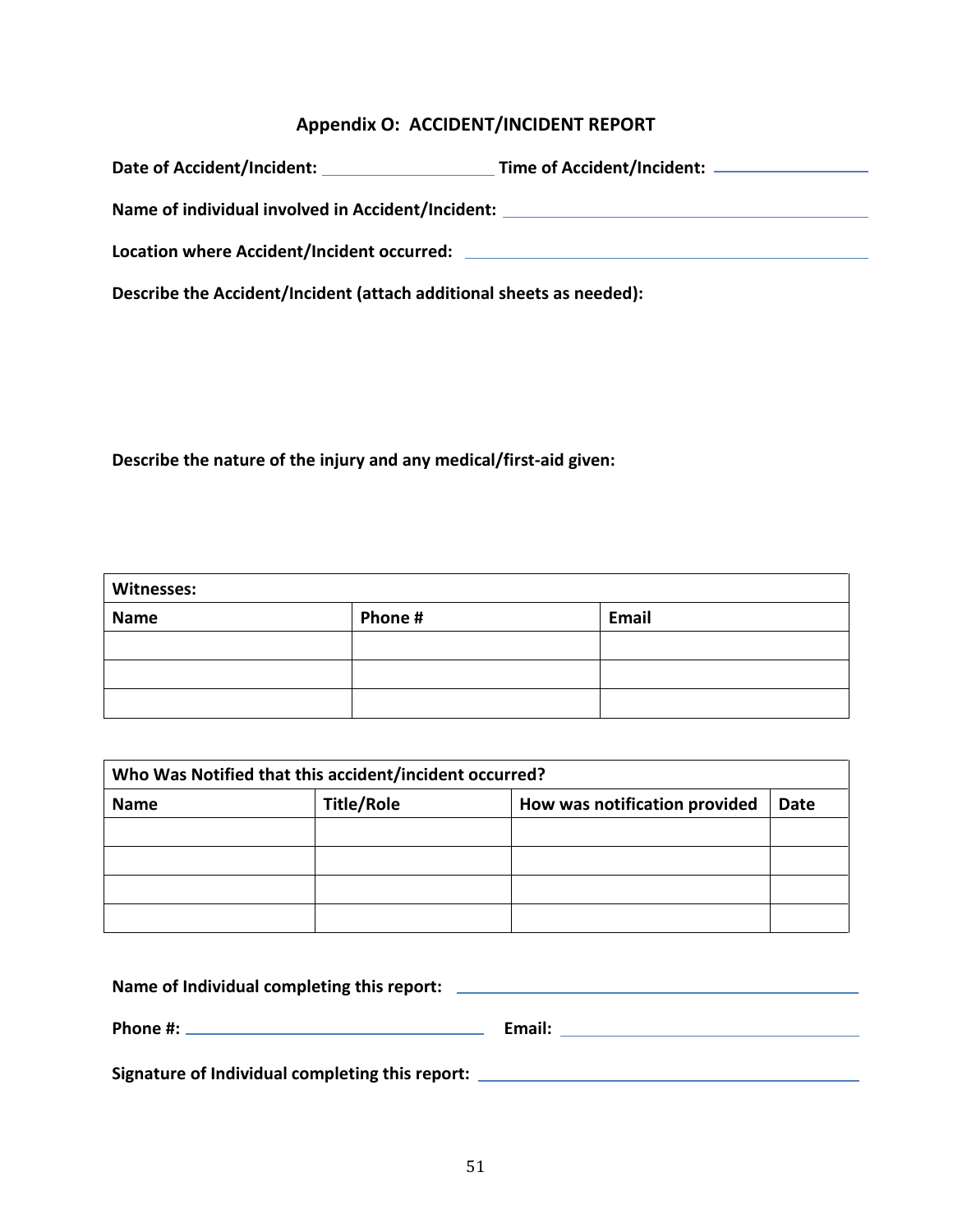## Appendix O: ACCIDENT/INCIDENT REPORT

**Date of Accident/Incident:** ____________________ **Time of Accident/Incident:** ____________________

**Name of individual involved in Accident/Incident:** ________________________________________

**Location where Accident/Incident occurred:** ________________________________________

**Describe the Accident/Incident (attach additional sheets as needed):**

**Describe the nature of the injury and any medical/first-aid given:**

| **Witnesses:** | | |
|---|---|---|
| **Name** | **Phone #** | **Email** |
| | | |
| | | |
| | | |

| **Who Was Notified that this accident/incident occurred?** | | | |
|---|---|---|---|
| **Name** | **Title/Role** | **How was notification provided** | **Date** |
| | | | |
| | | | |
| | | | |
| | | | |

**Name of Individual completing this report:** ________________________________________

**Phone #:** ______________________________ **Email:** ______________________________

**Signature of Individual completing this report:** ________________________________________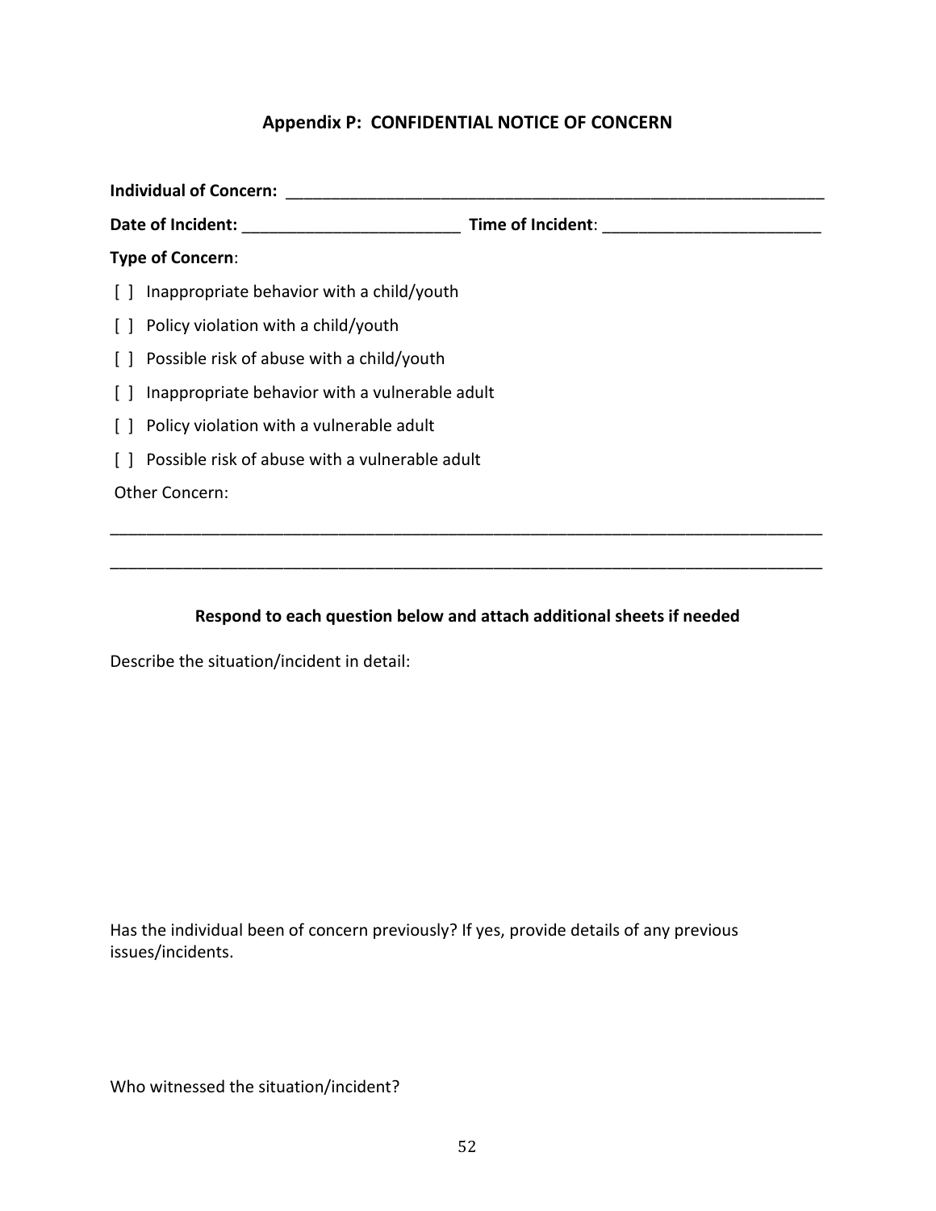## Appendix P: CONFIDENTIAL NOTICE OF CONCERN

**Individual of Concern:** ______________________________________________________________

**Date of Incident:** ________________________ **Time of Incident**: ________________________

**Type of Concern**:

[ ] Inappropriate behavior with a child/youth

[ ] Policy violation with a child/youth

[ ] Possible risk of abuse with a child/youth

[ ] Inappropriate behavior with a vulnerable adult

[ ] Policy violation with a vulnerable adult

[ ] Possible risk of abuse with a vulnerable adult

Other Concern:

______________________________________________________________________________

______________________________________________________________________________

**Respond to each question below and attach additional sheets if needed**

Describe the situation/incident in detail:

Has the individual been of concern previously? If yes, provide details of any previous issues/incidents.

Who witnessed the situation/incident?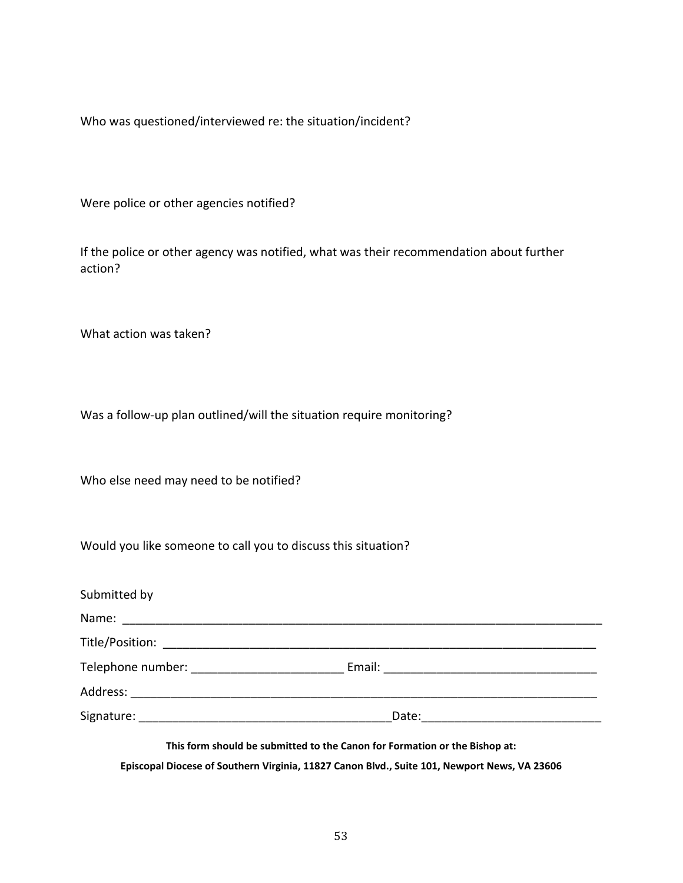Who was questioned/interviewed re: the situation/incident?

Were police or other agencies notified?

If the police or other agency was notified, what was their recommendation about further action?

What action was taken?

Was a follow-up plan outlined/will the situation require monitoring?

Who else need may need to be notified?

Would you like someone to call you to discuss this situation?

Submitted by

Name: ___________________________________________________________________________

Title/Position: ____________________________________________________________________

Telephone number: ______________________ Email: ______________________________

Address: ___________________________________________________________________________

Signature: _____________________________________Date:__________________________

**This form should be submitted to the Canon for Formation or the Bishop at:**

**Episcopal Diocese of Southern Virginia, 11827 Canon Blvd., Suite 101, Newport News, VA 23606**